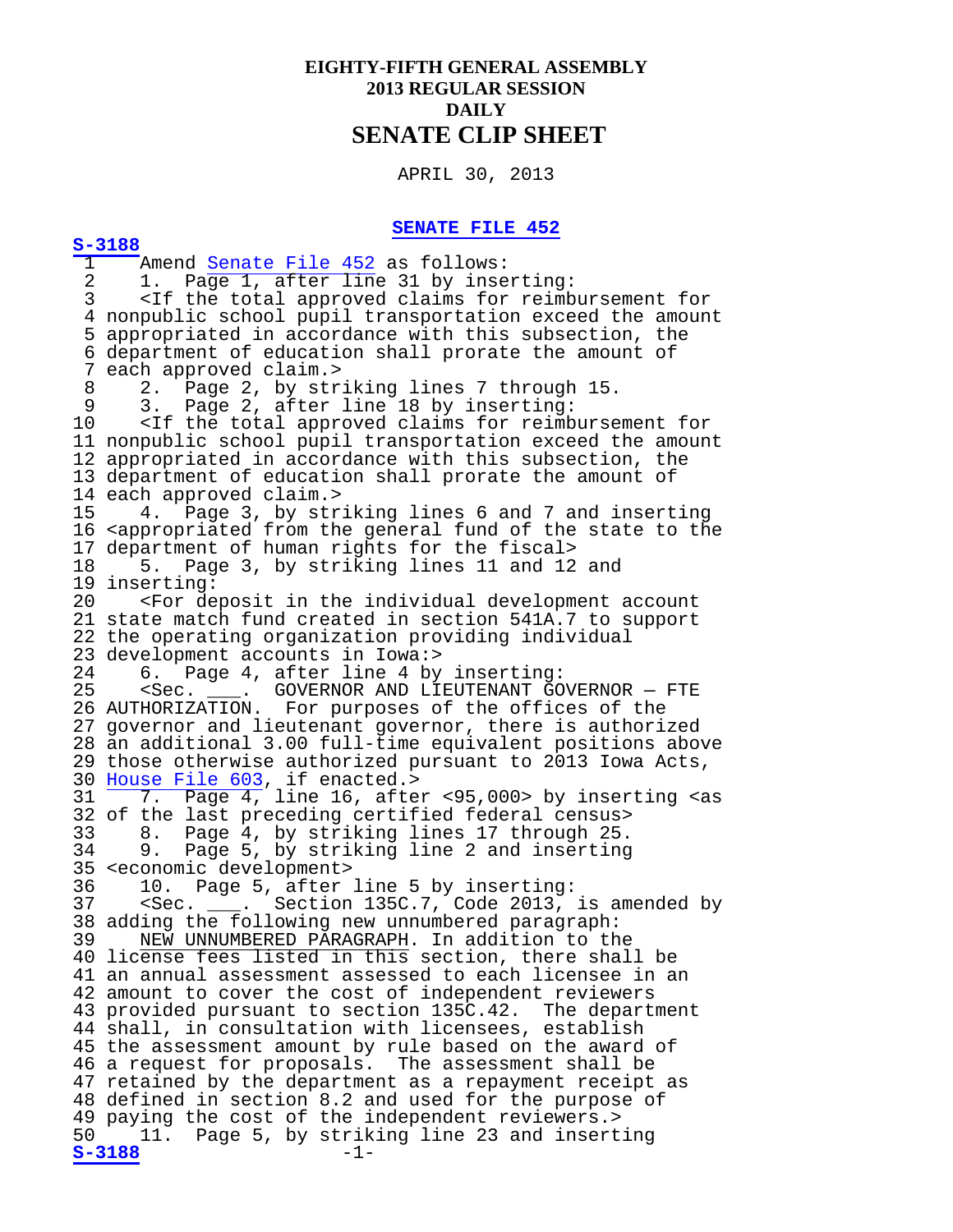**EIGHTY-FIFTH GENERAL ASSEMBLY**
**2013 REGULAR SESSION**
**DAILY**

# SENATE CLIP SHEET

APRIL 30, 2013

## SENATE FILE 452

**S-3188**

1 Amend Senate File 452 as follows:
2 1. Page 1, after line 31 by inserting:
3 <If the total approved claims for reimbursement for
4 nonpublic school pupil transportation exceed the amount
5 appropriated in accordance with this subsection, the
6 department of education shall prorate the amount of
7 each approved claim.>
8 2. Page 2, by striking lines 7 through 15.
9 3. Page 2, after line 18 by inserting:
10 <If the total approved claims for reimbursement for
11 nonpublic school pupil transportation exceed the amount
12 appropriated in accordance with this subsection, the
13 department of education shall prorate the amount of
14 each approved claim.>
15 4. Page 3, by striking lines 6 and 7 and inserting
16 <appropriated from the general fund of the state to the
17 department of human rights for the fiscal>
18 5. Page 3, by striking lines 11 and 12 and
19 inserting:
20 <For deposit in the individual development account
21 state match fund created in section 541A.7 to support
22 the operating organization providing individual
23 development accounts in Iowa:>
24 6. Page 4, after line 4 by inserting:
25 <Sec. \_\_\_. GOVERNOR AND LIEUTENANT GOVERNOR — FTE
26 AUTHORIZATION. For purposes of the offices of the
27 governor and lieutenant governor, there is authorized
28 an additional 3.00 full-time equivalent positions above
29 those otherwise authorized pursuant to 2013 Iowa Acts,
30 House File 603, if enacted.>
31 7. Page 4, line 16, after <95,000> by inserting <as
32 of the last preceding certified federal census>
33 8. Page 4, by striking lines 17 through 25.
34 9. Page 5, by striking line 2 and inserting
35 <economic development>
36 10. Page 5, after line 5 by inserting:
37 <Sec. \_\_\_. Section 135C.7, Code 2013, is amended by
38 adding the following new unnumbered paragraph:
39 NEW UNNUMBERED PARAGRAPH. In addition to the
40 license fees listed in this section, there shall be
41 an annual assessment assessed to each licensee in an
42 amount to cover the cost of independent reviewers
43 provided pursuant to section 135C.42. The department
44 shall, in consultation with licensees, establish
45 the assessment amount by rule based on the award of
46 a request for proposals. The assessment shall be
47 retained by the department as a repayment receipt as
48 defined in section 8.2 and used for the purpose of
49 paying the cost of the independent reviewers.>
50 11. Page 5, by striking line 23 and inserting

**S-3188** -1-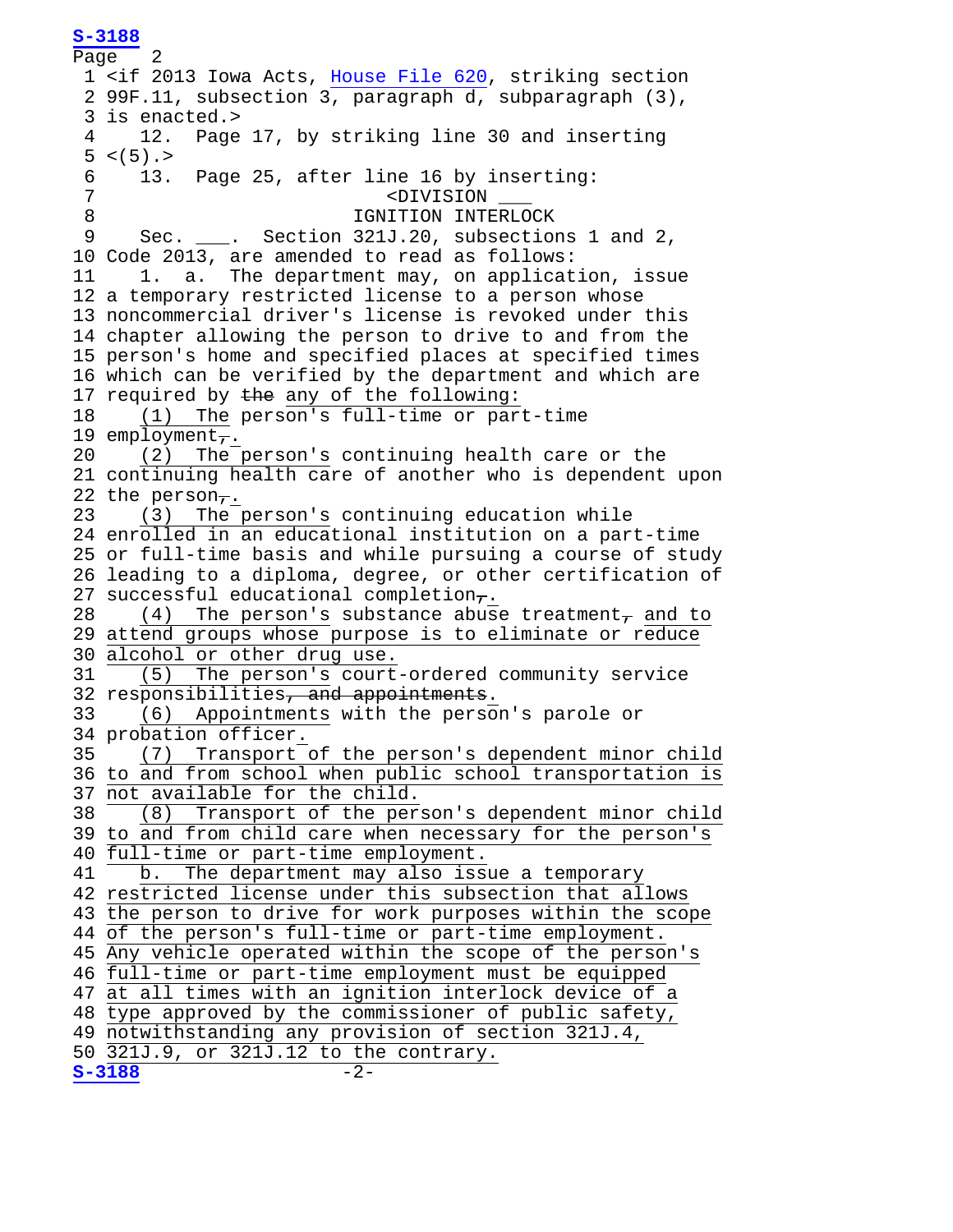<if 2013 Iowa Acts, House File 620, striking section 99F.11, subsection 3, paragraph d, subparagraph (3), is enacted.>

12. Page 17, by striking line 30 and inserting <(5).>

13. Page 25, after line 16 by inserting:

<DIVISION ___

IGNITION INTERLOCK

Sec. ___. Section 321J.20, subsections 1 and 2, Code 2013, are amended to read as follows:

1. a. The department may, on application, issue a temporary restricted license to a person whose noncommercial driver's license is revoked under this chapter allowing the person to drive to and from the person's home and specified places at specified times which can be verified by the department and which are required by ~~the~~ any of the following:

(1) The person's full-time or part-time employment~~,~~.

(2) The person's continuing health care or the continuing health care of another who is dependent upon the person~~,~~.

(3) The person's continuing education while enrolled in an educational institution on a part-time or full-time basis and while pursuing a course of study leading to a diploma, degree, or other certification of successful educational completion~~,~~.

(4) The person's substance abuse treatment~~,~~ and to attend groups whose purpose is to eliminate or reduce alcohol or other drug use.

(5) The person's court-ordered community service responsibilities~~, and appointments~~.

(6) Appointments with the person's parole or probation officer.

(7) Transport of the person's dependent minor child to and from school when public school transportation is not available for the child.

(8) Transport of the person's dependent minor child to and from child care when necessary for the person's full-time or part-time employment.

b. The department may also issue a temporary restricted license under this subsection that allows the person to drive for work purposes within the scope of the person's full-time or part-time employment. Any vehicle operated within the scope of the person's full-time or part-time employment must be equipped at all times with an ignition interlock device of a type approved by the commissioner of public safety, notwithstanding any provision of section 321J.4, 321J.9, or 321J.12 to the contrary.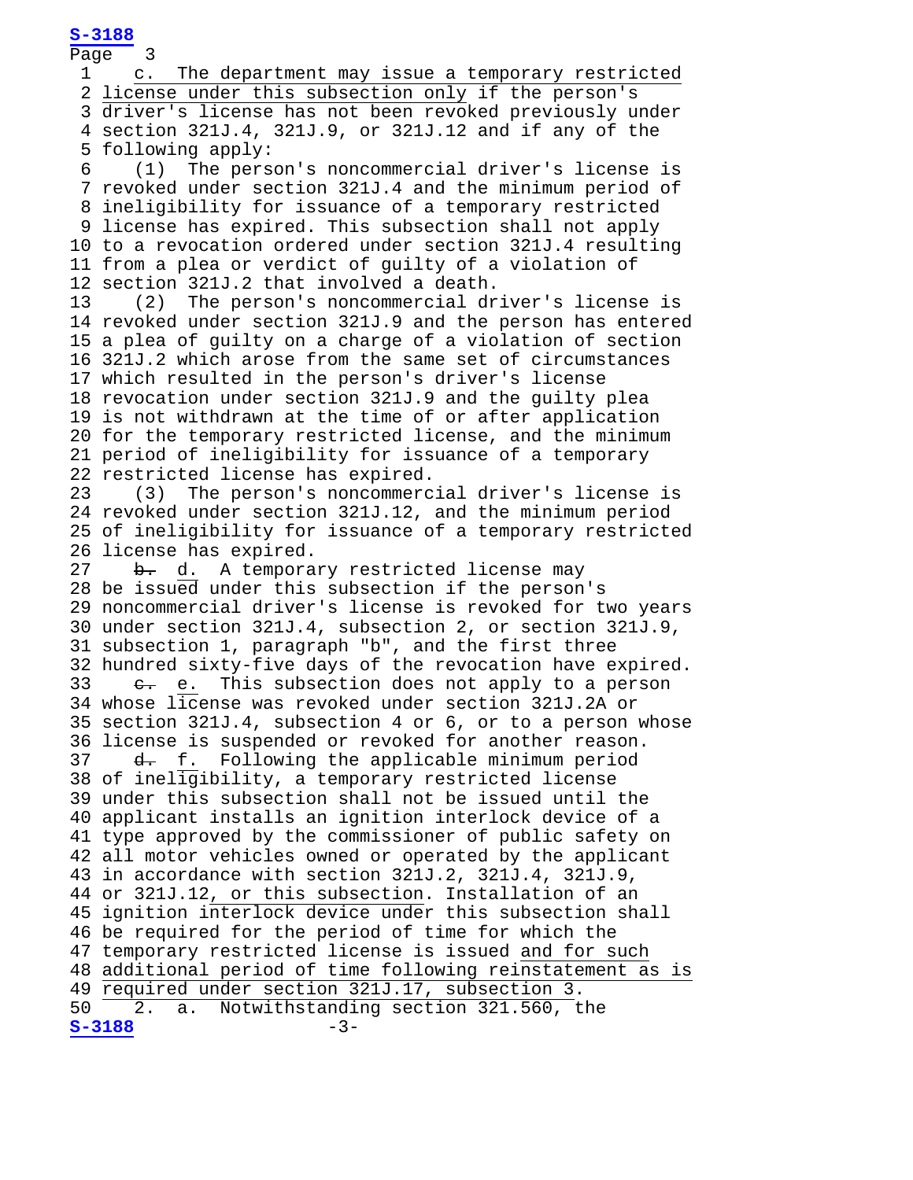c. The department may issue a temporary restricted license under this subsection only if the person's driver's license has not been revoked previously under section 321J.4, 321J.9, or 321J.12 and if any of the following apply:

(1) The person's noncommercial driver's license is revoked under section 321J.4 and the minimum period of ineligibility for issuance of a temporary restricted license has expired. This subsection shall not apply to a revocation ordered under section 321J.4 resulting from a plea or verdict of guilty of a violation of section 321J.2 that involved a death.

(2) The person's noncommercial driver's license is revoked under section 321J.9 and the person has entered a plea of guilty on a charge of a violation of section 321J.2 which arose from the same set of circumstances which resulted in the person's driver's license revocation under section 321J.9 and the guilty plea is not withdrawn at the time of or after application for the temporary restricted license, and the minimum period of ineligibility for issuance of a temporary restricted license has expired.

(3) The person's noncommercial driver's license is revoked under section 321J.12, and the minimum period of ineligibility for issuance of a temporary restricted license has expired.

~~b.~~ d. A temporary restricted license may be issued under this subsection if the person's noncommercial driver's license is revoked for two years under section 321J.4, subsection 2, or section 321J.9, subsection 1, paragraph "b", and the first three hundred sixty-five days of the revocation have expired.

~~c.~~ e. This subsection does not apply to a person whose license was revoked under section 321J.2A or section 321J.4, subsection 4 or 6, or to a person whose license is suspended or revoked for another reason.

~~d.~~ f. Following the applicable minimum period of ineligibility, a temporary restricted license under this subsection shall not be issued until the applicant installs an ignition interlock device of a type approved by the commissioner of public safety on all motor vehicles owned or operated by the applicant in accordance with section 321J.2, 321J.4, 321J.9, or 321J.12, or this subsection. Installation of an ignition interlock device under this subsection shall be required for the period of time for which the temporary restricted license is issued and for such additional period of time following reinstatement as is required under section 321J.17, subsection 3.

2. a. Notwithstanding section 321.560, the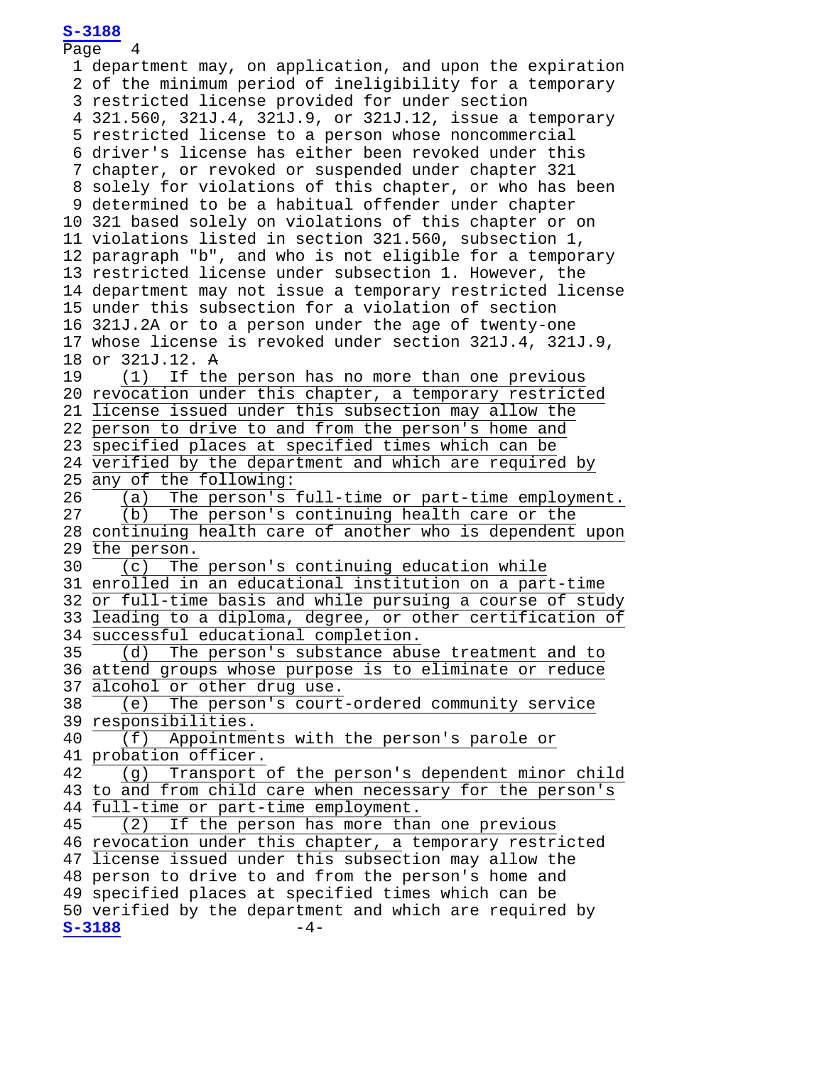department may, on application, and upon the expiration of the minimum period of ineligibility for a temporary restricted license provided for under section 321.560, 321J.4, 321J.9, or 321J.12, issue a temporary restricted license to a person whose noncommercial driver's license has either been revoked under this chapter, or revoked or suspended under chapter 321 solely for violations of this chapter, or who has been determined to be a habitual offender under chapter 321 based solely on violations of this chapter or on violations listed in section 321.560, subsection 1, paragraph "b", and who is not eligible for a temporary restricted license under subsection 1. However, the department may not issue a temporary restricted license under this subsection for a violation of section 321J.2A or to a person under the age of twenty-one whose license is revoked under section 321J.4, 321J.9, or 321J.12. ~~A~~

(1) If the person has no more than one previous revocation under this chapter, a temporary restricted license issued under this subsection may allow the person to drive to and from the person's home and specified places at specified times which can be verified by the department and which are required by any of the following:

(a) The person's full-time or part-time employment.

(b) The person's continuing health care or the continuing health care of another who is dependent upon the person.

(c) The person's continuing education while enrolled in an educational institution on a part-time or full-time basis and while pursuing a course of study leading to a diploma, degree, or other certification of successful educational completion.

(d) The person's substance abuse treatment and to attend groups whose purpose is to eliminate or reduce alcohol or other drug use.

(e) The person's court-ordered community service responsibilities.

(f) Appointments with the person's parole or probation officer.

(g) Transport of the person's dependent minor child to and from child care when necessary for the person's full-time or part-time employment.

(2) If the person has more than one previous revocation under this chapter, a temporary restricted license issued under this subsection may allow the person to drive to and from the person's home and specified places at specified times which can be verified by the department and which are required by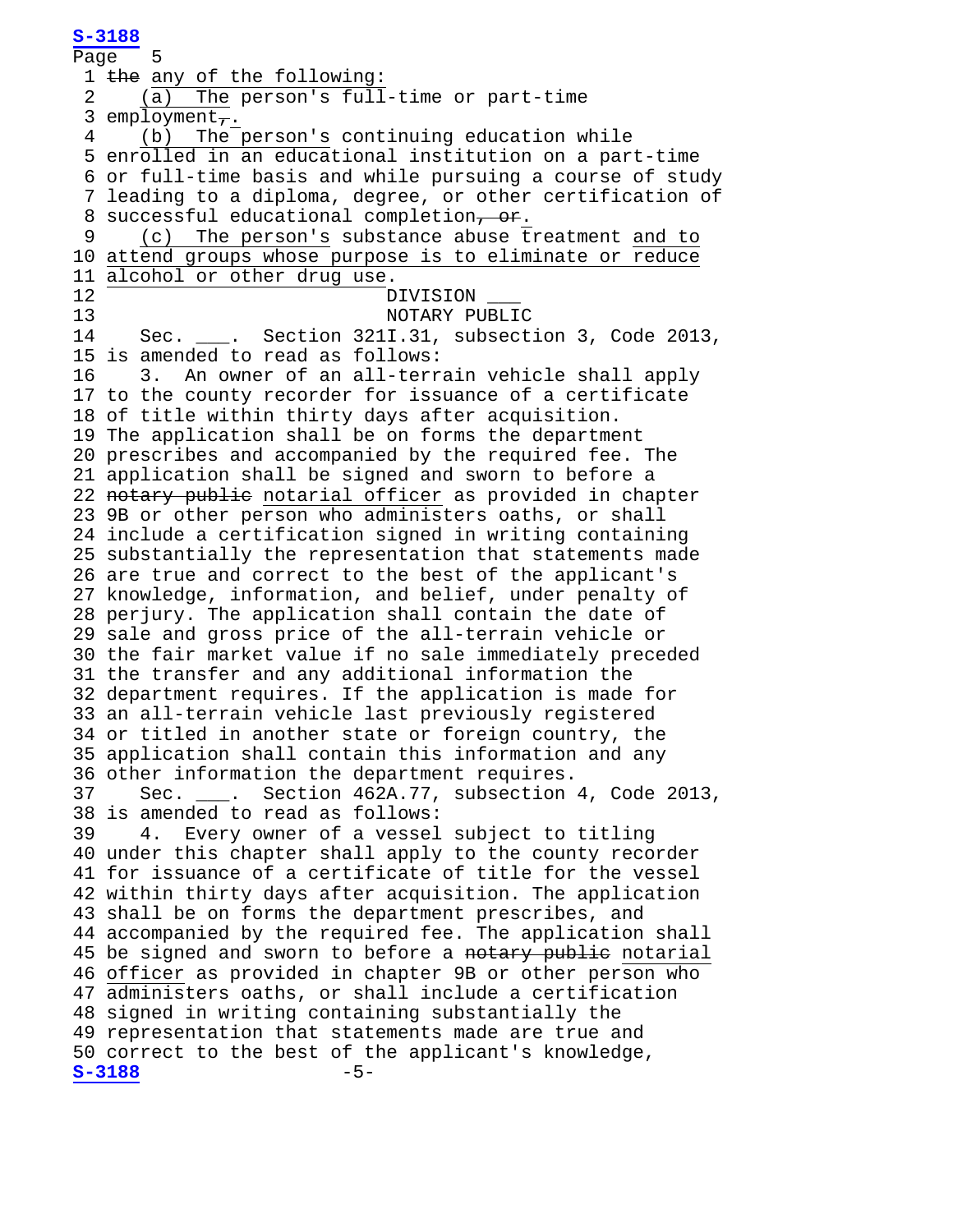~~the~~ any of the following:

(a) The person's full-time or part-time employment~~,~~.

(b) The person's continuing education while enrolled in an educational institution on a part-time or full-time basis and while pursuing a course of study leading to a diploma, degree, or other certification of successful educational completion~~, or~~.

(c) The person's substance abuse treatment and to attend groups whose purpose is to eliminate or reduce alcohol or other drug use.

DIVISION ___

NOTARY PUBLIC

Sec. ___. Section 321I.31, subsection 3, Code 2013, is amended to read as follows:

3. An owner of an all-terrain vehicle shall apply to the county recorder for issuance of a certificate of title within thirty days after acquisition. The application shall be on forms the department prescribes and accompanied by the required fee. The application shall be signed and sworn to before a ~~notary public~~ notarial officer as provided in chapter 9B or other person who administers oaths, or shall include a certification signed in writing containing substantially the representation that statements made are true and correct to the best of the applicant's knowledge, information, and belief, under penalty of perjury. The application shall contain the date of sale and gross price of the all-terrain vehicle or the fair market value if no sale immediately preceded the transfer and any additional information the department requires. If the application is made for an all-terrain vehicle last previously registered or titled in another state or foreign country, the application shall contain this information and any other information the department requires.

Sec. ___. Section 462A.77, subsection 4, Code 2013, is amended to read as follows:

4. Every owner of a vessel subject to titling under this chapter shall apply to the county recorder for issuance of a certificate of title for the vessel within thirty days after acquisition. The application shall be on forms the department prescribes, and accompanied by the required fee. The application shall be signed and sworn to before a ~~notary public~~ notarial officer as provided in chapter 9B or other person who administers oaths, or shall include a certification signed in writing containing substantially the representation that statements made are true and correct to the best of the applicant's knowledge,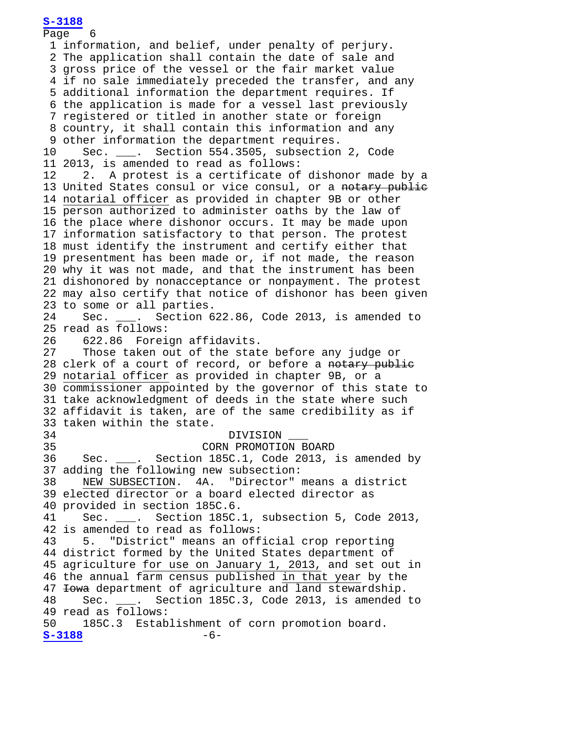information, and belief, under penalty of perjury. The application shall contain the date of sale and gross price of the vessel or the fair market value if no sale immediately preceded the transfer, and any additional information the department requires. If the application is made for a vessel last previously registered or titled in another state or foreign country, it shall contain this information and any other information the department requires.

Sec. ___. Section 554.3505, subsection 2, Code 2013, is amended to read as follows:

2. A protest is a certificate of dishonor made by a United States consul or vice consul, or a ~~notary public~~ notarial officer as provided in chapter 9B or other person authorized to administer oaths by the law of the place where dishonor occurs. It may be made upon information satisfactory to that person. The protest must identify the instrument and certify either that presentment has been made or, if not made, the reason why it was not made, and that the instrument has been dishonored by nonacceptance or nonpayment. The protest may also certify that notice of dishonor has been given to some or all parties.

Sec. ___. Section 622.86, Code 2013, is amended to read as follows:

622.86 Foreign affidavits.

Those taken out of the state before any judge or clerk of a court of record, or before a ~~notary public~~ notarial officer as provided in chapter 9B, or a commissioner appointed by the governor of this state to take acknowledgment of deeds in the state where such affidavit is taken, are of the same credibility as if taken within the state.

DIVISION ___

CORN PROMOTION BOARD

Sec. ___. Section 185C.1, Code 2013, is amended by adding the following new subsection:

NEW SUBSECTION. 4A. "Director" means a district elected director or a board elected director as provided in section 185C.6.

Sec. ___. Section 185C.1, subsection 5, Code 2013, is amended to read as follows:

5. "District" means an official crop reporting district formed by the United States department of agriculture for use on January 1, 2013, and set out in the annual farm census published in that year by the ~~Iowa~~ department of agriculture and land stewardship.

Sec. ___. Section 185C.3, Code 2013, is amended to read as follows:

185C.3 Establishment of corn promotion board.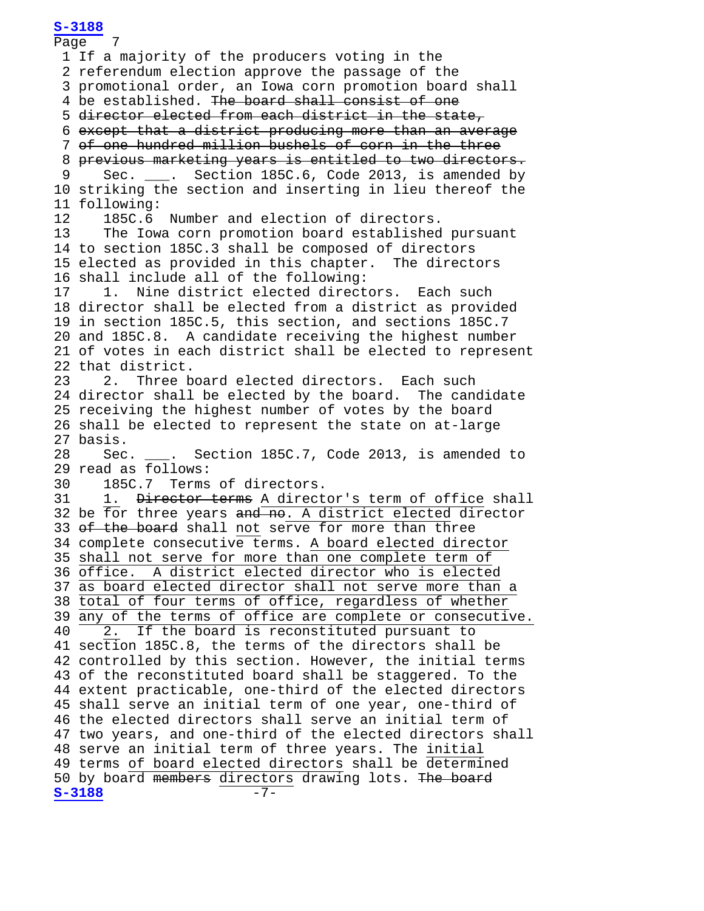If a majority of the producers voting in the referendum election approve the passage of the promotional order, an Iowa corn promotion board shall be established. ~~The board shall consist of one director elected from each district in the state, except that a district producing more than an average of one hundred million bushels of corn in the three previous marketing years is entitled to two directors.~~

Sec. ___. Section 185C.6, Code 2013, is amended by striking the section and inserting in lieu thereof the following:

185C.6 Number and election of directors.

The Iowa corn promotion board established pursuant to section 185C.3 shall be composed of directors elected as provided in this chapter. The directors shall include all of the following:

1. Nine district elected directors. Each such director shall be elected from a district as provided in section 185C.5, this section, and sections 185C.7 and 185C.8. A candidate receiving the highest number of votes in each district shall be elected to represent that district.

2. Three board elected directors. Each such director shall be elected by the board. The candidate receiving the highest number of votes by the board shall be elected to represent the state on at-large basis.

Sec. ___. Section 185C.7, Code 2013, is amended to read as follows:

185C.7 Terms of directors.

<u>1.</u> ~~Director terms~~ <u>A director's term of office</u> shall be for three years ~~and no~~<u>. A district elected</u> director ~~of the board~~ shall <u>not</u> serve for more than three complete consecutive terms. <u>A board elected director shall not serve for more than one complete term of office. A district elected director who is elected as board elected director shall not serve more than a total of four terms of office, regardless of whether any of the terms of office are complete or consecutive.</u>

<u>2.</u> If the board is reconstituted pursuant to section 185C.8, the terms of the directors shall be controlled by this section. However, the initial terms of the reconstituted board shall be staggered. To the extent practicable, one-third of the elected directors shall serve an initial term of one year, one-third of the elected directors shall serve an initial term of two years, and one-third of the elected directors shall serve an initial term of three years. The <u>initial</u> terms <u>of board elected directors</u> shall be determined by board ~~members~~ <u>directors</u> drawing lots. ~~The board~~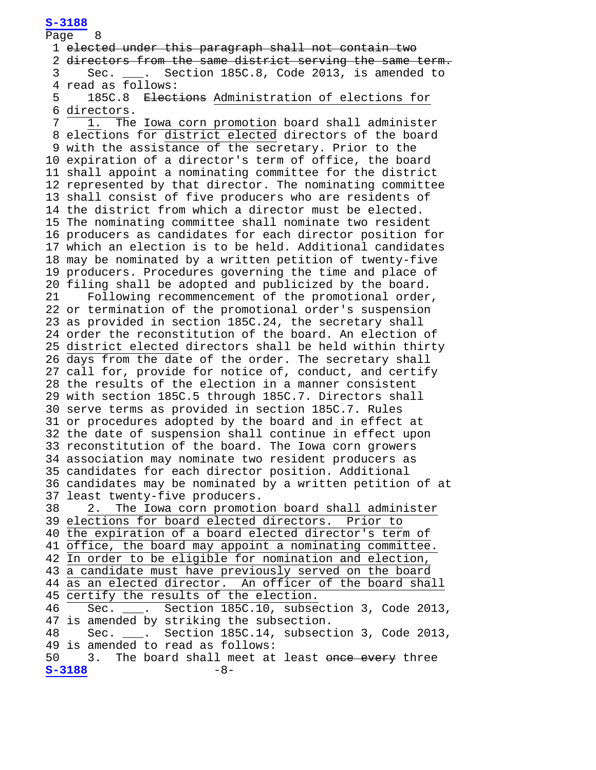~~elected under this paragraph shall not contain two directors from the same district serving the same term.~~

Sec. ___. Section 185C.8, Code 2013, is amended to read as follows:

185C.8 ~~Elections~~ Administration of elections for directors.

1. The Iowa corn promotion board shall administer elections for district elected directors of the board with the assistance of the secretary. Prior to the expiration of a director's term of office, the board shall appoint a nominating committee for the district represented by that director. The nominating committee shall consist of five producers who are residents of the district from which a director must be elected. The nominating committee shall nominate two resident producers as candidates for each director position for which an election is to be held. Additional candidates may be nominated by a written petition of twenty-five producers. Procedures governing the time and place of filing shall be adopted and publicized by the board.

Following recommencement of the promotional order, or termination of the promotional order's suspension as provided in section 185C.24, the secretary shall order the reconstitution of the board. An election of district elected directors shall be held within thirty days from the date of the order. The secretary shall call for, provide for notice of, conduct, and certify the results of the election in a manner consistent with section 185C.5 through 185C.7. Directors shall serve terms as provided in section 185C.7. Rules or procedures adopted by the board and in effect at the date of suspension shall continue in effect upon reconstitution of the board. The Iowa corn growers association may nominate two resident producers as candidates for each director position. Additional candidates may be nominated by a written petition of at least twenty-five producers.

2. The Iowa corn promotion board shall administer elections for board elected directors. Prior to the expiration of a board elected director's term of office, the board may appoint a nominating committee. In order to be eligible for nomination and election, a candidate must have previously served on the board as an elected director. An officer of the board shall certify the results of the election.

Sec. ___. Section 185C.10, subsection 3, Code 2013, is amended by striking the subsection.

Sec. ___. Section 185C.14, subsection 3, Code 2013, is amended to read as follows:

3. The board shall meet at least ~~once every~~ three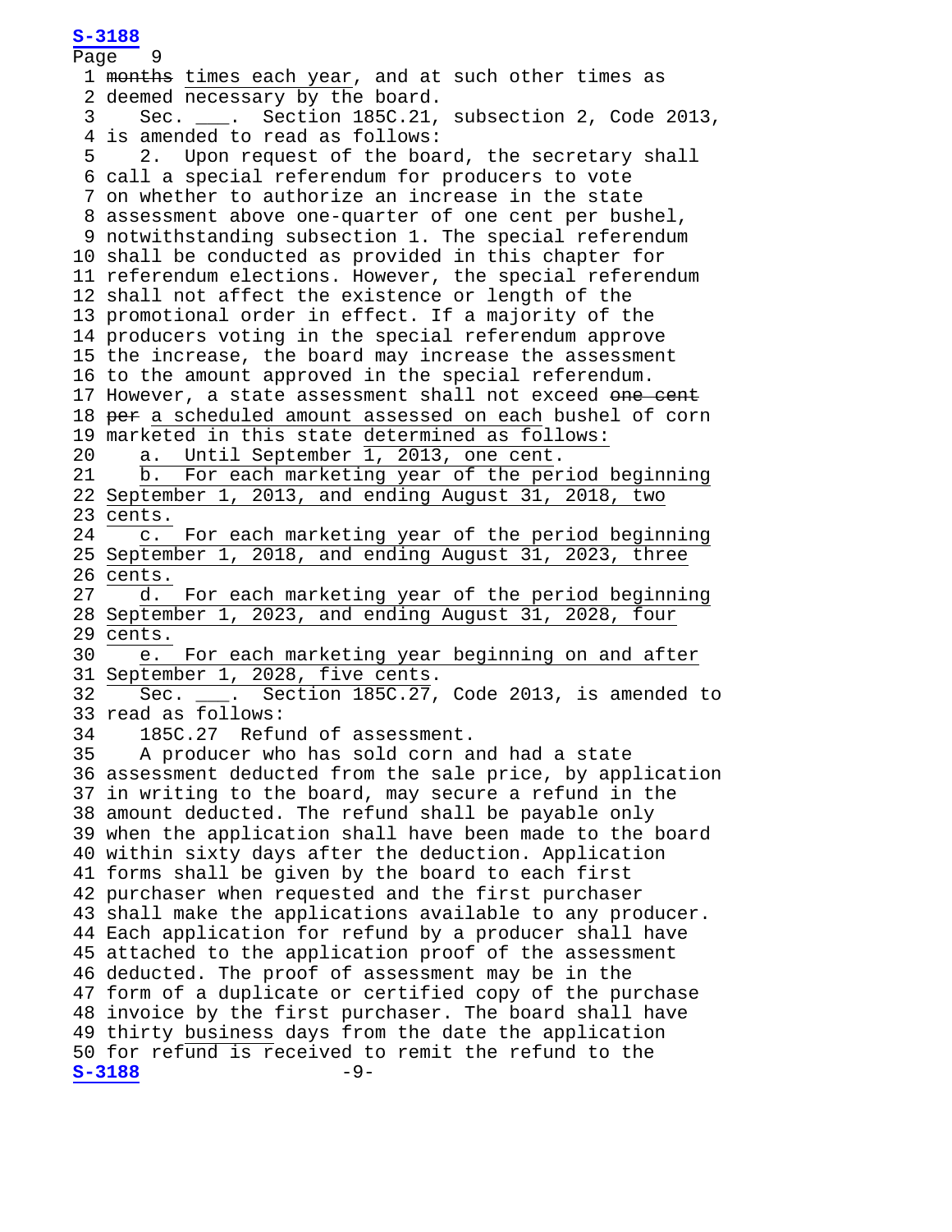~~months~~ times each year, and at such other times as deemed necessary by the board.

Sec. ___. Section 185C.21, subsection 2, Code 2013, is amended to read as follows:

2. Upon request of the board, the secretary shall call a special referendum for producers to vote on whether to authorize an increase in the state assessment above one-quarter of one cent per bushel, notwithstanding subsection 1. The special referendum shall be conducted as provided in this chapter for referendum elections. However, the special referendum shall not affect the existence or length of the promotional order in effect. If a majority of the producers voting in the special referendum approve the increase, the board may increase the assessment to the amount approved in the special referendum. However, a state assessment shall not exceed ~~one cent per~~ a scheduled amount assessed on each bushel of corn marketed in this state determined as follows:

a. Until September 1, 2013, one cent.

b. For each marketing year of the period beginning September 1, 2013, and ending August 31, 2018, two cents.

c. For each marketing year of the period beginning September 1, 2018, and ending August 31, 2023, three cents.

d. For each marketing year of the period beginning September 1, 2023, and ending August 31, 2028, four cents.

e. For each marketing year beginning on and after September 1, 2028, five cents.

Sec. ___. Section 185C.27, Code 2013, is amended to read as follows:

185C.27 Refund of assessment.

A producer who has sold corn and had a state assessment deducted from the sale price, by application in writing to the board, may secure a refund in the amount deducted. The refund shall be payable only when the application shall have been made to the board within sixty days after the deduction. Application forms shall be given by the board to each first purchaser when requested and the first purchaser shall make the applications available to any producer. Each application for refund by a producer shall have attached to the application proof of the assessment deducted. The proof of assessment may be in the form of a duplicate or certified copy of the purchase invoice by the first purchaser. The board shall have thirty business days from the date the application for refund is received to remit the refund to the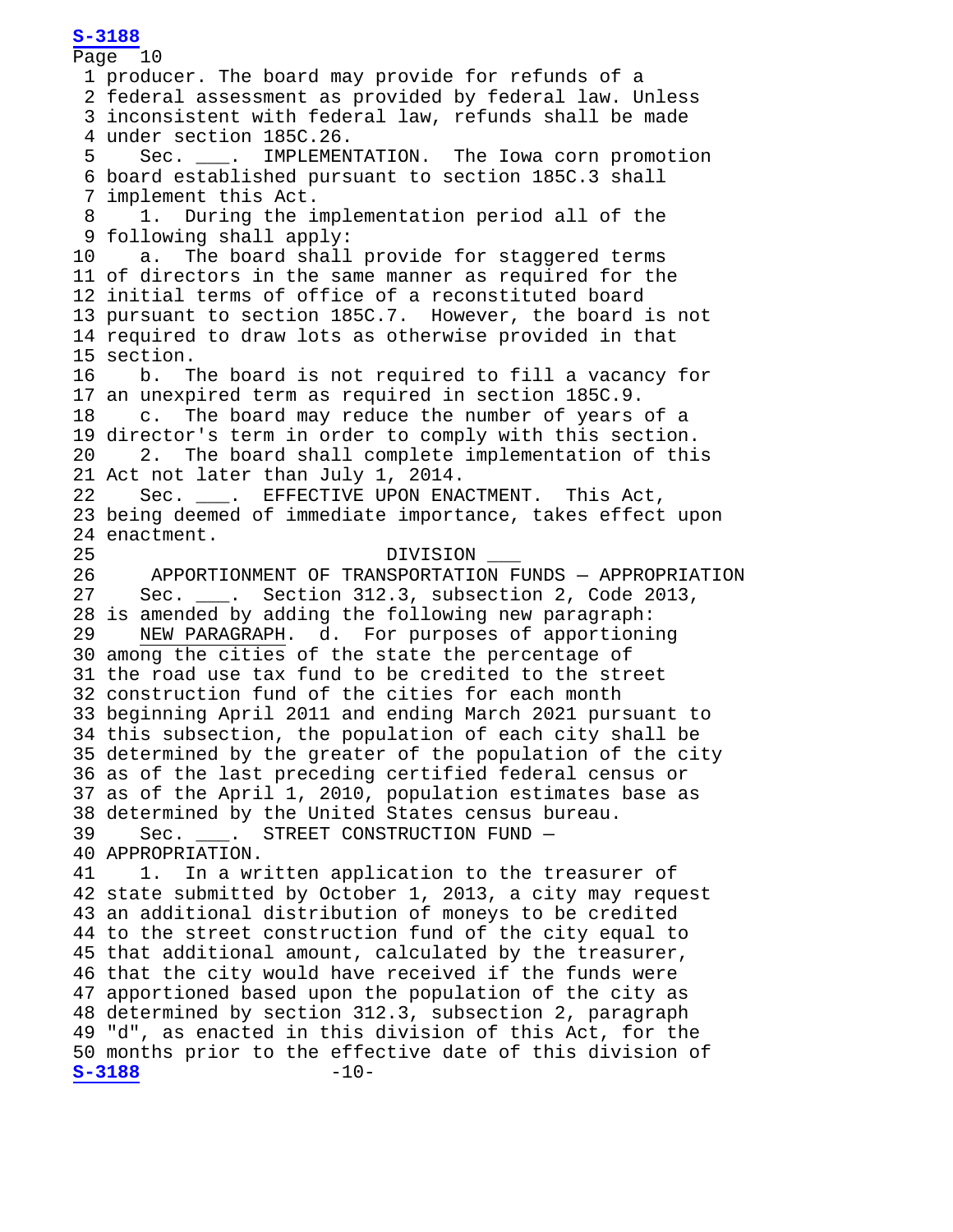producer. The board may provide for refunds of a federal assessment as provided by federal law. Unless inconsistent with federal law, refunds shall be made under section 185C.26.

Sec. ___. IMPLEMENTATION. The Iowa corn promotion board established pursuant to section 185C.3 shall implement this Act.

1. During the implementation period all of the following shall apply:

a. The board shall provide for staggered terms of directors in the same manner as required for the initial terms of office of a reconstituted board pursuant to section 185C.7. However, the board is not required to draw lots as otherwise provided in that section.

b. The board is not required to fill a vacancy for an unexpired term as required in section 185C.9.

c. The board may reduce the number of years of a director's term in order to comply with this section.

2. The board shall complete implementation of this Act not later than July 1, 2014.

Sec. ___. EFFECTIVE UPON ENACTMENT. This Act, being deemed of immediate importance, takes effect upon enactment.

DIVISION ___

APPORTIONMENT OF TRANSPORTATION FUNDS — APPROPRIATION

Sec. ___. Section 312.3, subsection 2, Code 2013, is amended by adding the following new paragraph:

NEW PARAGRAPH. d. For purposes of apportioning among the cities of the state the percentage of the road use tax fund to be credited to the street construction fund of the cities for each month beginning April 2011 and ending March 2021 pursuant to this subsection, the population of each city shall be determined by the greater of the population of the city as of the last preceding certified federal census or as of the April 1, 2010, population estimates base as determined by the United States census bureau.

Sec. ___. STREET CONSTRUCTION FUND — APPROPRIATION.

1. In a written application to the treasurer of state submitted by October 1, 2013, a city may request an additional distribution of moneys to be credited to the street construction fund of the city equal to that additional amount, calculated by the treasurer, that the city would have received if the funds were apportioned based upon the population of the city as determined by section 312.3, subsection 2, paragraph "d", as enacted in this division of this Act, for the months prior to the effective date of this division of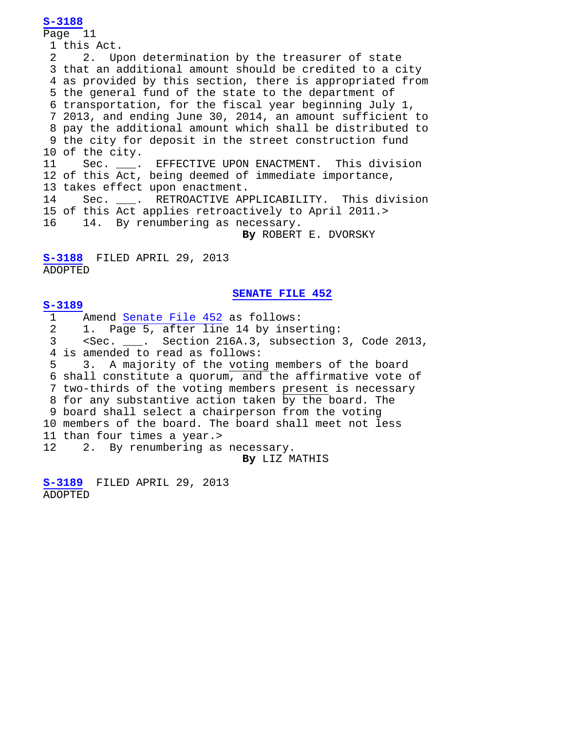**S-3188**

Page 11

1 this Act.
2 2. Upon determination by the treasurer of state
3 that an additional amount should be credited to a city
4 as provided by this section, there is appropriated from
5 the general fund of the state to the department of
6 transportation, for the fiscal year beginning July 1,
7 2013, and ending June 30, 2014, an amount sufficient to
8 pay the additional amount which shall be distributed to
9 the city for deposit in the street construction fund
10 of the city.
11 Sec. ___. EFFECTIVE UPON ENACTMENT. This division
12 of this Act, being deemed of immediate importance,
13 takes effect upon enactment.
14 Sec. ___. RETROACTIVE APPLICABILITY. This division
15 of this Act applies retroactively to April 2011.>
16 14. By renumbering as necessary.

**By** ROBERT E. DVORSKY

**S-3188** FILED APRIL 29, 2013
ADOPTED

## SENATE FILE 452

**S-3189**

1 Amend Senate File 452 as follows:
2 1. Page 5, after line 14 by inserting:
3 <Sec. ___. Section 216A.3, subsection 3, Code 2013,
4 is amended to read as follows:
5 3. A majority of the voting members of the board
6 shall constitute a quorum, and the affirmative vote of
7 two-thirds of the voting members present is necessary
8 for any substantive action taken by the board. The
9 board shall select a chairperson from the voting
10 members of the board. The board shall meet not less
11 than four times a year.>
12 2. By renumbering as necessary.

**By** LIZ MATHIS

**S-3189** FILED APRIL 29, 2013
ADOPTED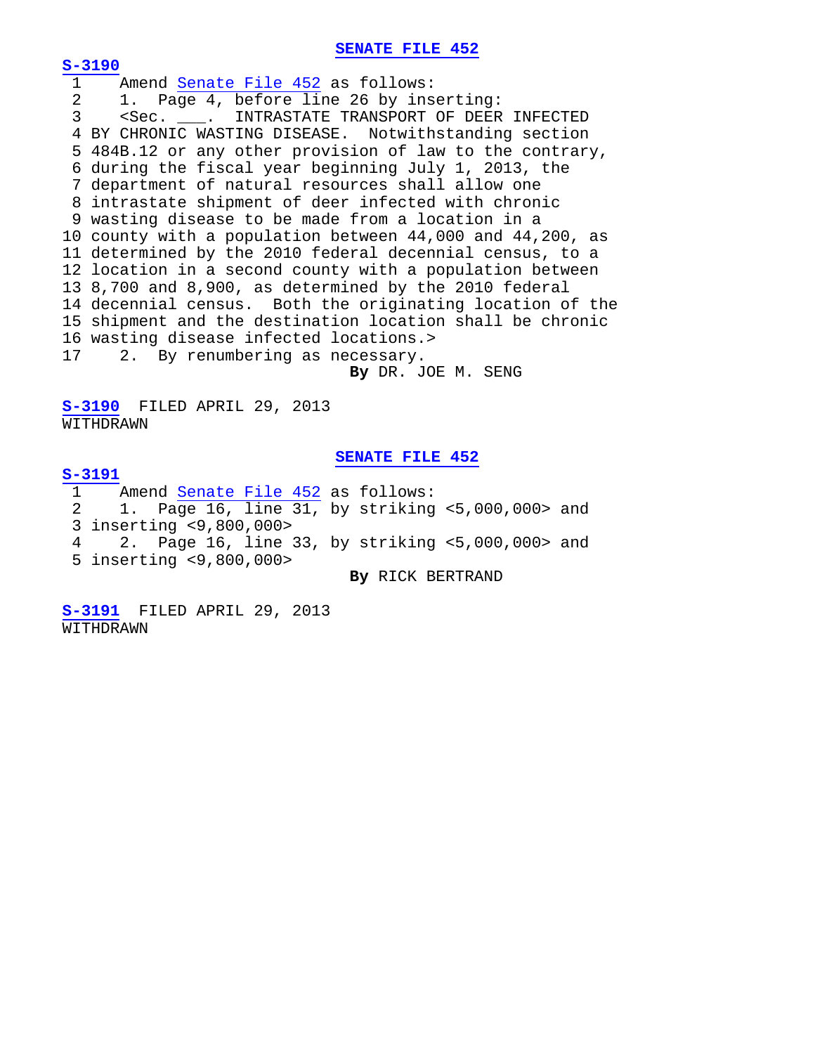## SENATE FILE 452

**S-3190**

1 Amend Senate File 452 as follows:
2 1. Page 4, before line 26 by inserting:
3 <Sec. ___. INTRASTATE TRANSPORT OF DEER INFECTED
4 BY CHRONIC WASTING DISEASE. Notwithstanding section
5 484B.12 or any other provision of law to the contrary,
6 during the fiscal year beginning July 1, 2013, the
7 department of natural resources shall allow one
8 intrastate shipment of deer infected with chronic
9 wasting disease to be made from a location in a
10 county with a population between 44,000 and 44,200, as
11 determined by the 2010 federal decennial census, to a
12 location in a second county with a population between
13 8,700 and 8,900, as determined by the 2010 federal
14 decennial census. Both the originating location of the
15 shipment and the destination location shall be chronic
16 wasting disease infected locations.>
17 2. By renumbering as necessary.

**By** DR. JOE M. SENG

**S-3190** FILED APRIL 29, 2013
WITHDRAWN

## SENATE FILE 452

**S-3191**

1 Amend Senate File 452 as follows:
2 1. Page 16, line 31, by striking <5,000,000> and
3 inserting <9,800,000>
4 2. Page 16, line 33, by striking <5,000,000> and
5 inserting <9,800,000>

**By** RICK BERTRAND

**S-3191** FILED APRIL 29, 2013
WITHDRAWN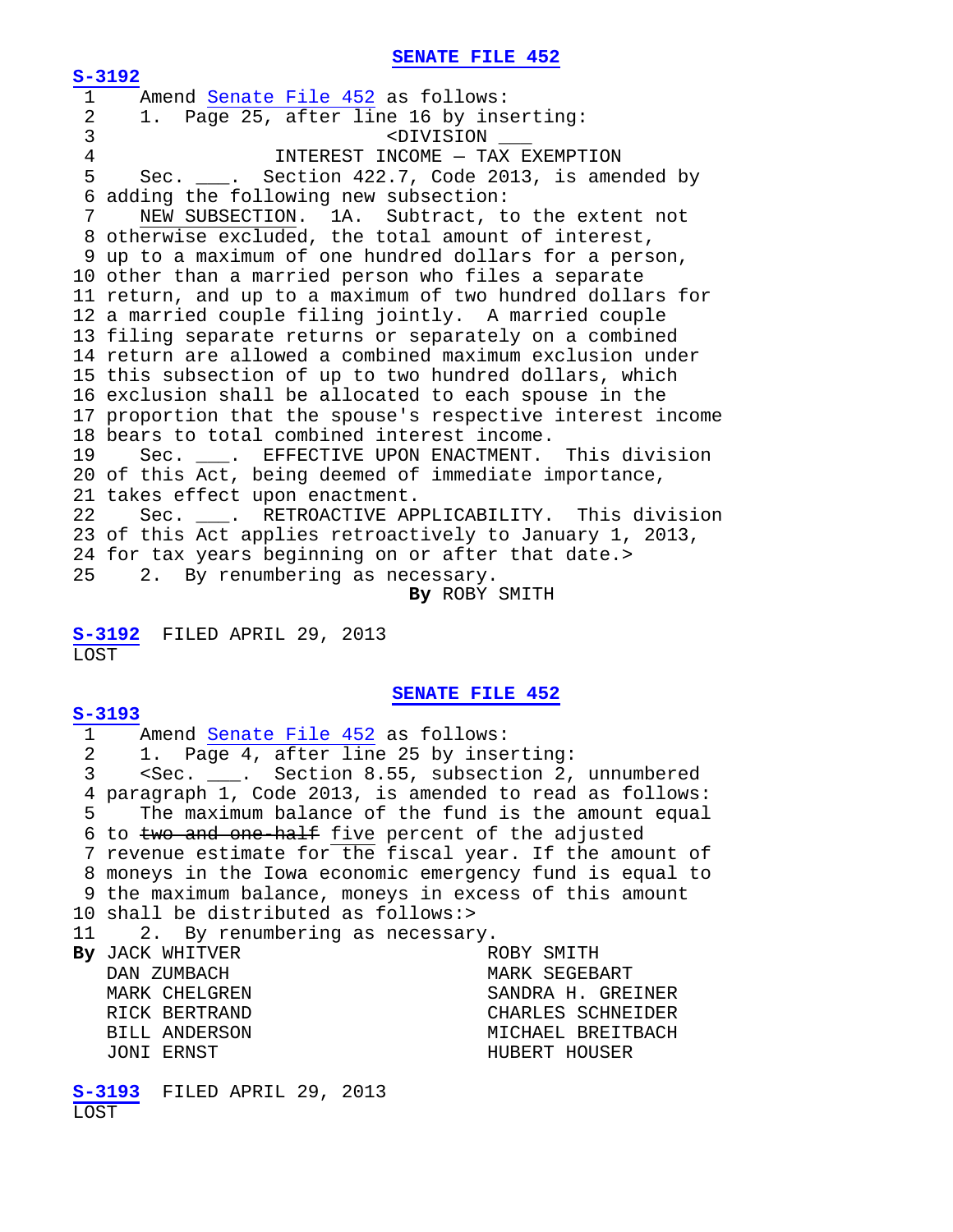## SENATE FILE 452

**S-3192**

1 Amend Senate File 452 as follows:
2 1. Page 25, after line 16 by inserting:
3 <DIVISION ___
4 INTEREST INCOME — TAX EXEMPTION
5 Sec. ___. Section 422.7, Code 2013, is amended by
6 adding the following new subsection:
7 NEW SUBSECTION. 1A. Subtract, to the extent not
8 otherwise excluded, the total amount of interest,
9 up to a maximum of one hundred dollars for a person,
10 other than a married person who files a separate
11 return, and up to a maximum of two hundred dollars for
12 a married couple filing jointly. A married couple
13 filing separate returns or separately on a combined
14 return are allowed a combined maximum exclusion under
15 this subsection of up to two hundred dollars, which
16 exclusion shall be allocated to each spouse in the
17 proportion that the spouse's respective interest income
18 bears to total combined interest income.
19 Sec. ___. EFFECTIVE UPON ENACTMENT. This division
20 of this Act, being deemed of immediate importance,
21 takes effect upon enactment.
22 Sec. ___. RETROACTIVE APPLICABILITY. This division
23 of this Act applies retroactively to January 1, 2013,
24 for tax years beginning on or after that date.>
25 2. By renumbering as necessary.

**By** ROBY SMITH

**S-3192** FILED APRIL 29, 2013
LOST

## SENATE FILE 452

**S-3193**

1 Amend Senate File 452 as follows:
2 1. Page 4, after line 25 by inserting:
3 <Sec. ___. Section 8.55, subsection 2, unnumbered
4 paragraph 1, Code 2013, is amended to read as follows:
5 The maximum balance of the fund is the amount equal
6 to ~~two and one-half~~ five percent of the adjusted
7 revenue estimate for the fiscal year. If the amount of
8 moneys in the Iowa economic emergency fund is equal to
9 the maximum balance, moneys in excess of this amount
10 shall be distributed as follows:>
11 2. By renumbering as necessary.

**By** JACK WHITVER, ROBY SMITH, DAN ZUMBACH, MARK SEGEBART, MARK CHELGREN, SANDRA H. GREINER, RICK BERTRAND, CHARLES SCHNEIDER, BILL ANDERSON, MICHAEL BREITBACH, JONI ERNST, HUBERT HOUSER

**S-3193** FILED APRIL 29, 2013
LOST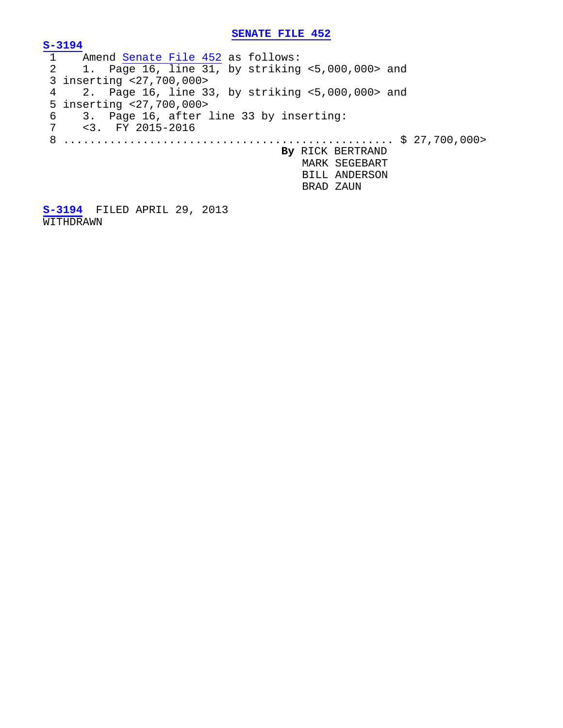# SENATE FILE 452

**S-3194**

1 Amend Senate File 452 as follows:
2 1. Page 16, line 31, by striking <5,000,000> and
3 inserting <27,700,000>
4 2. Page 16, line 33, by striking <5,000,000> and
5 inserting <27,700,000>
6 3. Page 16, after line 33 by inserting:
7 <3. FY 2015-2016
8 .................................................. $ 27,700,000>

**By** RICK BERTRAND
MARK SEGEBART
BILL ANDERSON
BRAD ZAUN

**S-3194** FILED APRIL 29, 2013
WITHDRAWN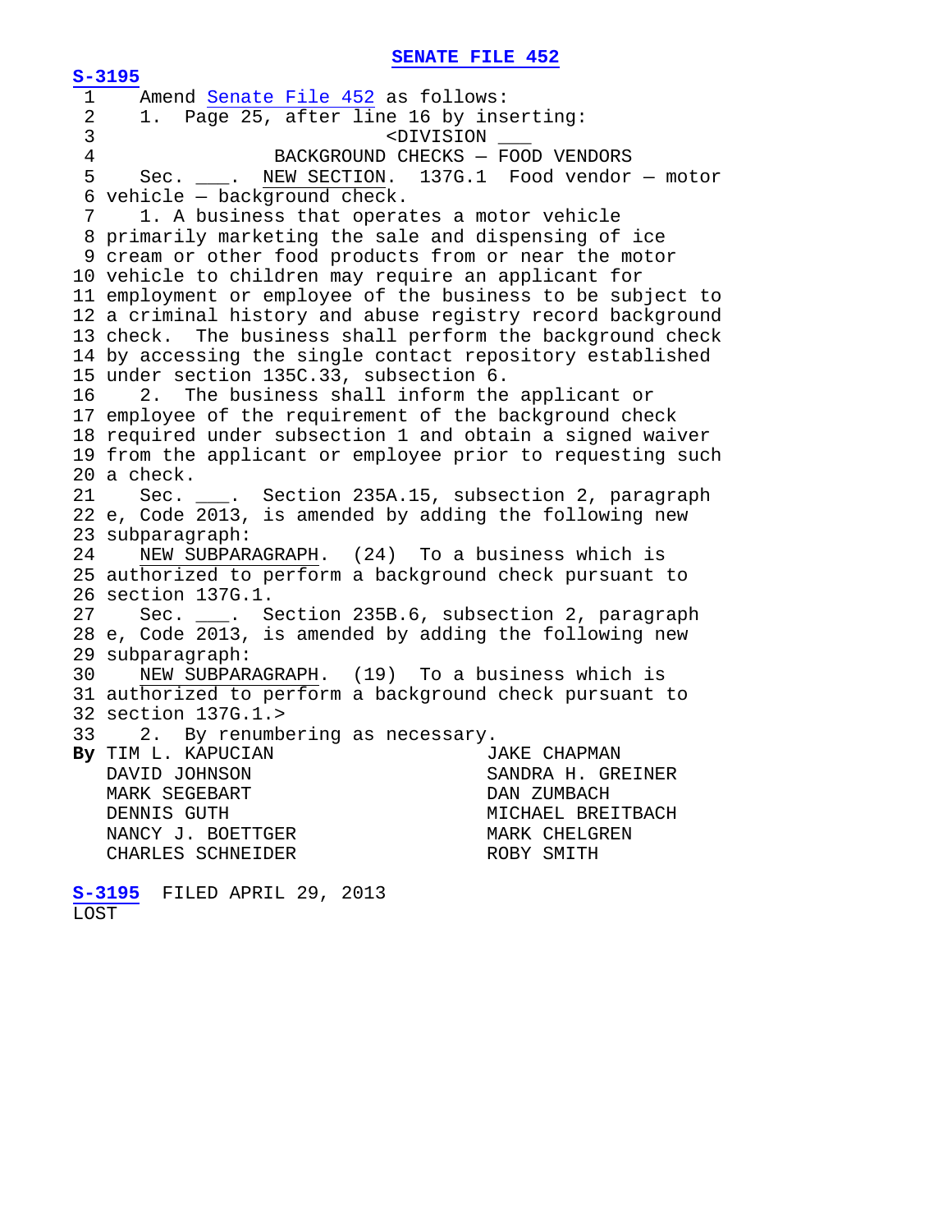# SENATE FILE 452

**S-3195**

1 Amend Senate File 452 as follows:
2 1. Page 25, after line 16 by inserting:
3 <DIVISION ___
4 BACKGROUND CHECKS — FOOD VENDORS
5 Sec. ___. NEW SECTION. 137G.1 Food vendor — motor
6 vehicle — background check.
7 1. A business that operates a motor vehicle
8 primarily marketing the sale and dispensing of ice
9 cream or other food products from or near the motor
10 vehicle to children may require an applicant for
11 employment or employee of the business to be subject to
12 a criminal history and abuse registry record background
13 check. The business shall perform the background check
14 by accessing the single contact repository established
15 under section 135C.33, subsection 6.
16 2. The business shall inform the applicant or
17 employee of the requirement of the background check
18 required under subsection 1 and obtain a signed waiver
19 from the applicant or employee prior to requesting such
20 a check.
21 Sec. ___. Section 235A.15, subsection 2, paragraph
22 e, Code 2013, is amended by adding the following new
23 subparagraph:
24 NEW SUBPARAGRAPH. (24) To a business which is
25 authorized to perform a background check pursuant to
26 section 137G.1.
27 Sec. ___. Section 235B.6, subsection 2, paragraph
28 e, Code 2013, is amended by adding the following new
29 subparagraph:
30 NEW SUBPARAGRAPH. (19) To a business which is
31 authorized to perform a background check pursuant to
32 section 137G.1.>
33 2. By renumbering as necessary.

**By** TIM L. KAPUCIAN, JAKE CHAPMAN, DAVID JOHNSON, SANDRA H. GREINER, MARK SEGEBART, DAN ZUMBACH, DENNIS GUTH, MICHAEL BREITBACH, NANCY J. BOETTGER, MARK CHELGREN, CHARLES SCHNEIDER, ROBY SMITH

**S-3195** FILED APRIL 29, 2013
LOST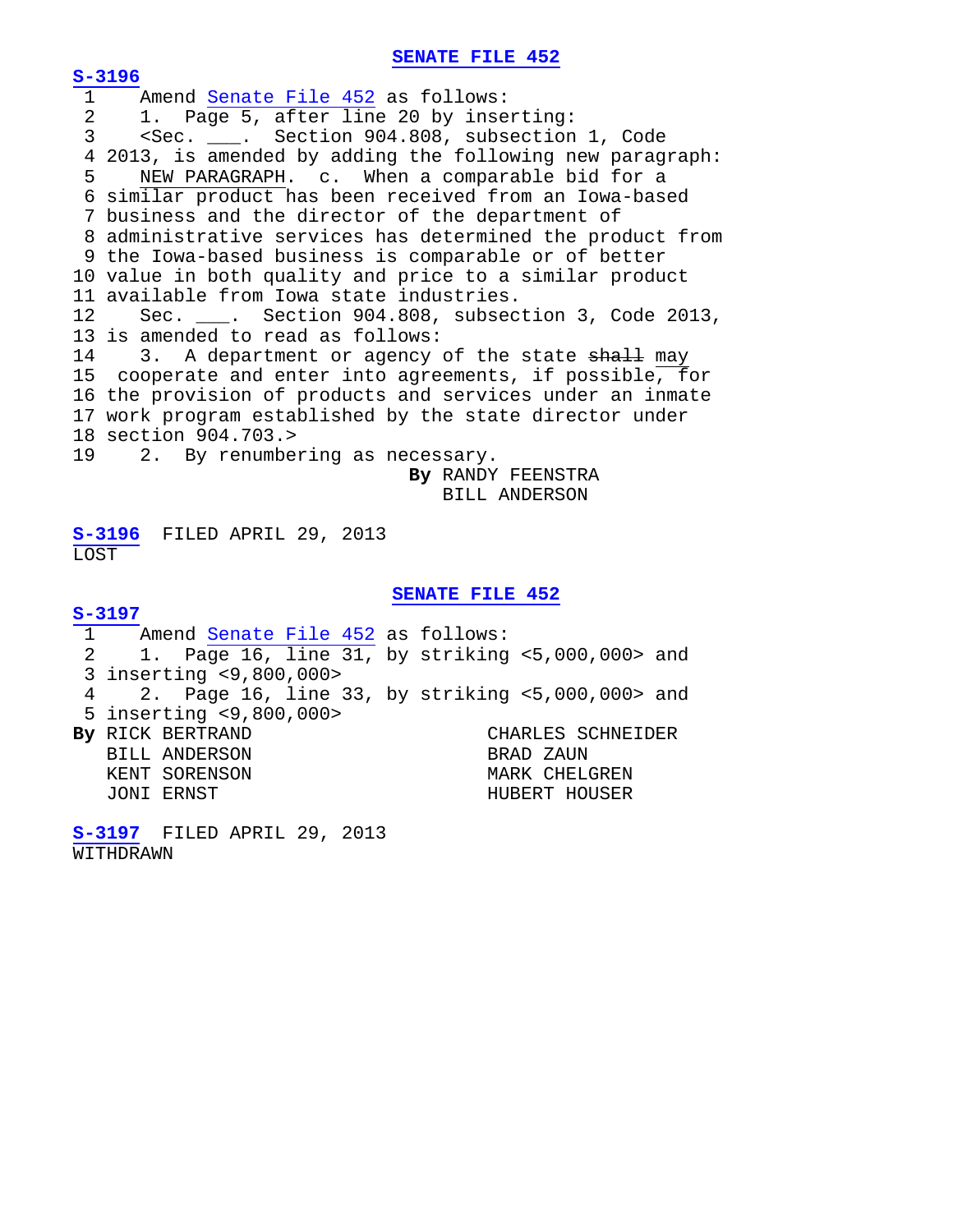## SENATE FILE 452

**S-3196**

1 Amend Senate File 452 as follows:
2 1. Page 5, after line 20 by inserting:
3 <Sec. ___. Section 904.808, subsection 1, Code
4 2013, is amended by adding the following new paragraph:
5 NEW PARAGRAPH. c. When a comparable bid for a
6 similar product has been received from an Iowa-based
7 business and the director of the department of
8 administrative services has determined the product from
9 the Iowa-based business is comparable or of better
10 value in both quality and price to a similar product
11 available from Iowa state industries.
12 Sec. ___. Section 904.808, subsection 3, Code 2013,
13 is amended to read as follows:
14 3. A department or agency of the state ~~shall~~ may
15 cooperate and enter into agreements, if possible, for
16 the provision of products and services under an inmate
17 work program established by the state director under
18 section 904.703.>
19 2. By renumbering as necessary.

**By** RANDY FEENSTRA
BILL ANDERSON

**S-3196** FILED APRIL 29, 2013
LOST

## SENATE FILE 452

**S-3197**

1 Amend Senate File 452 as follows:
2 1. Page 16, line 31, by striking <5,000,000> and
3 inserting <9,800,000>
4 2. Page 16, line 33, by striking <5,000,000> and
5 inserting <9,800,000>

**By** RICK BERTRAND
BILL ANDERSON
KENT SORENSON
JONI ERNST
CHARLES SCHNEIDER
BRAD ZAUN
MARK CHELGREN
HUBERT HOUSER

**S-3197** FILED APRIL 29, 2013
WITHDRAWN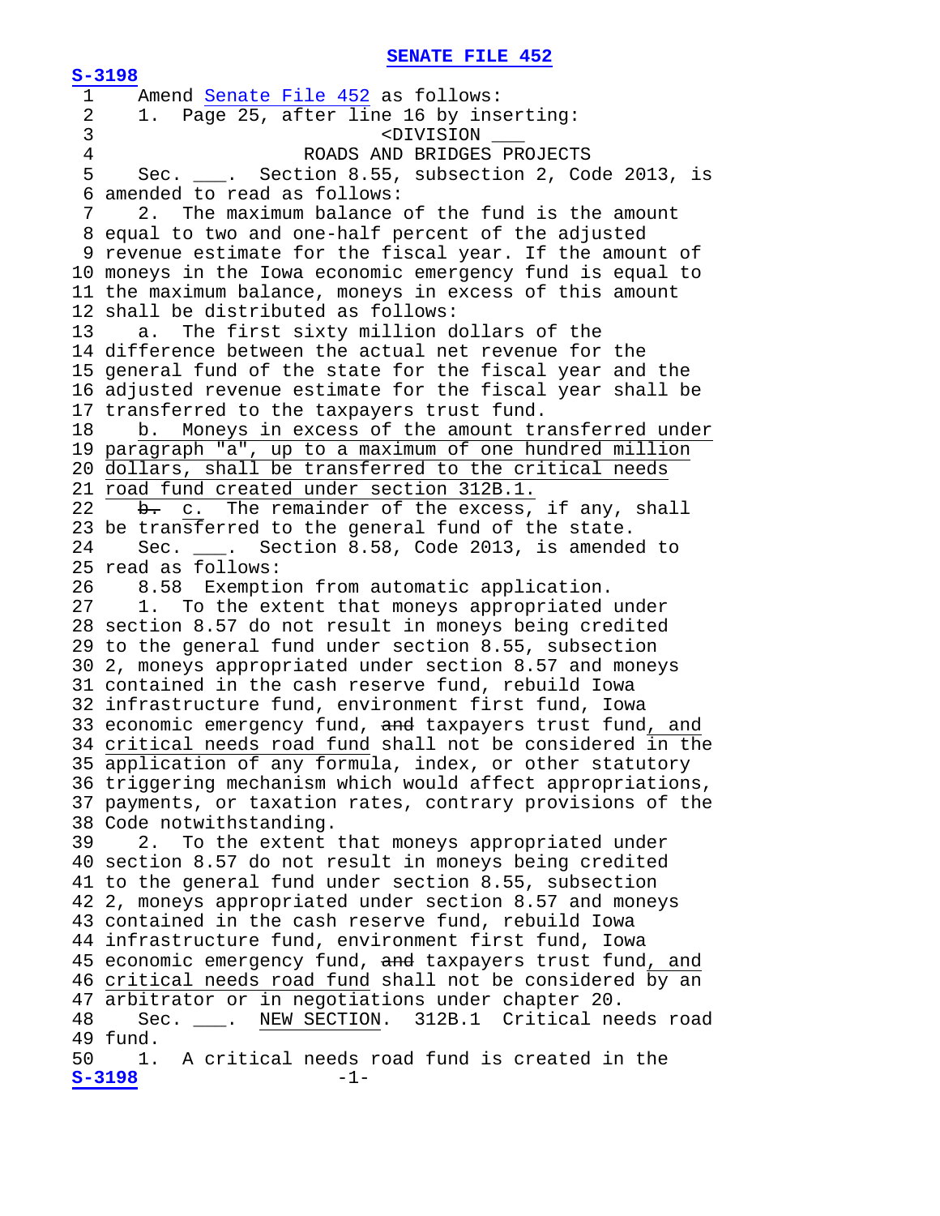# SENATE FILE 452

**S-3198**

1 Amend Senate File 452 as follows:
2 1. Page 25, after line 16 by inserting:
3 <DIVISION ___
4 ROADS AND BRIDGES PROJECTS
5 Sec. ___. Section 8.55, subsection 2, Code 2013, is
6 amended to read as follows:
7 2. The maximum balance of the fund is the amount
8 equal to two and one-half percent of the adjusted
9 revenue estimate for the fiscal year. If the amount of
10 moneys in the Iowa economic emergency fund is equal to
11 the maximum balance, moneys in excess of this amount
12 shall be distributed as follows:
13 a. The first sixty million dollars of the
14 difference between the actual net revenue for the
15 general fund of the state for the fiscal year and the
16 adjusted revenue estimate for the fiscal year shall be
17 transferred to the taxpayers trust fund.
18 <u>b. Moneys in excess of the amount transferred under</u>
19 <u>paragraph "a", up to a maximum of one hundred million</u>
20 <u>dollars, shall be transferred to the critical needs</u>
21 <u>road fund created under section 312B.1.</u>
22 ~~b.~~ <u>c.</u> The remainder of the excess, if any, shall
23 be transferred to the general fund of the state.
24 Sec. ___. Section 8.58, Code 2013, is amended to
25 read as follows:
26 8.58 Exemption from automatic application.
27 1. To the extent that moneys appropriated under
28 section 8.57 do not result in moneys being credited
29 to the general fund under section 8.55, subsection
30 2, moneys appropriated under section 8.57 and moneys
31 contained in the cash reserve fund, rebuild Iowa
32 infrastructure fund, environment first fund, Iowa
33 economic emergency fund, ~~and~~ taxpayers trust fund<u>, and</u>
34 <u>critical needs road fund</u> shall not be considered in the
35 application of any formula, index, or other statutory
36 triggering mechanism which would affect appropriations,
37 payments, or taxation rates, contrary provisions of the
38 Code notwithstanding.
39 2. To the extent that moneys appropriated under
40 section 8.57 do not result in moneys being credited
41 to the general fund under section 8.55, subsection
42 2, moneys appropriated under section 8.57 and moneys
43 contained in the cash reserve fund, rebuild Iowa
44 infrastructure fund, environment first fund, Iowa
45 economic emergency fund, ~~and~~ taxpayers trust fund<u>, and</u>
46 <u>critical needs road fund</u> shall not be considered by an
47 arbitrator or in negotiations under chapter 20.
48 Sec. ___. <u>NEW SECTION</u>. 312B.1 Critical needs road
49 fund.
50 1. A critical needs road fund is created in the

**S-3198**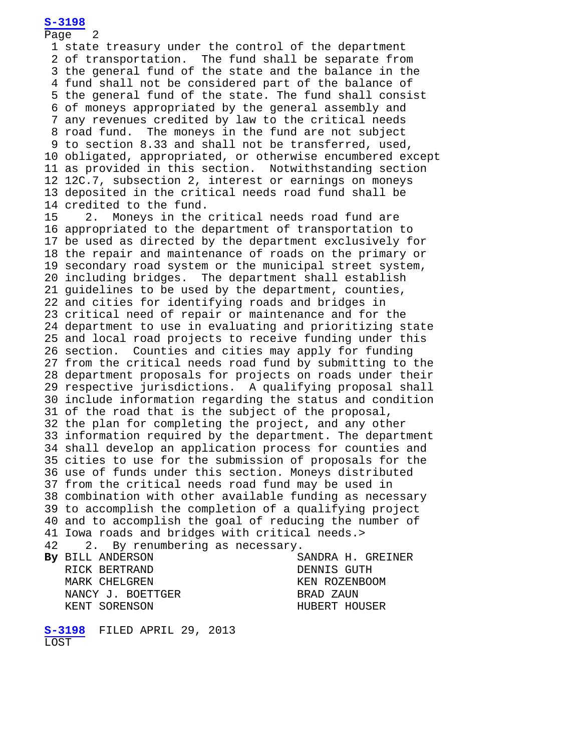S-3198

state treasury under the control of the department of transportation. The fund shall be separate from the general fund of the state and the balance in the fund shall not be considered part of the balance of the general fund of the state. The fund shall consist of moneys appropriated by the general assembly and any revenues credited by law to the critical needs road fund. The moneys in the fund are not subject to section 8.33 and shall not be transferred, used, obligated, appropriated, or otherwise encumbered except as provided in this section. Notwithstanding section 12C.7, subsection 2, interest or earnings on moneys deposited in the critical needs road fund shall be credited to the fund.

2. Moneys in the critical needs road fund are appropriated to the department of transportation to be used as directed by the department exclusively for the repair and maintenance of roads on the primary or secondary road system or the municipal street system, including bridges. The department shall establish guidelines to be used by the department, counties, and cities for identifying roads and bridges in critical need of repair or maintenance and for the department to use in evaluating and prioritizing state and local road projects to receive funding under this section. Counties and cities may apply for funding from the critical needs road fund by submitting to the department proposals for projects on roads under their respective jurisdictions. A qualifying proposal shall include information regarding the status and condition of the road that is the subject of the proposal, the plan for completing the project, and any other information required by the department. The department shall develop an application process for counties and cities to use for the submission of proposals for the use of funds under this section. Moneys distributed from the critical needs road fund may be used in combination with other available funding as necessary to accomplish the completion of a qualifying project and to accomplish the goal of reducing the number of Iowa roads and bridges with critical needs.>

2. By renumbering as necessary.

**By** BILL ANDERSON
RICK BERTRAND
MARK CHELGREN
NANCY J. BOETTGER
KENT SORENSON
SANDRA H. GREINER
DENNIS GUTH
KEN ROZENBOOM
BRAD ZAUN
HUBERT HOUSER

S-3198 FILED APRIL 29, 2013
LOST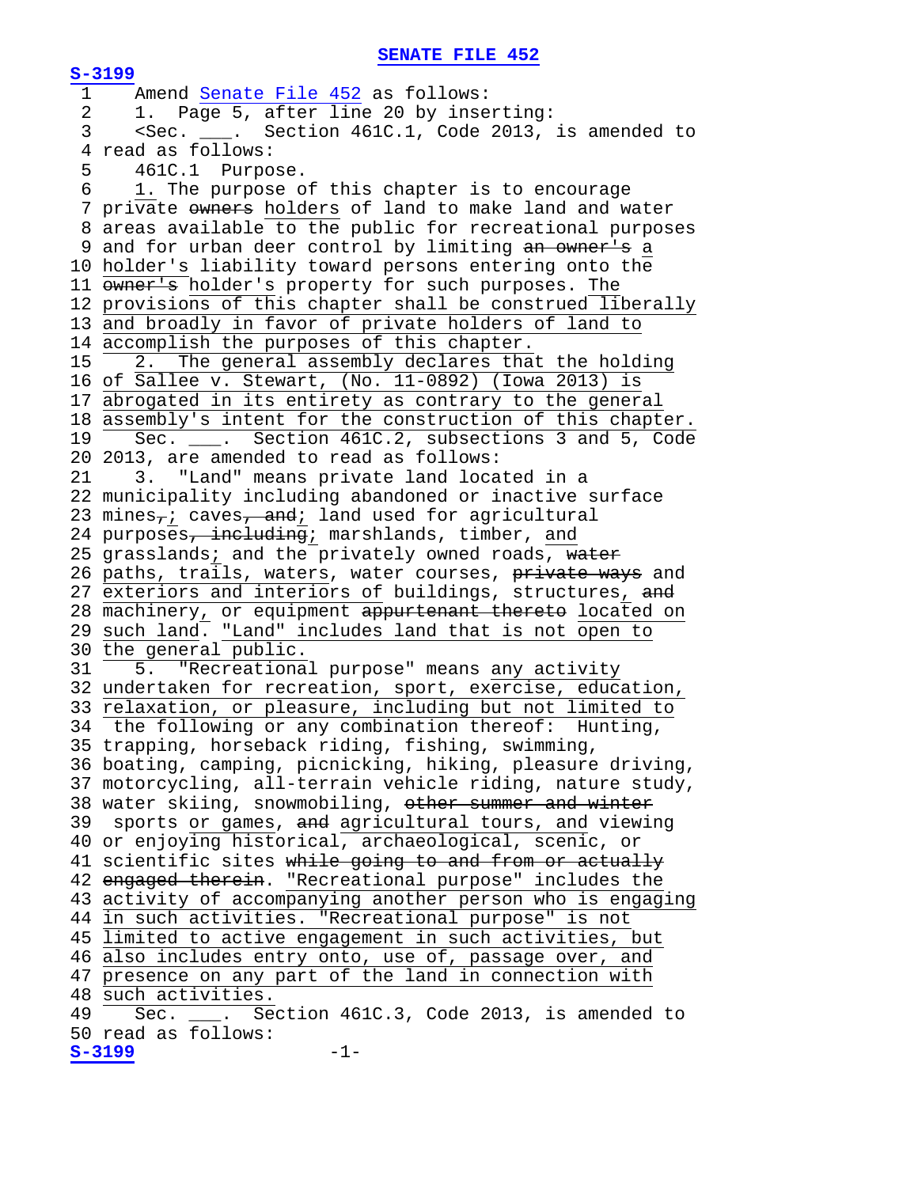# SENATE FILE 452

**S-3199**

1 Amend Senate File 452 as follows:
2 1. Page 5, after line 20 by inserting:
3 <Sec. ___. Section 461C.1, Code 2013, is amended to
4 read as follows:
5 461C.1 Purpose.
6 1. The purpose of this chapter is to encourage
7 private ~~owners~~ holders of land to make land and water
8 areas available to the public for recreational purposes
9 and for urban deer control by limiting ~~an owner's~~ a
10 holder's liability toward persons entering onto the
11 ~~owner's~~ holder's property for such purposes. The
12 provisions of this chapter shall be construed liberally
13 and broadly in favor of private holders of land to
14 accomplish the purposes of this chapter.
15 2. The general assembly declares that the holding
16 of Sallee v. Stewart, (No. 11-0892) (Iowa 2013) is
17 abrogated in its entirety as contrary to the general
18 assembly's intent for the construction of this chapter.
19 Sec. ___. Section 461C.2, subsections 3 and 5, Code
20 2013, are amended to read as follows:
21 3. "Land" means private land located in a
22 municipality including abandoned or inactive surface
23 mines~~,~~; caves~~, and~~; land used for agricultural
24 purposes~~, including~~; marshlands, timber, and
25 grasslands; and the privately owned roads, ~~water~~
26 paths, trails, waters, water courses, ~~private ways~~ and
27 exteriors and interiors of buildings, structures, ~~and~~
28 machinery, or equipment ~~appurtenant thereto~~ located on
29 such land. "Land" includes land that is not open to
30 the general public.
31 5. "Recreational purpose" means any activity
32 undertaken for recreation, sport, exercise, education,
33 relaxation, or pleasure, including but not limited to
34 the following or any combination thereof: Hunting,
35 trapping, horseback riding, fishing, swimming,
36 boating, camping, picnicking, hiking, pleasure driving,
37 motorcycling, all-terrain vehicle riding, nature study,
38 water skiing, snowmobiling, ~~other summer and winter~~
39 sports or games, ~~and~~ agricultural tours, and viewing
40 or enjoying historical, archaeological, scenic, or
41 scientific sites ~~while going to and from or actually~~
42 ~~engaged therein~~. "Recreational purpose" includes the
43 activity of accompanying another person who is engaging
44 in such activities. "Recreational purpose" is not
45 limited to active engagement in such activities, but
46 also includes entry onto, use of, passage over, and
47 presence on any part of the land in connection with
48 such activities.
49 Sec. ___. Section 461C.3, Code 2013, is amended to
50 read as follows:

**S-3199**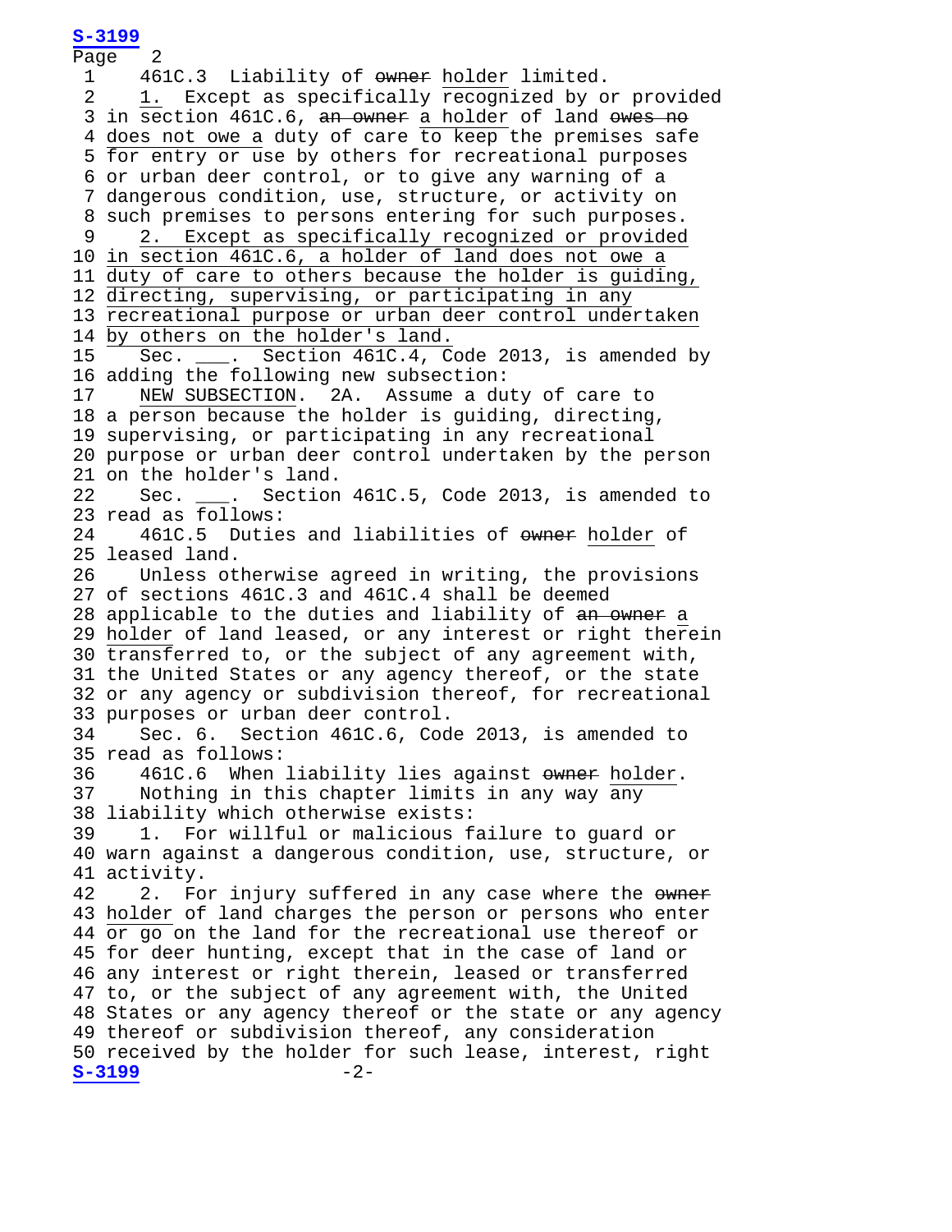461C.3 Liability of ~~owner~~ holder limited.

1. Except as specifically recognized by or provided in section 461C.6, ~~an owner~~ a holder of land ~~owes no~~ does not owe a duty of care to keep the premises safe for entry or use by others for recreational purposes or urban deer control, or to give any warning of a dangerous condition, use, structure, or activity on such premises to persons entering for such purposes.

2. Except as specifically recognized or provided in section 461C.6, a holder of land does not owe a duty of care to others because the holder is guiding, directing, supervising, or participating in any recreational purpose or urban deer control undertaken by others on the holder's land.

Sec. \_\_\_. Section 461C.4, Code 2013, is amended by adding the following new subsection:

NEW SUBSECTION. 2A. Assume a duty of care to a person because the holder is guiding, directing, supervising, or participating in any recreational purpose or urban deer control undertaken by the person on the holder's land.

Sec. \_\_\_. Section 461C.5, Code 2013, is amended to read as follows:

461C.5 Duties and liabilities of ~~owner~~ holder of leased land.

Unless otherwise agreed in writing, the provisions of sections 461C.3 and 461C.4 shall be deemed applicable to the duties and liability of ~~an owner~~ a holder of land leased, or any interest or right therein transferred to, or the subject of any agreement with, the United States or any agency thereof, or the state or any agency or subdivision thereof, for recreational purposes or urban deer control.

Sec. 6. Section 461C.6, Code 2013, is amended to read as follows:

461C.6 When liability lies against ~~owner~~ holder.

Nothing in this chapter limits in any way any liability which otherwise exists:

1. For willful or malicious failure to guard or warn against a dangerous condition, use, structure, or activity.

2. For injury suffered in any case where the ~~owner~~ holder of land charges the person or persons who enter or go on the land for the recreational use thereof or for deer hunting, except that in the case of land or any interest or right therein, leased or transferred to, or the subject of any agreement with, the United States or any agency thereof or the state or any agency thereof or subdivision thereof, any consideration received by the holder for such lease, interest, right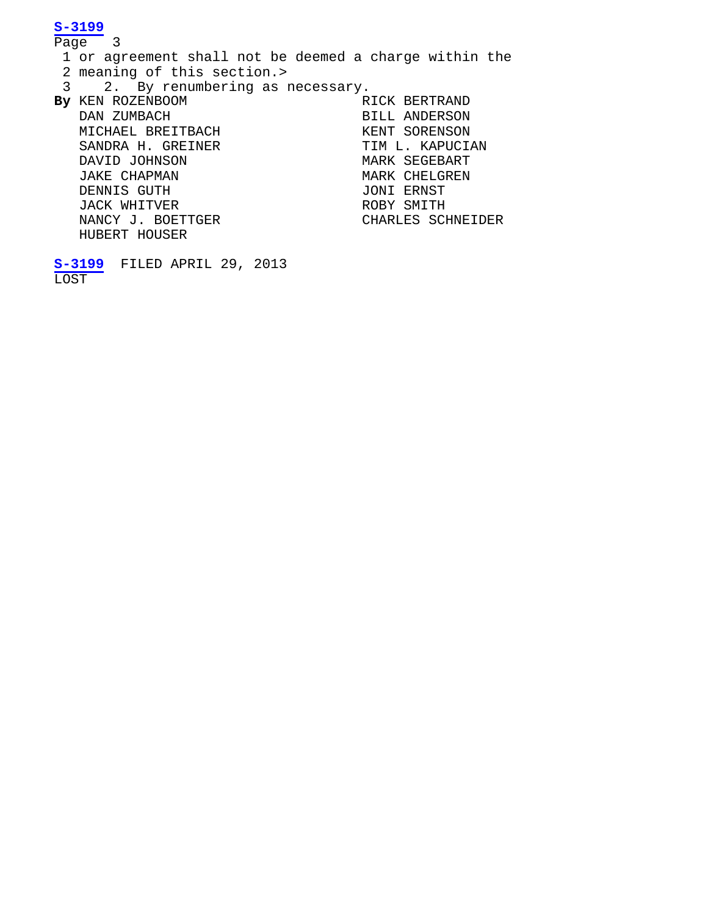**S-3199**

Page 3

1 or agreement shall not be deemed a charge within the
2 meaning of this section.>
3 2. By renumbering as necessary.

**By** KEN ROZENBOOM
DAN ZUMBACH
MICHAEL BREITBACH
SANDRA H. GREINER
DAVID JOHNSON
JAKE CHAPMAN
DENNIS GUTH
JACK WHITVER
NANCY J. BOETTGER
HUBERT HOUSER
RICK BERTRAND
BILL ANDERSON
KENT SORENSON
TIM L. KAPUCIAN
MARK SEGEBART
MARK CHELGREN
JONI ERNST
ROBY SMITH
CHARLES SCHNEIDER

**S-3199** FILED APRIL 29, 2013
LOST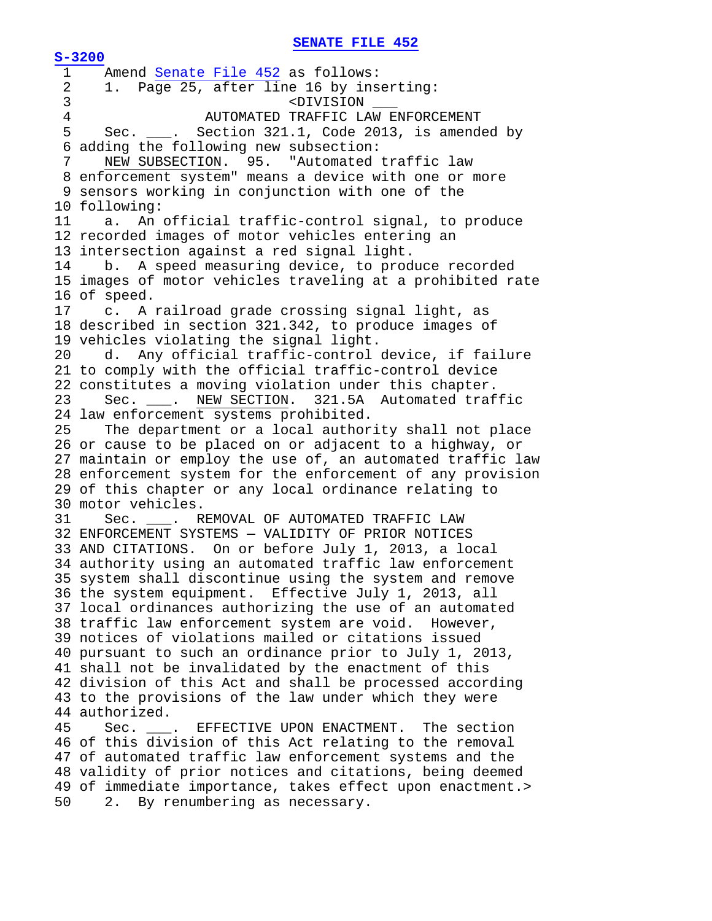SENATE FILE 452

S-3200

1 Amend Senate File 452 as follows:
2 1. Page 25, after line 16 by inserting:
3 <DIVISION ___
4 AUTOMATED TRAFFIC LAW ENFORCEMENT
5 Sec. ___. Section 321.1, Code 2013, is amended by
6 adding the following new subsection:
7 NEW SUBSECTION. 95. "Automated traffic law
8 enforcement system" means a device with one or more
9 sensors working in conjunction with one of the
10 following:
11 a. An official traffic-control signal, to produce
12 recorded images of motor vehicles entering an
13 intersection against a red signal light.
14 b. A speed measuring device, to produce recorded
15 images of motor vehicles traveling at a prohibited rate
16 of speed.
17 c. A railroad grade crossing signal light, as
18 described in section 321.342, to produce images of
19 vehicles violating the signal light.
20 d. Any official traffic-control device, if failure
21 to comply with the official traffic-control device
22 constitutes a moving violation under this chapter.
23 Sec. ___. NEW SECTION. 321.5A Automated traffic
24 law enforcement systems prohibited.
25 The department or a local authority shall not place
26 or cause to be placed on or adjacent to a highway, or
27 maintain or employ the use of, an automated traffic law
28 enforcement system for the enforcement of any provision
29 of this chapter or any local ordinance relating to
30 motor vehicles.
31 Sec. ___. REMOVAL OF AUTOMATED TRAFFIC LAW
32 ENFORCEMENT SYSTEMS — VALIDITY OF PRIOR NOTICES
33 AND CITATIONS. On or before July 1, 2013, a local
34 authority using an automated traffic law enforcement
35 system shall discontinue using the system and remove
36 the system equipment. Effective July 1, 2013, all
37 local ordinances authorizing the use of an automated
38 traffic law enforcement system are void. However,
39 notices of violations mailed or citations issued
40 pursuant to such an ordinance prior to July 1, 2013,
41 shall not be invalidated by the enactment of this
42 division of this Act and shall be processed according
43 to the provisions of the law under which they were
44 authorized.
45 Sec. ___. EFFECTIVE UPON ENACTMENT. The section
46 of this division of this Act relating to the removal
47 of automated traffic law enforcement systems and the
48 validity of prior notices and citations, being deemed
49 of immediate importance, takes effect upon enactment.>
50 2. By renumbering as necessary.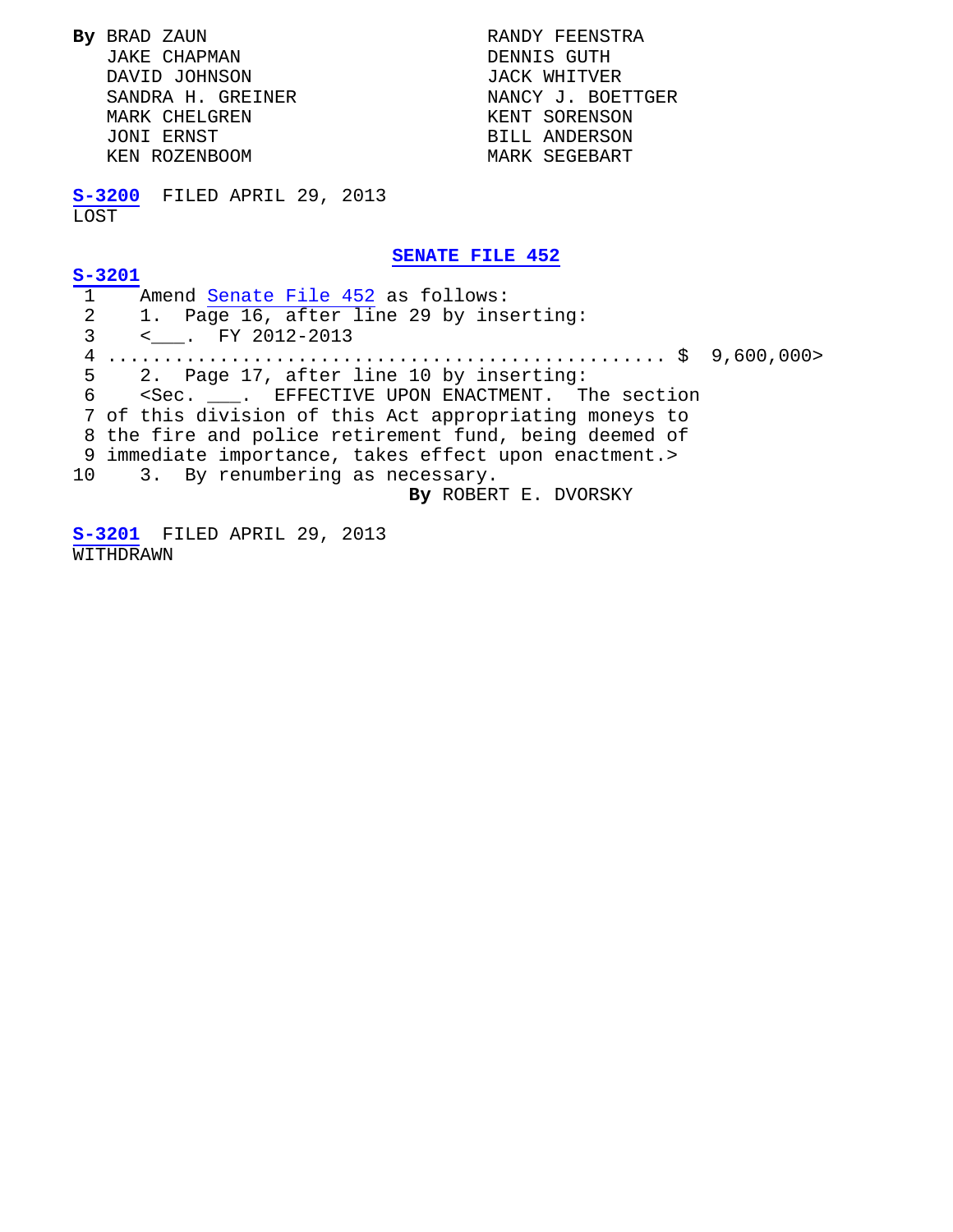**By** BRAD ZAUN
JAKE CHAPMAN
DAVID JOHNSON
SANDRA H. GREINER
MARK CHELGREN
JONI ERNST
KEN ROZENBOOM
RANDY FEENSTRA
DENNIS GUTH
JACK WHITVER
NANCY J. BOETTGER
KENT SORENSON
BILL ANDERSON
MARK SEGEBART

**S-3200** FILED APRIL 29, 2013
LOST

## SENATE FILE 452

**S-3201**

1 Amend Senate File 452 as follows:
2 1. Page 16, after line 29 by inserting:
3 <___. FY 2012-2013
4 .................................................. $ 9,600,000>
5 2. Page 17, after line 10 by inserting:
6 <Sec. ___. EFFECTIVE UPON ENACTMENT. The section
7 of this division of this Act appropriating moneys to
8 the fire and police retirement fund, being deemed of
9 immediate importance, takes effect upon enactment.>
10 3. By renumbering as necessary.

**By** ROBERT E. DVORSKY

**S-3201** FILED APRIL 29, 2013
WITHDRAWN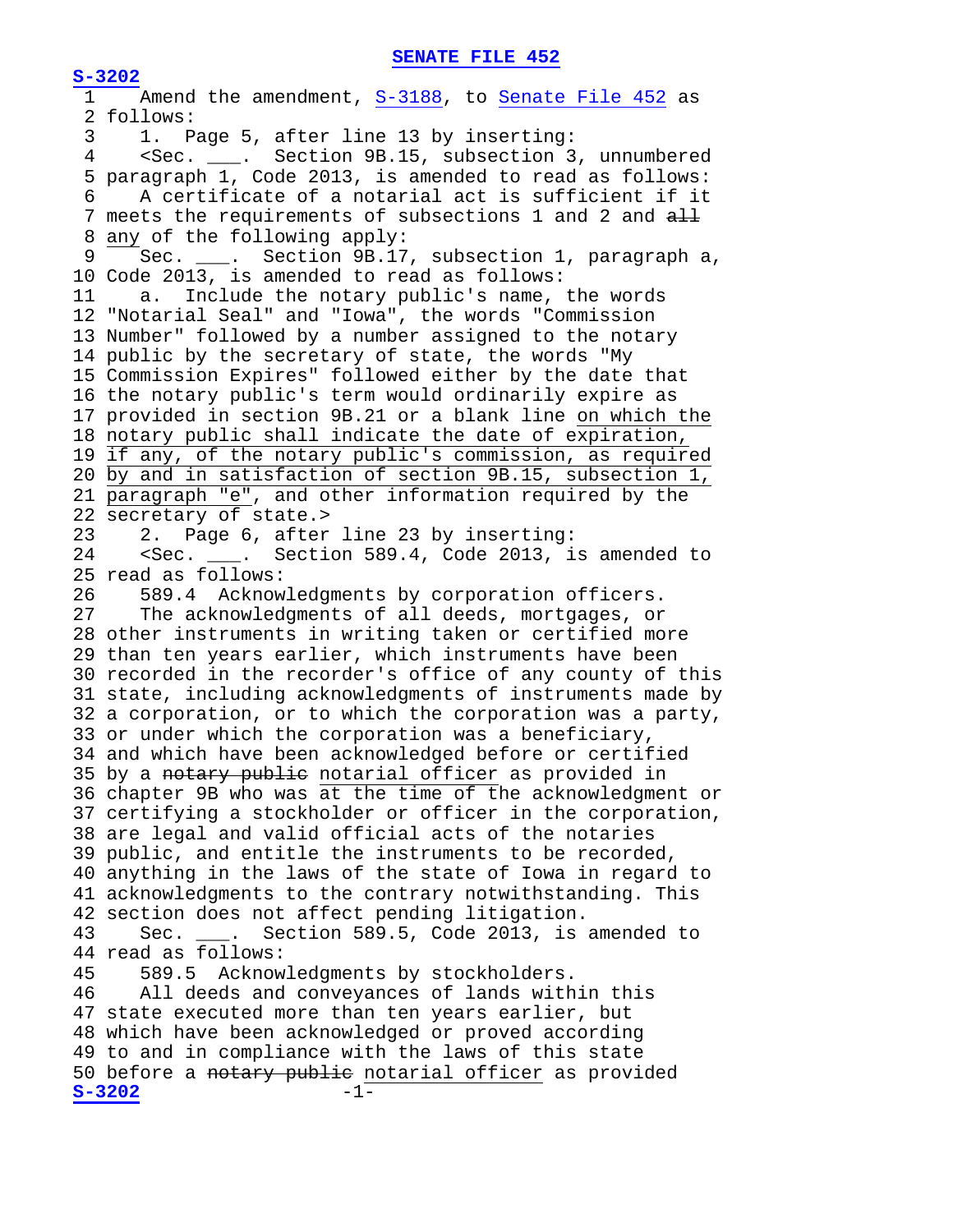## SENATE FILE 452

**S-3202**

1 Amend the amendment, S-3188, to Senate File 452 as
2 follows:
3 1. Page 5, after line 13 by inserting:
4 <Sec. ___. Section 9B.15, subsection 3, unnumbered
5 paragraph 1, Code 2013, is amended to read as follows:
6 A certificate of a notarial act is sufficient if it
7 meets the requirements of subsections 1 and 2 and ~~all~~
8 <u>any</u> of the following apply:
9 Sec. ___. Section 9B.17, subsection 1, paragraph a,
10 Code 2013, is amended to read as follows:
11 a. Include the notary public's name, the words
12 "Notarial Seal" and "Iowa", the words "Commission
13 Number" followed by a number assigned to the notary
14 public by the secretary of state, the words "My
15 Commission Expires" followed either by the date that
16 the notary public's term would ordinarily expire as
17 provided in section 9B.21 or a blank line <u>on which the</u>
18 <u>notary public shall indicate the date of expiration,</u>
19 <u>if any, of the notary public's commission, as required</u>
20 <u>by and in satisfaction of section 9B.15, subsection 1,</u>
21 <u>paragraph "e"</u>, and other information required by the
22 secretary of state.>
23 2. Page 6, after line 23 by inserting:
24 <Sec. ___. Section 589.4, Code 2013, is amended to
25 read as follows:
26 589.4 Acknowledgments by corporation officers.
27 The acknowledgments of all deeds, mortgages, or
28 other instruments in writing taken or certified more
29 than ten years earlier, which instruments have been
30 recorded in the recorder's office of any county of this
31 state, including acknowledgments of instruments made by
32 a corporation, or to which the corporation was a party,
33 or under which the corporation was a beneficiary,
34 and which have been acknowledged before or certified
35 by a ~~notary public~~ <u>notarial officer</u> as provided in
36 chapter 9B who was at the time of the acknowledgment or
37 certifying a stockholder or officer in the corporation,
38 are legal and valid official acts of the notaries
39 public, and entitle the instruments to be recorded,
40 anything in the laws of the state of Iowa in regard to
41 acknowledgments to the contrary notwithstanding. This
42 section does not affect pending litigation.
43 Sec. ___. Section 589.5, Code 2013, is amended to
44 read as follows:
45 589.5 Acknowledgments by stockholders.
46 All deeds and conveyances of lands within this
47 state executed more than ten years earlier, but
48 which have been acknowledged or proved according
49 to and in compliance with the laws of this state
50 before a ~~notary public~~ <u>notarial officer</u> as provided

**S-3202**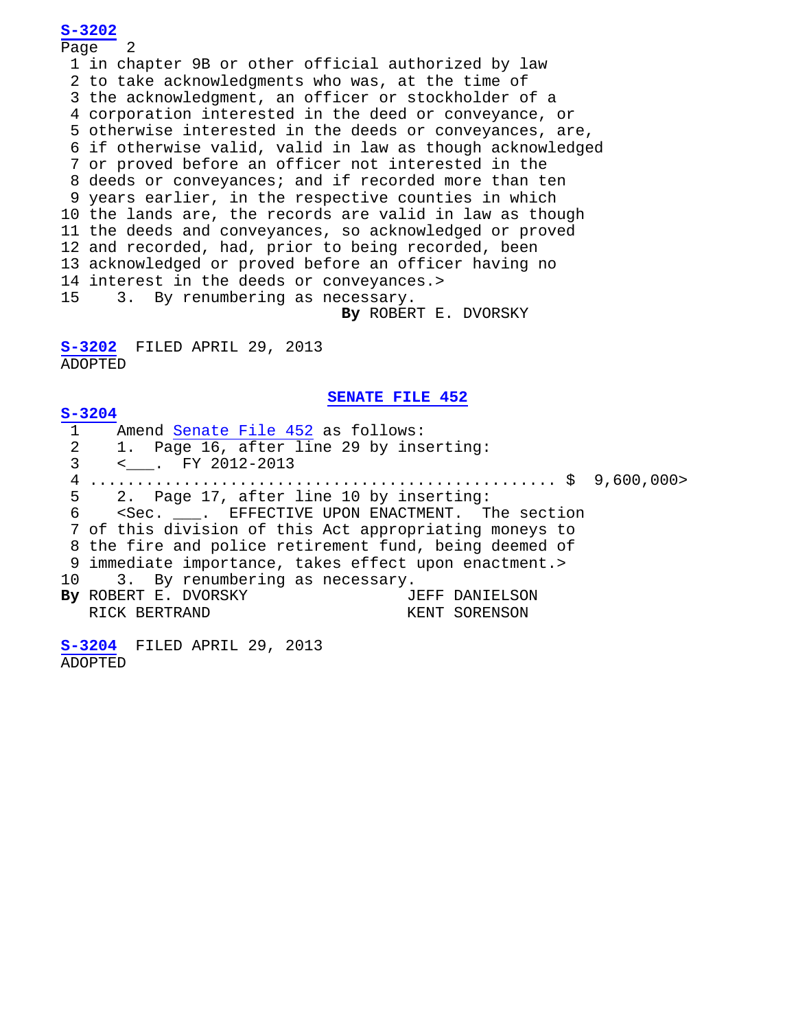**S-3202**

Page 2

1 in chapter 9B or other official authorized by law
2 to take acknowledgments who was, at the time of
3 the acknowledgment, an officer or stockholder of a
4 corporation interested in the deed or conveyance, or
5 otherwise interested in the deeds or conveyances, are,
6 if otherwise valid, valid in law as though acknowledged
7 or proved before an officer not interested in the
8 deeds or conveyances; and if recorded more than ten
9 years earlier, in the respective counties in which
10 the lands are, the records are valid in law as though
11 the deeds and conveyances, so acknowledged or proved
12 and recorded, had, prior to being recorded, been
13 acknowledged or proved before an officer having no
14 interest in the deeds or conveyances.>
15 3. By renumbering as necessary.

**By** ROBERT E. DVORSKY

**S-3202** FILED APRIL 29, 2013
ADOPTED

## SENATE FILE 452

**S-3204**

1 Amend Senate File 452 as follows:
2 1. Page 16, after line 29 by inserting:
3 <___. FY 2012-2013
4 .................................................. $ 9,600,000>
5 2. Page 17, after line 10 by inserting:
6 <Sec. ___. EFFECTIVE UPON ENACTMENT. The section
7 of this division of this Act appropriating moneys to
8 the fire and police retirement fund, being deemed of
9 immediate importance, takes effect upon enactment.>
10 3. By renumbering as necessary.

**By** ROBERT E. DVORSKY
RICK BERTRAND
JEFF DANIELSON
KENT SORENSON

**S-3204** FILED APRIL 29, 2013
ADOPTED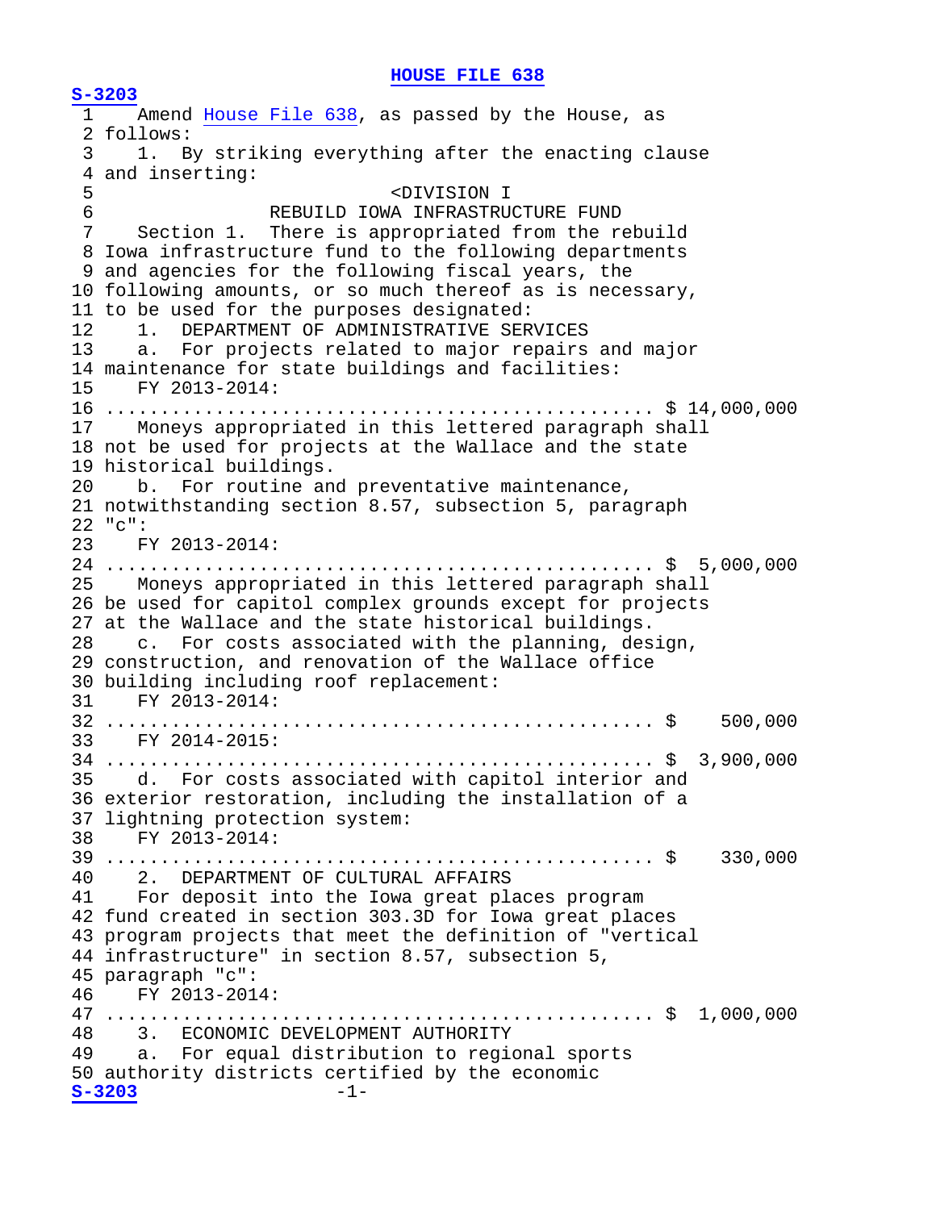# HOUSE FILE 638

**S-3203**

Amend House File 638, as passed by the House, as follows:

1. By striking everything after the enacting clause and inserting:

<DIVISION I

REBUILD IOWA INFRASTRUCTURE FUND

Section 1. There is appropriated from the rebuild Iowa infrastructure fund to the following departments and agencies for the following fiscal years, the following amounts, or so much thereof as is necessary, to be used for the purposes designated:

1. DEPARTMENT OF ADMINISTRATIVE SERVICES

a. For projects related to major repairs and major maintenance for state buildings and facilities:

FY 2013-2014:
.................................................. $ 14,000,000

Moneys appropriated in this lettered paragraph shall not be used for projects at the Wallace and the state historical buildings.

b. For routine and preventative maintenance, notwithstanding section 8.57, subsection 5, paragraph "c":

FY 2013-2014:
.................................................. $ 5,000,000

Moneys appropriated in this lettered paragraph shall be used for capitol complex grounds except for projects at the Wallace and the state historical buildings.

c. For costs associated with the planning, design, construction, and renovation of the Wallace office building including roof replacement:

FY 2013-2014:
.................................................. $ 500,000

FY 2014-2015:
.................................................. $ 3,900,000

d. For costs associated with capitol interior and exterior restoration, including the installation of a lightning protection system:

FY 2013-2014:
.................................................. $ 330,000

2. DEPARTMENT OF CULTURAL AFFAIRS

For deposit into the Iowa great places program fund created in section 303.3D for Iowa great places program projects that meet the definition of "vertical infrastructure" in section 8.57, subsection 5, paragraph "c":

FY 2013-2014:
.................................................. $ 1,000,000

3. ECONOMIC DEVELOPMENT AUTHORITY

a. For equal distribution to regional sports authority districts certified by the economic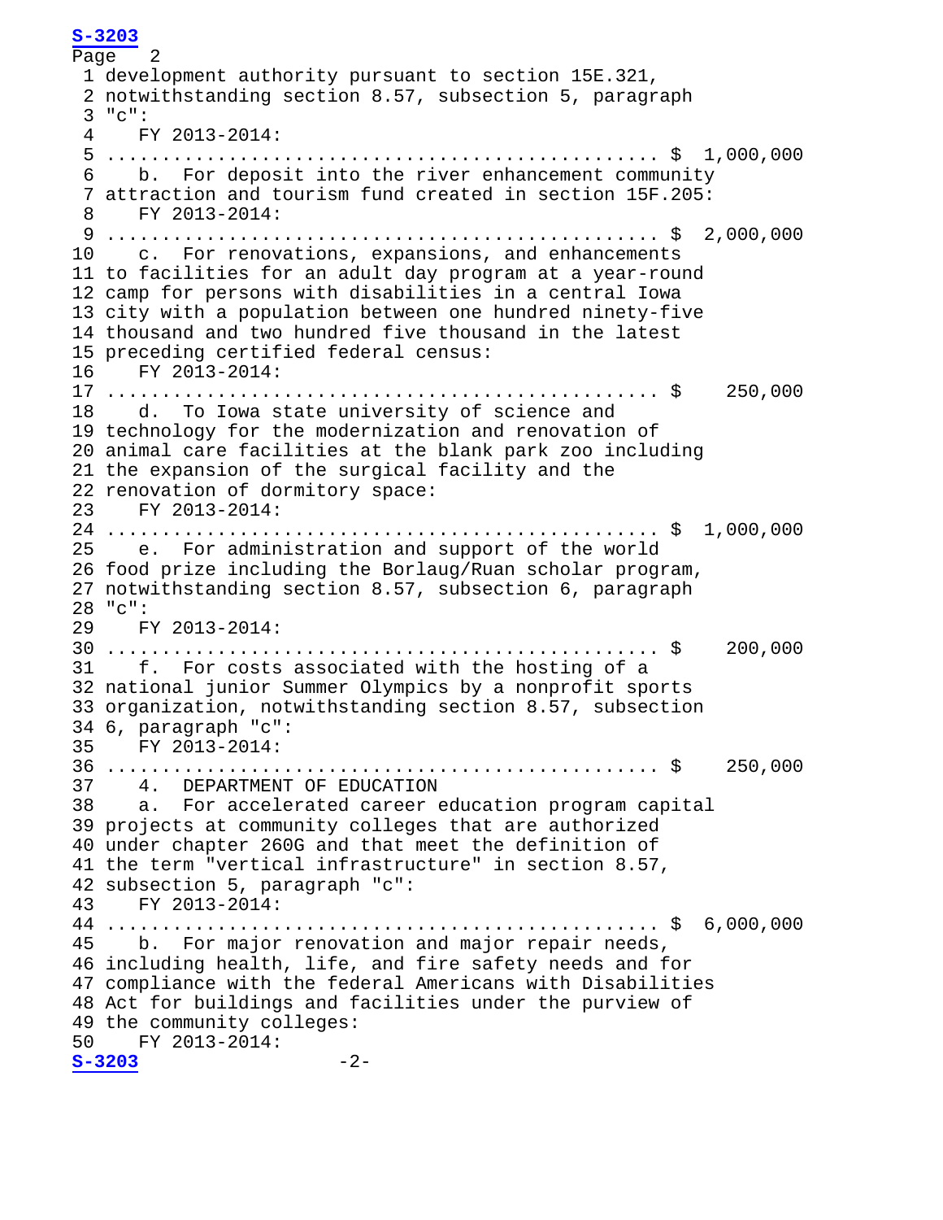development authority pursuant to section 15E.321, notwithstanding section 8.57, subsection 5, paragraph "c":

FY 2013-2014: .................................................. $ 1,000,000

b. For deposit into the river enhancement community attraction and tourism fund created in section 15F.205:

FY 2013-2014: .................................................. $ 2,000,000

c. For renovations, expansions, and enhancements to facilities for an adult day program at a year-round camp for persons with disabilities in a central Iowa city with a population between one hundred ninety-five thousand and two hundred five thousand in the latest preceding certified federal census:

FY 2013-2014: .................................................. $ 250,000

d. To Iowa state university of science and technology for the modernization and renovation of animal care facilities at the blank park zoo including the expansion of the surgical facility and the renovation of dormitory space:

FY 2013-2014: .................................................. $ 1,000,000

e. For administration and support of the world food prize including the Borlaug/Ruan scholar program, notwithstanding section 8.57, subsection 6, paragraph "c":

FY 2013-2014: .................................................. $ 200,000

f. For costs associated with the hosting of a national junior Summer Olympics by a nonprofit sports organization, notwithstanding section 8.57, subsection 6, paragraph "c":

FY 2013-2014: .................................................. $ 250,000

4. DEPARTMENT OF EDUCATION

a. For accelerated career education program capital projects at community colleges that are authorized under chapter 260G and that meet the definition of the term "vertical infrastructure" in section 8.57, subsection 5, paragraph "c":

FY 2013-2014: .................................................. $ 6,000,000

b. For major renovation and major repair needs, including health, life, and fire safety needs and for compliance with the federal Americans with Disabilities Act for buildings and facilities under the purview of the community colleges:

FY 2013-2014: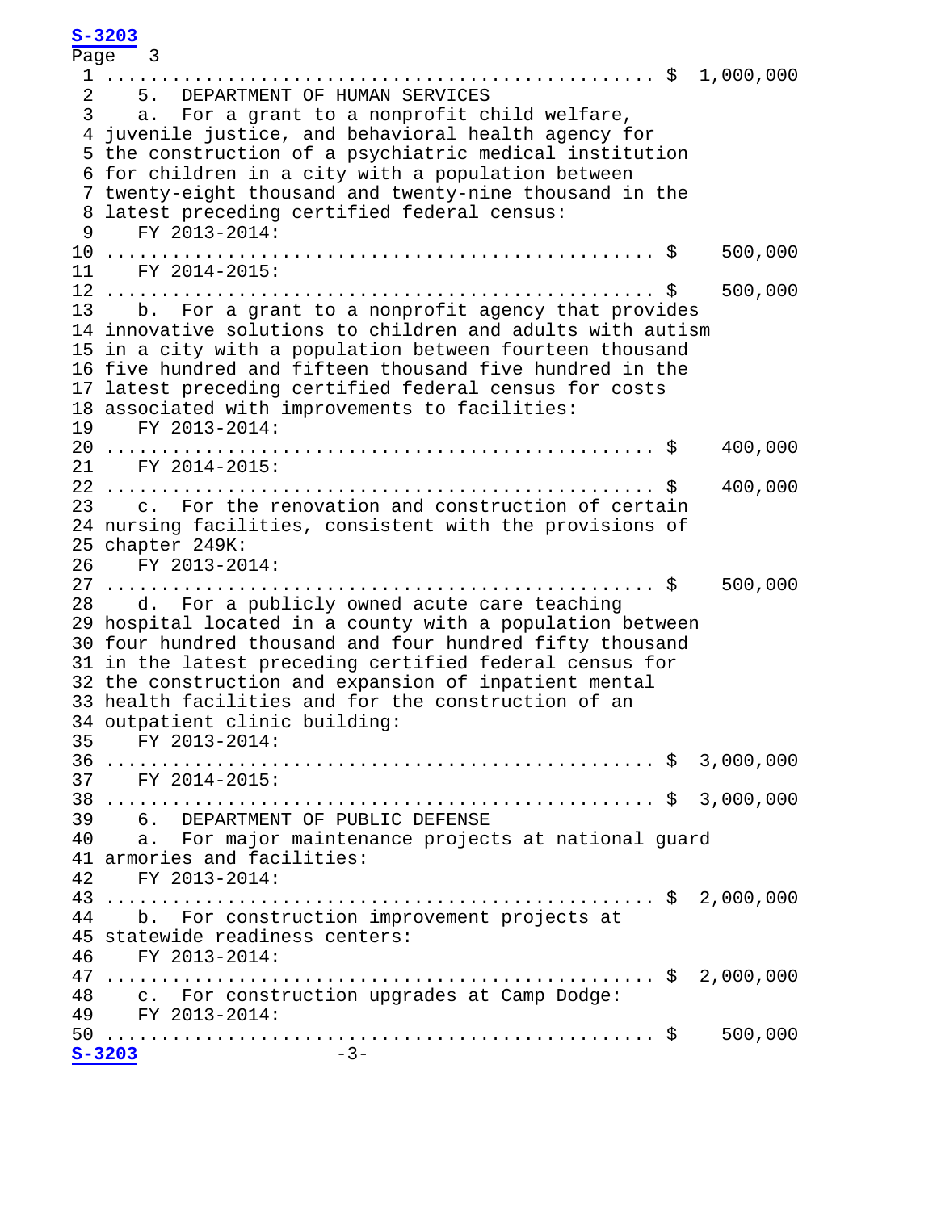.................................................. $ 1,000,000

5. DEPARTMENT OF HUMAN SERVICES

a. For a grant to a nonprofit child welfare, juvenile justice, and behavioral health agency for the construction of a psychiatric medical institution for children in a city with a population between twenty-eight thousand and twenty-nine thousand in the latest preceding certified federal census:

FY 2013-2014:
.................................................. $ 500,000

FY 2014-2015:
.................................................. $ 500,000

b. For a grant to a nonprofit agency that provides innovative solutions to children and adults with autism in a city with a population between fourteen thousand five hundred and fifteen thousand five hundred in the latest preceding certified federal census for costs associated with improvements to facilities:

FY 2013-2014:
.................................................. $ 400,000

FY 2014-2015:
.................................................. $ 400,000

c. For the renovation and construction of certain nursing facilities, consistent with the provisions of chapter 249K:

FY 2013-2014:
.................................................. $ 500,000

d. For a publicly owned acute care teaching hospital located in a county with a population between four hundred thousand and four hundred fifty thousand in the latest preceding certified federal census for the construction and expansion of inpatient mental health facilities and for the construction of an outpatient clinic building:

FY 2013-2014:
.................................................. $ 3,000,000

FY 2014-2015:
.................................................. $ 3,000,000

6. DEPARTMENT OF PUBLIC DEFENSE

a. For major maintenance projects at national guard armories and facilities:

FY 2013-2014:
.................................................. $ 2,000,000

b. For construction improvement projects at statewide readiness centers:

FY 2013-2014:
.................................................. $ 2,000,000

c. For construction upgrades at Camp Dodge:

FY 2013-2014:
.................................................. $ 500,000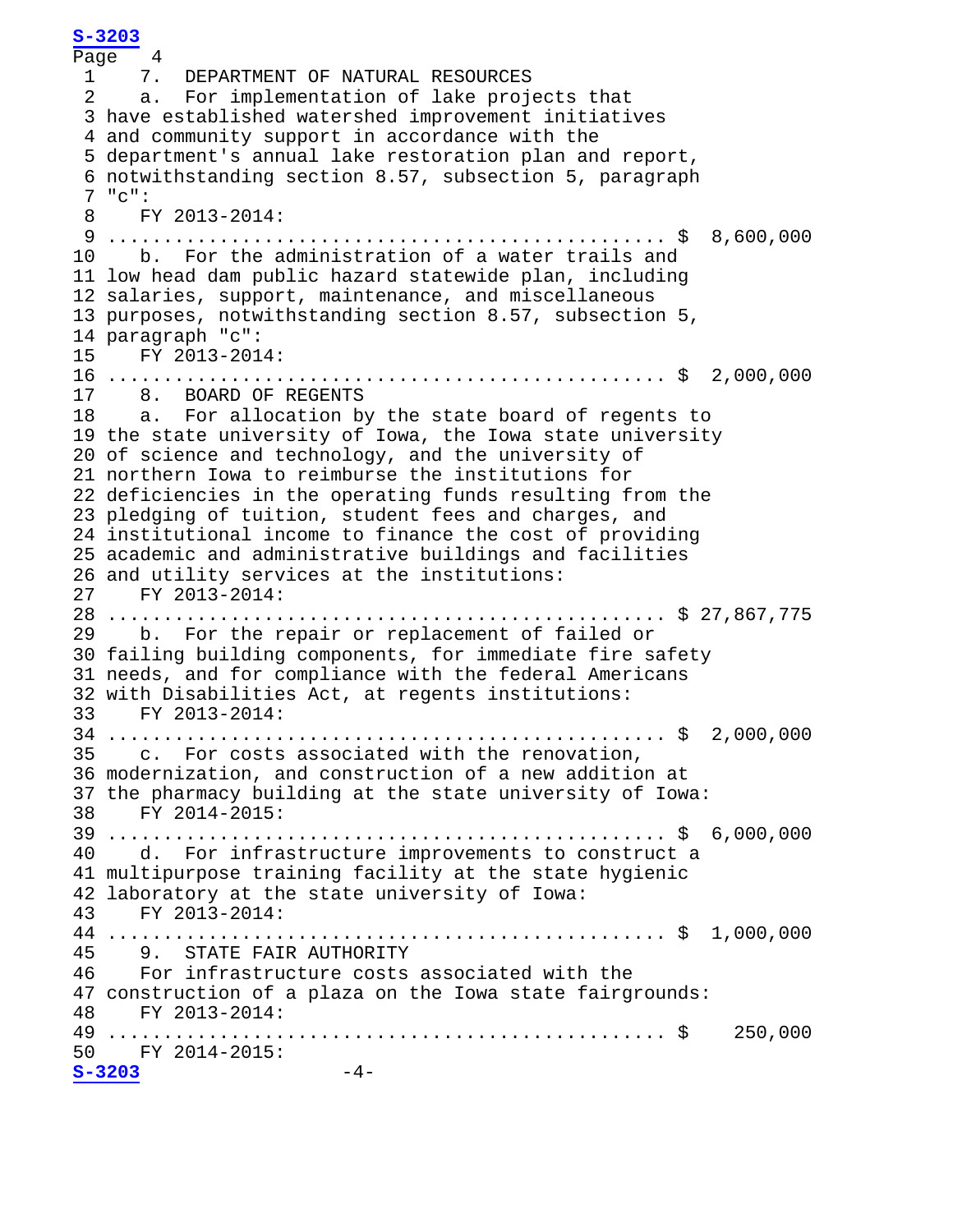7. DEPARTMENT OF NATURAL RESOURCES

a. For implementation of lake projects that have established watershed improvement initiatives and community support in accordance with the department's annual lake restoration plan and report, notwithstanding section 8.57, subsection 5, paragraph "c":

FY 2013-2014:
.................................................. $ 8,600,000

b. For the administration of a water trails and low head dam public hazard statewide plan, including salaries, support, maintenance, and miscellaneous purposes, notwithstanding section 8.57, subsection 5, paragraph "c":

FY 2013-2014:
.................................................. $ 2,000,000

8. BOARD OF REGENTS

a. For allocation by the state board of regents to the state university of Iowa, the Iowa state university of science and technology, and the university of northern Iowa to reimburse the institutions for deficiencies in the operating funds resulting from the pledging of tuition, student fees and charges, and institutional income to finance the cost of providing academic and administrative buildings and facilities and utility services at the institutions:

FY 2013-2014:
.................................................. $ 27,867,775

b. For the repair or replacement of failed or failing building components, for immediate fire safety needs, and for compliance with the federal Americans with Disabilities Act, at regents institutions:

FY 2013-2014:
.................................................. $ 2,000,000

c. For costs associated with the renovation, modernization, and construction of a new addition at the pharmacy building at the state university of Iowa:

FY 2014-2015:
.................................................. $ 6,000,000

d. For infrastructure improvements to construct a multipurpose training facility at the state hygienic laboratory at the state university of Iowa:

FY 2013-2014:
.................................................. $ 1,000,000

9. STATE FAIR AUTHORITY

For infrastructure costs associated with the construction of a plaza on the Iowa state fairgrounds:

FY 2013-2014:
.................................................. $ 250,000

FY 2014-2015: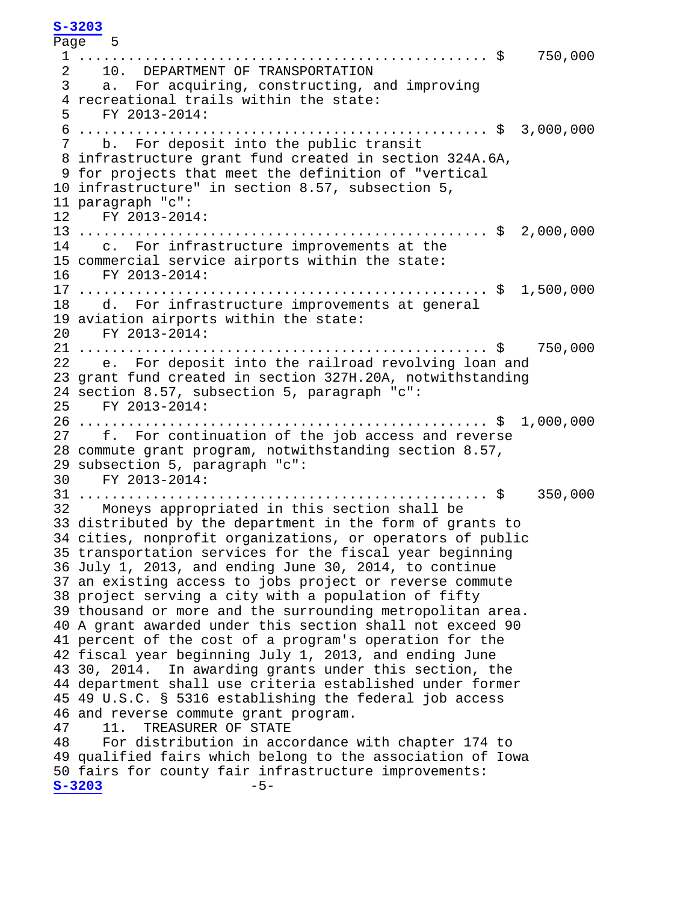.................................................. $ 750,000

10. DEPARTMENT OF TRANSPORTATION

a. For acquiring, constructing, and improving recreational trails within the state:

FY 2013-2014:

.................................................. $ 3,000,000

b. For deposit into the public transit infrastructure grant fund created in section 324A.6A, for projects that meet the definition of "vertical infrastructure" in section 8.57, subsection 5, paragraph "c":

FY 2013-2014:

.................................................. $ 2,000,000

c. For infrastructure improvements at the commercial service airports within the state:

FY 2013-2014:

.................................................. $ 1,500,000

d. For infrastructure improvements at general aviation airports within the state:

FY 2013-2014:

.................................................. $ 750,000

e. For deposit into the railroad revolving loan and grant fund created in section 327H.20A, notwithstanding section 8.57, subsection 5, paragraph "c":

FY 2013-2014:

.................................................. $ 1,000,000

f. For continuation of the job access and reverse commute grant program, notwithstanding section 8.57, subsection 5, paragraph "c":

FY 2013-2014:

.................................................. $ 350,000

Moneys appropriated in this section shall be distributed by the department in the form of grants to cities, nonprofit organizations, or operators of public transportation services for the fiscal year beginning July 1, 2013, and ending June 30, 2014, to continue an existing access to jobs project or reverse commute project serving a city with a population of fifty thousand or more and the surrounding metropolitan area. A grant awarded under this section shall not exceed 90 percent of the cost of a program's operation for the fiscal year beginning July 1, 2013, and ending June 30, 2014. In awarding grants under this section, the department shall use criteria established under former 49 U.S.C. § 5316 establishing the federal job access and reverse commute grant program.

11. TREASURER OF STATE

For distribution in accordance with chapter 174 to qualified fairs which belong to the association of Iowa fairs for county fair infrastructure improvements: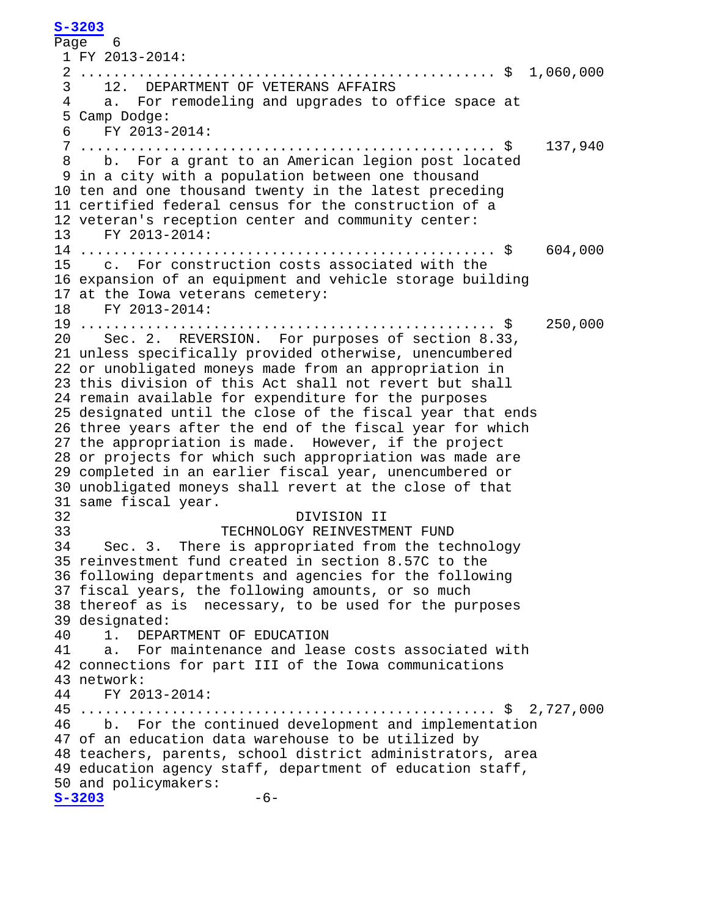FY 2013-2014:

.................................................. $ 1,060,000

12. DEPARTMENT OF VETERANS AFFAIRS

a. For remodeling and upgrades to office space at Camp Dodge:

FY 2013-2014:

.................................................. $ 137,940

b. For a grant to an American legion post located in a city with a population between one thousand ten and one thousand twenty in the latest preceding certified federal census for the construction of a veteran's reception center and community center:

FY 2013-2014:

.................................................. $ 604,000

c. For construction costs associated with the expansion of an equipment and vehicle storage building at the Iowa veterans cemetery:

FY 2013-2014:

.................................................. $ 250,000

Sec. 2. REVERSION. For purposes of section 8.33, unless specifically provided otherwise, unencumbered or unobligated moneys made from an appropriation in this division of this Act shall not revert but shall remain available for expenditure for the purposes designated until the close of the fiscal year that ends three years after the end of the fiscal year for which the appropriation is made. However, if the project or projects for which such appropriation was made are completed in an earlier fiscal year, unencumbered or unobligated moneys shall revert at the close of that same fiscal year.

## DIVISION II

## TECHNOLOGY REINVESTMENT FUND

Sec. 3. There is appropriated from the technology reinvestment fund created in section 8.57C to the following departments and agencies for the following fiscal years, the following amounts, or so much thereof as is necessary, to be used for the purposes designated:

1. DEPARTMENT OF EDUCATION

a. For maintenance and lease costs associated with connections for part III of the Iowa communications network:

FY 2013-2014:

.................................................. $ 2,727,000

b. For the continued development and implementation of an education data warehouse to be utilized by teachers, parents, school district administrators, area education agency staff, department of education staff, and policymakers: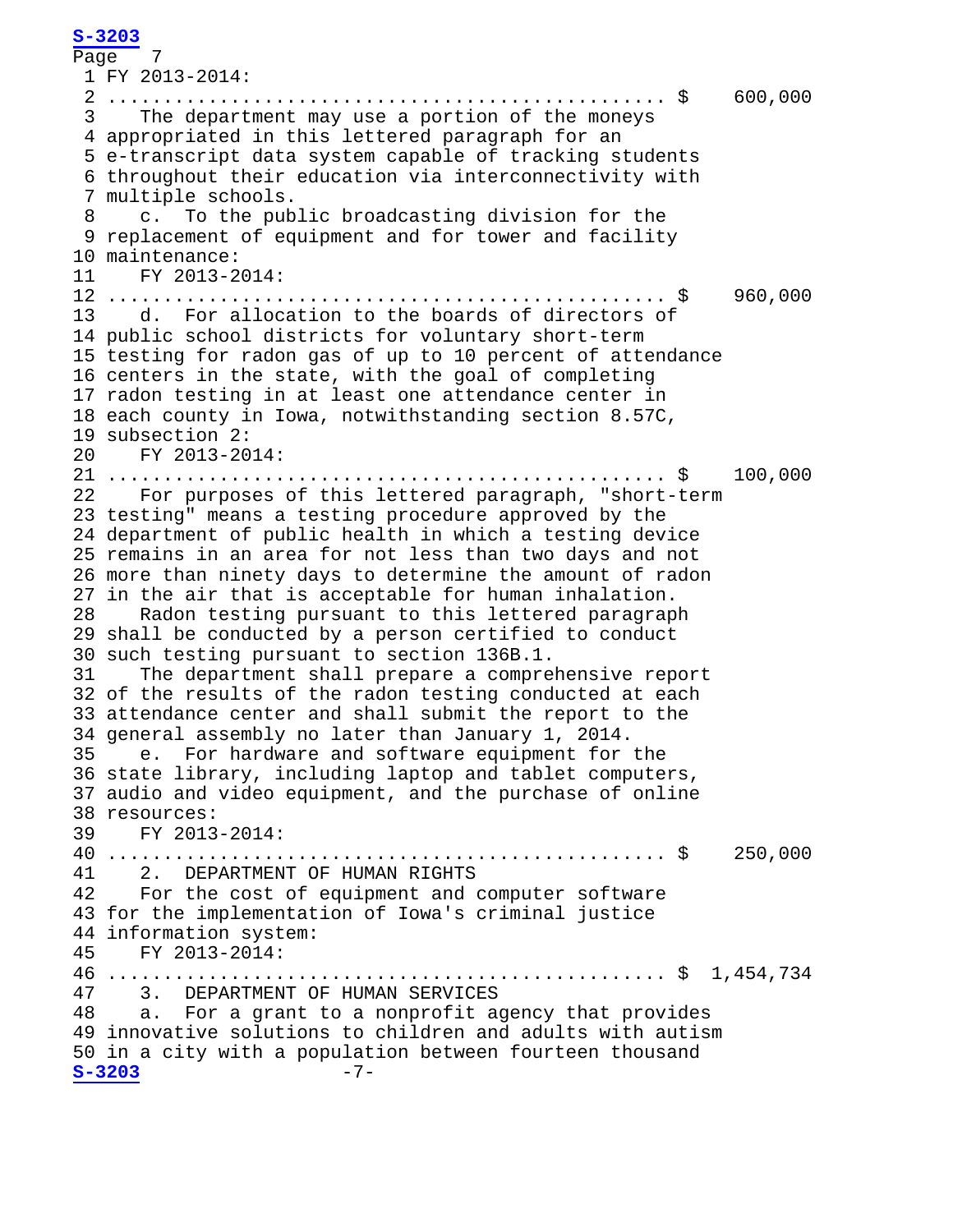FY 2013-2014:

.................................................. $ 600,000

The department may use a portion of the moneys appropriated in this lettered paragraph for an e-transcript data system capable of tracking students throughout their education via interconnectivity with multiple schools.

c. To the public broadcasting division for the replacement of equipment and for tower and facility maintenance:

FY 2013-2014:

.................................................. $ 960,000

d. For allocation to the boards of directors of public school districts for voluntary short-term testing for radon gas of up to 10 percent of attendance centers in the state, with the goal of completing radon testing in at least one attendance center in each county in Iowa, notwithstanding section 8.57C, subsection 2:

FY 2013-2014:

.................................................. $ 100,000

For purposes of this lettered paragraph, "short-term testing" means a testing procedure approved by the department of public health in which a testing device remains in an area for not less than two days and not more than ninety days to determine the amount of radon in the air that is acceptable for human inhalation.

Radon testing pursuant to this lettered paragraph shall be conducted by a person certified to conduct such testing pursuant to section 136B.1.

The department shall prepare a comprehensive report of the results of the radon testing conducted at each attendance center and shall submit the report to the general assembly no later than January 1, 2014.

e. For hardware and software equipment for the state library, including laptop and tablet computers, audio and video equipment, and the purchase of online resources:

FY 2013-2014:

.................................................. $ 250,000

2. DEPARTMENT OF HUMAN RIGHTS

For the cost of equipment and computer software for the implementation of Iowa's criminal justice information system:

FY 2013-2014:

.................................................. $ 1,454,734

3. DEPARTMENT OF HUMAN SERVICES

a. For a grant to a nonprofit agency that provides innovative solutions to children and adults with autism in a city with a population between fourteen thousand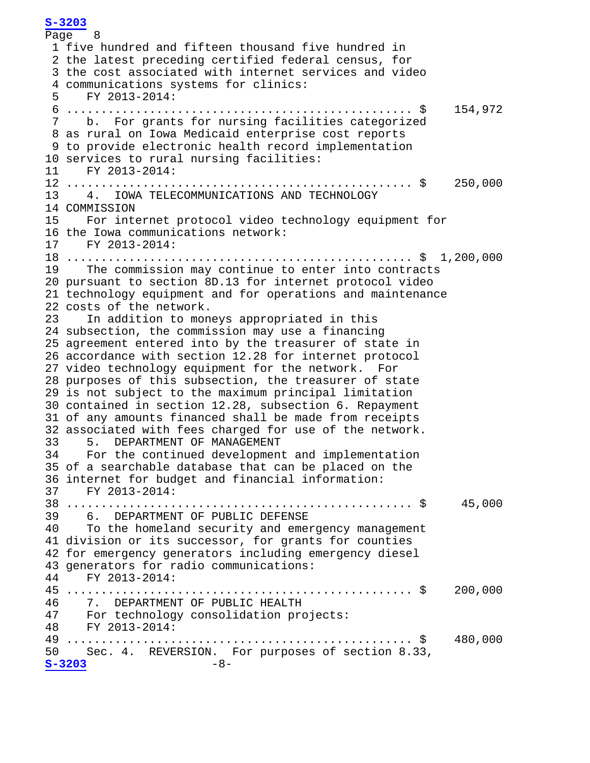five hundred and fifteen thousand five hundred in the latest preceding certified federal census, for the cost associated with internet services and video communications systems for clinics:

FY 2013-2014: .................................................. $ 154,972

b. For grants for nursing facilities categorized as rural on Iowa Medicaid enterprise cost reports to provide electronic health record implementation services to rural nursing facilities:

FY 2013-2014: .................................................. $ 250,000

4. IOWA TELECOMMUNICATIONS AND TECHNOLOGY COMMISSION

For internet protocol video technology equipment for the Iowa communications network:

FY 2013-2014: .................................................. $ 1,200,000

The commission may continue to enter into contracts pursuant to section 8D.13 for internet protocol video technology equipment and for operations and maintenance costs of the network.

In addition to moneys appropriated in this subsection, the commission may use a financing agreement entered into by the treasurer of state in accordance with section 12.28 for internet protocol video technology equipment for the network. For purposes of this subsection, the treasurer of state is not subject to the maximum principal limitation contained in section 12.28, subsection 6. Repayment of any amounts financed shall be made from receipts associated with fees charged for use of the network.

5. DEPARTMENT OF MANAGEMENT

For the continued development and implementation of a searchable database that can be placed on the internet for budget and financial information:

FY 2013-2014: .................................................. $ 45,000

6. DEPARTMENT OF PUBLIC DEFENSE

To the homeland security and emergency management division or its successor, for grants for counties for emergency generators including emergency diesel generators for radio communications:

FY 2013-2014: .................................................. $ 200,000

7. DEPARTMENT OF PUBLIC HEALTH

For technology consolidation projects:

FY 2013-2014: .................................................. $ 480,000

Sec. 4. REVERSION. For purposes of section 8.33,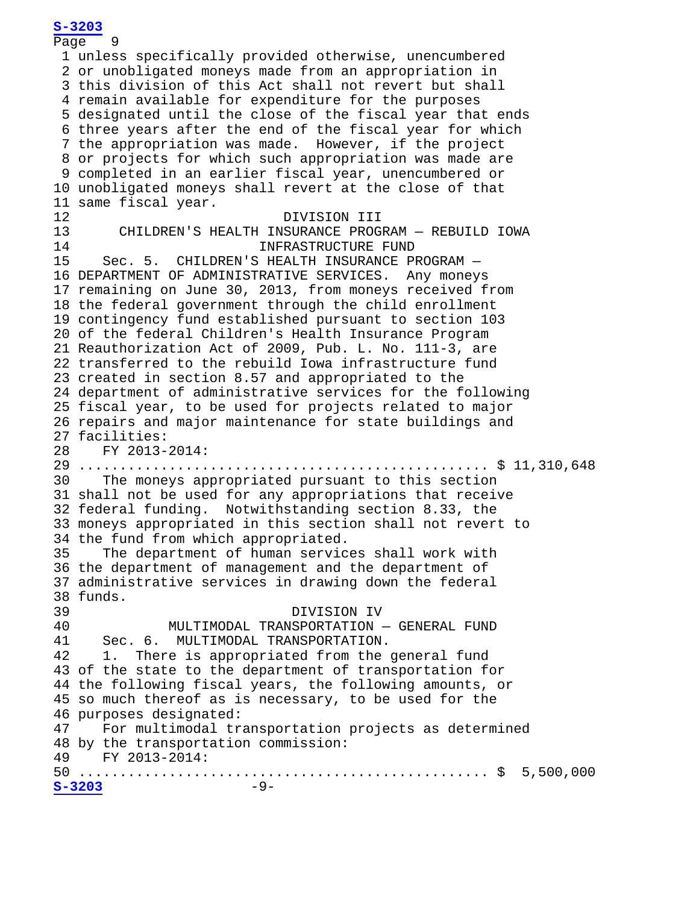unless specifically provided otherwise, unencumbered or unobligated moneys made from an appropriation in this division of this Act shall not revert but shall remain available for expenditure for the purposes designated until the close of the fiscal year that ends three years after the end of the fiscal year for which the appropriation was made. However, if the project or projects for which such appropriation was made are completed in an earlier fiscal year, unencumbered or unobligated moneys shall revert at the close of that same fiscal year.

## DIVISION III
## CHILDREN'S HEALTH INSURANCE PROGRAM — REBUILD IOWA INFRASTRUCTURE FUND

Sec. 5. CHILDREN'S HEALTH INSURANCE PROGRAM — DEPARTMENT OF ADMINISTRATIVE SERVICES. Any moneys remaining on June 30, 2013, from moneys received from the federal government through the child enrollment contingency fund established pursuant to section 103 of the federal Children's Health Insurance Program Reauthorization Act of 2009, Pub. L. No. 111-3, are transferred to the rebuild Iowa infrastructure fund created in section 8.57 and appropriated to the department of administrative services for the following fiscal year, to be used for projects related to major repairs and major maintenance for state buildings and facilities:

FY 2013-2014:
.................................................. $ 11,310,648

The moneys appropriated pursuant to this section shall not be used for any appropriations that receive federal funding. Notwithstanding section 8.33, the moneys appropriated in this section shall not revert to the fund from which appropriated.

The department of human services shall work with the department of management and the department of administrative services in drawing down the federal funds.

## DIVISION IV
## MULTIMODAL TRANSPORTATION — GENERAL FUND

Sec. 6. MULTIMODAL TRANSPORTATION.

1. There is appropriated from the general fund of the state to the department of transportation for the following fiscal years, the following amounts, or so much thereof as is necessary, to be used for the purposes designated:

For multimodal transportation projects as determined by the transportation commission:

FY 2013-2014:
.................................................. $ 5,500,000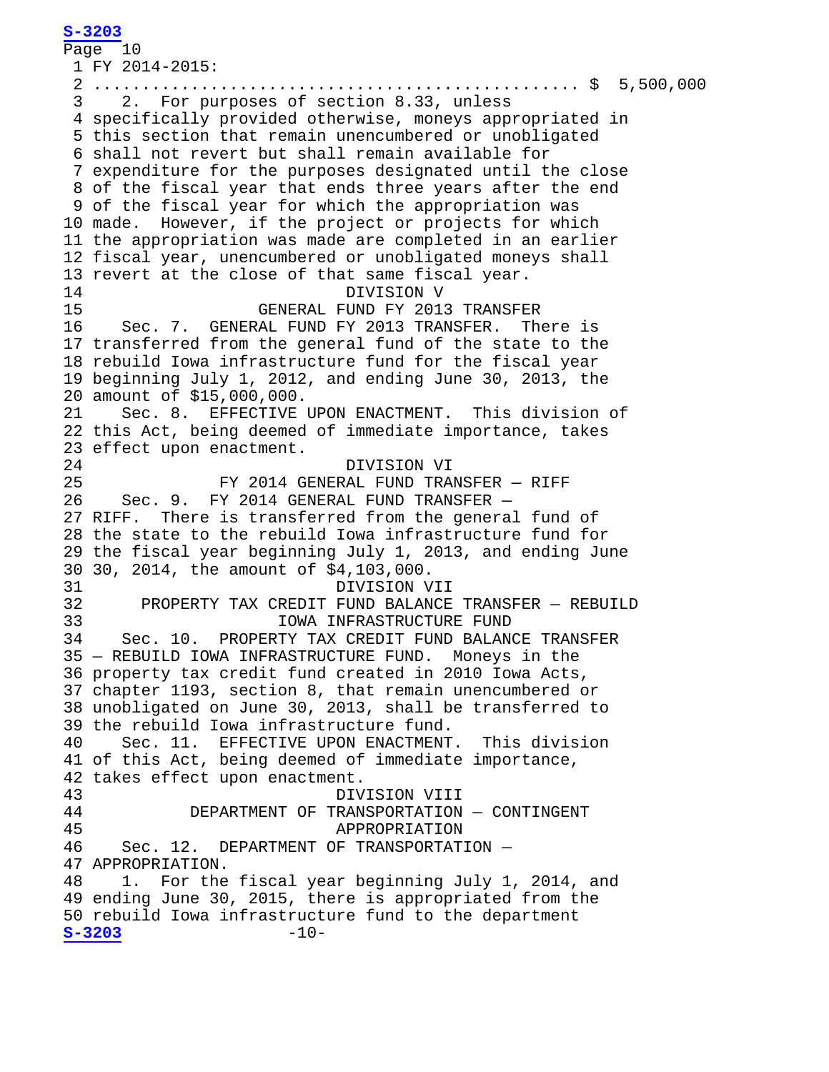FY 2014-2015: .............................................. $ 5,500,000

2. For purposes of section 8.33, unless specifically provided otherwise, moneys appropriated in this section that remain unencumbered or unobligated shall not revert but shall remain available for expenditure for the purposes designated until the close of the fiscal year that ends three years after the end of the fiscal year for which the appropriation was made. However, if the project or projects for which the appropriation was made are completed in an earlier fiscal year, unencumbered or unobligated moneys shall revert at the close of that same fiscal year.

DIVISION V

GENERAL FUND FY 2013 TRANSFER

Sec. 7. GENERAL FUND FY 2013 TRANSFER. There is transferred from the general fund of the state to the rebuild Iowa infrastructure fund for the fiscal year beginning July 1, 2012, and ending June 30, 2013, the amount of $15,000,000.

Sec. 8. EFFECTIVE UPON ENACTMENT. This division of this Act, being deemed of immediate importance, takes effect upon enactment.

DIVISION VI

FY 2014 GENERAL FUND TRANSFER — RIFF

Sec. 9. FY 2014 GENERAL FUND TRANSFER — RIFF. There is transferred from the general fund of the state to the rebuild Iowa infrastructure fund for the fiscal year beginning July 1, 2013, and ending June 30, 2014, the amount of $4,103,000.

DIVISION VII

PROPERTY TAX CREDIT FUND BALANCE TRANSFER — REBUILD IOWA INFRASTRUCTURE FUND

Sec. 10. PROPERTY TAX CREDIT FUND BALANCE TRANSFER — REBUILD IOWA INFRASTRUCTURE FUND. Moneys in the property tax credit fund created in 2010 Iowa Acts, chapter 1193, section 8, that remain unencumbered or unobligated on June 30, 2013, shall be transferred to the rebuild Iowa infrastructure fund.

Sec. 11. EFFECTIVE UPON ENACTMENT. This division of this Act, being deemed of immediate importance, takes effect upon enactment.

DIVISION VIII

DEPARTMENT OF TRANSPORTATION — CONTINGENT APPROPRIATION

Sec. 12. DEPARTMENT OF TRANSPORTATION — APPROPRIATION.

1. For the fiscal year beginning July 1, 2014, and ending June 30, 2015, there is appropriated from the rebuild Iowa infrastructure fund to the department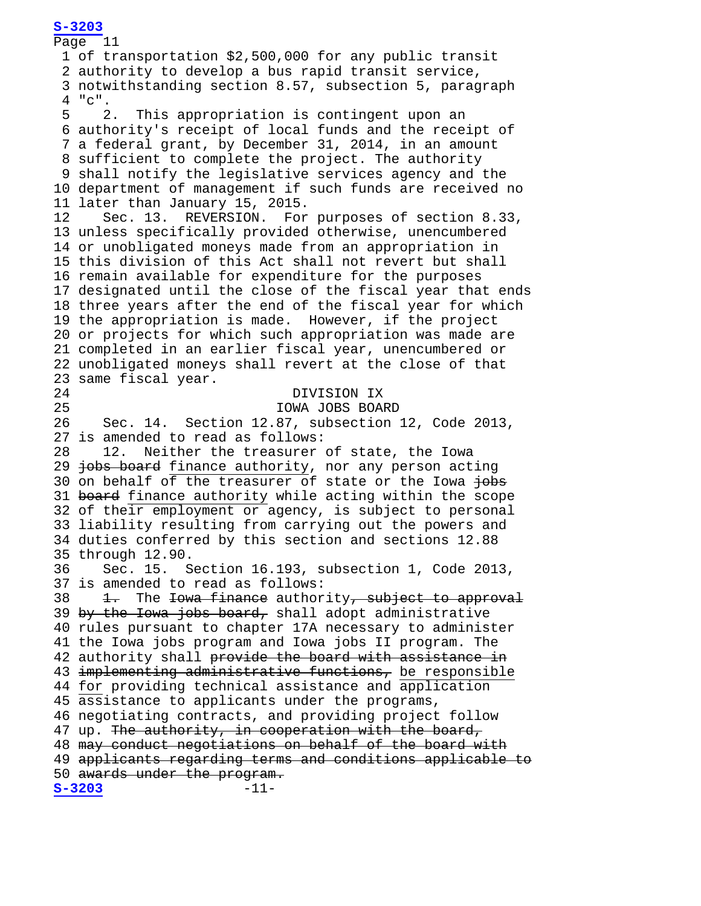of transportation $2,500,000 for any public transit authority to develop a bus rapid transit service, notwithstanding section 8.57, subsection 5, paragraph "c".

2. This appropriation is contingent upon an authority's receipt of local funds and the receipt of a federal grant, by December 31, 2014, in an amount sufficient to complete the project. The authority shall notify the legislative services agency and the department of management if such funds are received no later than January 15, 2015.

Sec. 13. REVERSION. For purposes of section 8.33, unless specifically provided otherwise, unencumbered or unobligated moneys made from an appropriation in this division of this Act shall not revert but shall remain available for expenditure for the purposes designated until the close of the fiscal year that ends three years after the end of the fiscal year for which the appropriation is made. However, if the project or projects for which such appropriation was made are completed in an earlier fiscal year, unencumbered or unobligated moneys shall revert at the close of that same fiscal year.

## DIVISION IX

## IOWA JOBS BOARD

Sec. 14. Section 12.87, subsection 12, Code 2013, is amended to read as follows:

12. Neither the treasurer of state, the Iowa ~~jobs board~~ finance authority, nor any person acting on behalf of the treasurer of state or the Iowa ~~jobs board~~ finance authority while acting within the scope of their employment or agency, is subject to personal liability resulting from carrying out the powers and duties conferred by this section and sections 12.88 through 12.90.

Sec. 15. Section 16.193, subsection 1, Code 2013, is amended to read as follows:

~~1.~~ The ~~Iowa finance~~ authority~~, subject to approval by the Iowa jobs board,~~ shall adopt administrative rules pursuant to chapter 17A necessary to administer the Iowa jobs program and Iowa jobs II program. The authority shall ~~provide the board with assistance in implementing administrative functions,~~ be responsible for providing technical assistance and application assistance to applicants under the programs, negotiating contracts, and providing project follow up. ~~The authority, in cooperation with the board, may conduct negotiations on behalf of the board with applicants regarding terms and conditions applicable to awards under the program.~~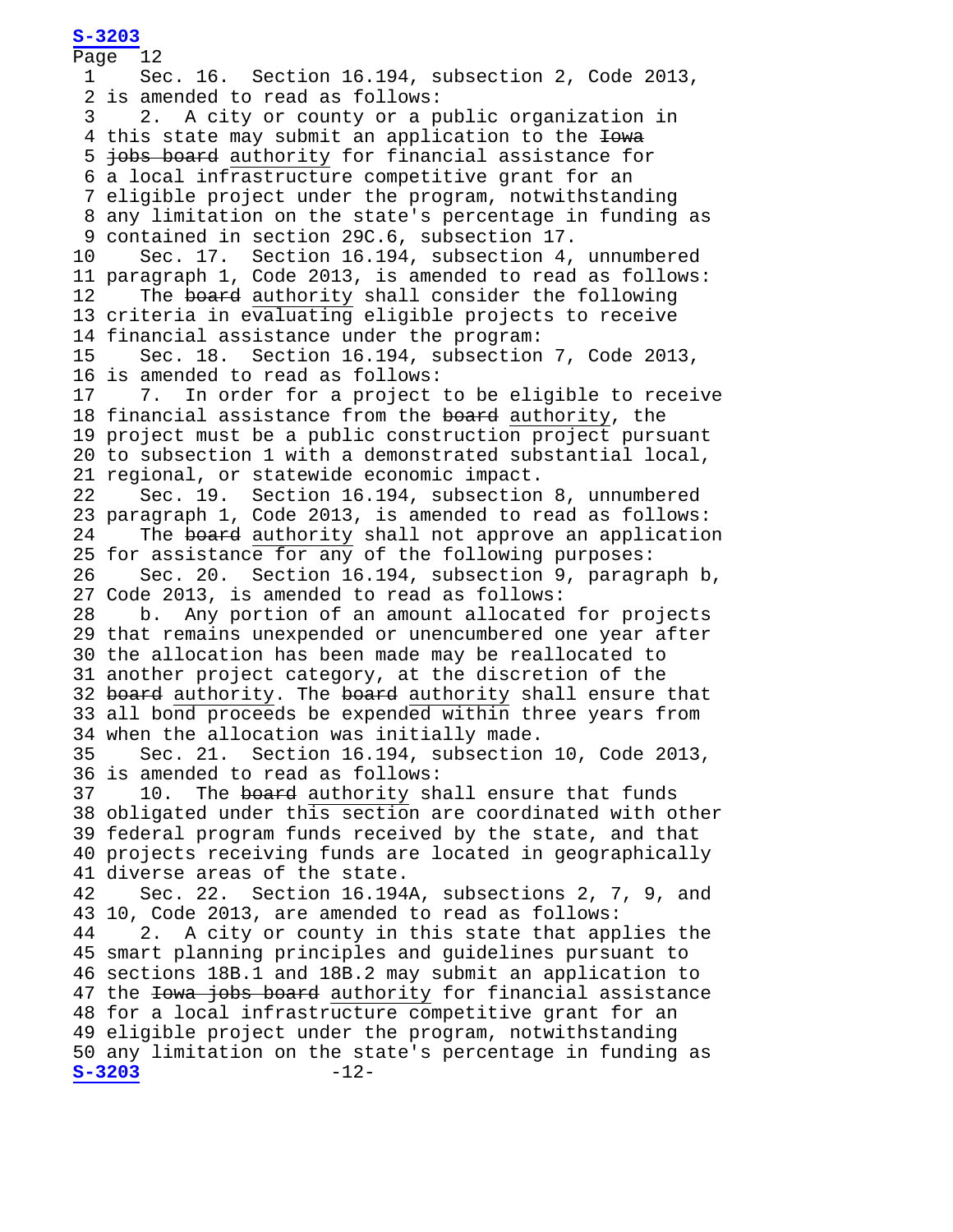Sec. 16. Section 16.194, subsection 2, Code 2013, is amended to read as follows:

2. A city or county or a public organization in this state may submit an application to the ~~Iowa jobs board~~ authority for financial assistance for a local infrastructure competitive grant for an eligible project under the program, notwithstanding any limitation on the state's percentage in funding as contained in section 29C.6, subsection 17.

Sec. 17. Section 16.194, subsection 4, unnumbered paragraph 1, Code 2013, is amended to read as follows:

The ~~board~~ authority shall consider the following criteria in evaluating eligible projects to receive financial assistance under the program:

Sec. 18. Section 16.194, subsection 7, Code 2013, is amended to read as follows:

7. In order for a project to be eligible to receive financial assistance from the ~~board~~ authority, the project must be a public construction project pursuant to subsection 1 with a demonstrated substantial local, regional, or statewide economic impact.

Sec. 19. Section 16.194, subsection 8, unnumbered paragraph 1, Code 2013, is amended to read as follows:

The ~~board~~ authority shall not approve an application for assistance for any of the following purposes:

Sec. 20. Section 16.194, subsection 9, paragraph b, Code 2013, is amended to read as follows:

b. Any portion of an amount allocated for projects that remains unexpended or unencumbered one year after the allocation has been made may be reallocated to another project category, at the discretion of the ~~board~~ authority. The ~~board~~ authority shall ensure that all bond proceeds be expended within three years from when the allocation was initially made.

Sec. 21. Section 16.194, subsection 10, Code 2013, is amended to read as follows:

10. The ~~board~~ authority shall ensure that funds obligated under this section are coordinated with other federal program funds received by the state, and that projects receiving funds are located in geographically diverse areas of the state.

Sec. 22. Section 16.194A, subsections 2, 7, 9, and 10, Code 2013, are amended to read as follows:

2. A city or county in this state that applies the smart planning principles and guidelines pursuant to sections 18B.1 and 18B.2 may submit an application to the ~~Iowa jobs board~~ authority for financial assistance for a local infrastructure competitive grant for an eligible project under the program, notwithstanding any limitation on the state's percentage in funding as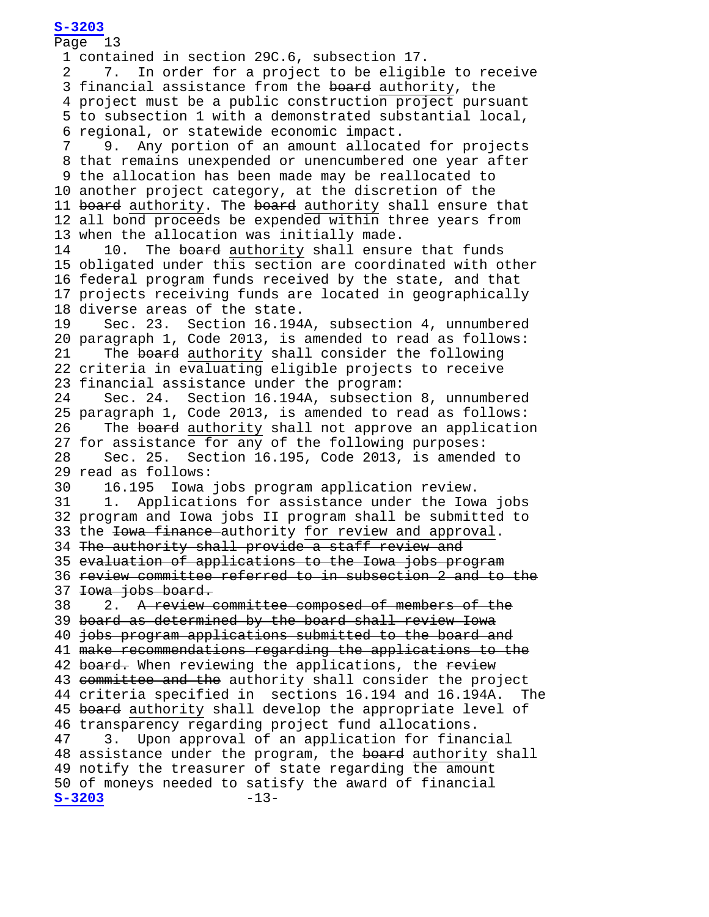contained in section 29C.6, subsection 17.

7. In order for a project to be eligible to receive financial assistance from the ~~board~~ authority, the project must be a public construction project pursuant to subsection 1 with a demonstrated substantial local, regional, or statewide economic impact.

9. Any portion of an amount allocated for projects that remains unexpended or unencumbered one year after the allocation has been made may be reallocated to another project category, at the discretion of the ~~board~~ authority. The ~~board~~ authority shall ensure that all bond proceeds be expended within three years from when the allocation was initially made.

10. The ~~board~~ authority shall ensure that funds obligated under this section are coordinated with other federal program funds received by the state, and that projects receiving funds are located in geographically diverse areas of the state.

Sec. 23. Section 16.194A, subsection 4, unnumbered paragraph 1, Code 2013, is amended to read as follows:

The ~~board~~ authority shall consider the following criteria in evaluating eligible projects to receive financial assistance under the program:

Sec. 24. Section 16.194A, subsection 8, unnumbered paragraph 1, Code 2013, is amended to read as follows:

The ~~board~~ authority shall not approve an application for assistance for any of the following purposes:

Sec. 25. Section 16.195, Code 2013, is amended to read as follows:

16.195 Iowa jobs program application review.

1. Applications for assistance under the Iowa jobs program and Iowa jobs II program shall be submitted to the ~~Iowa finance~~ authority for review and approval. ~~The authority shall provide a staff review and evaluation of applications to the Iowa jobs program review committee referred to in subsection 2 and to the Iowa jobs board.~~

2. ~~A review committee composed of members of the board as determined by the board shall review Iowa jobs program applications submitted to the board and make recommendations regarding the applications to the board.~~ When reviewing the applications, the ~~review committee and the~~ authority shall consider the project criteria specified in sections 16.194 and 16.194A. The ~~board~~ authority shall develop the appropriate level of transparency regarding project fund allocations.

3. Upon approval of an application for financial assistance under the program, the ~~board~~ authority shall notify the treasurer of state regarding the amount of moneys needed to satisfy the award of financial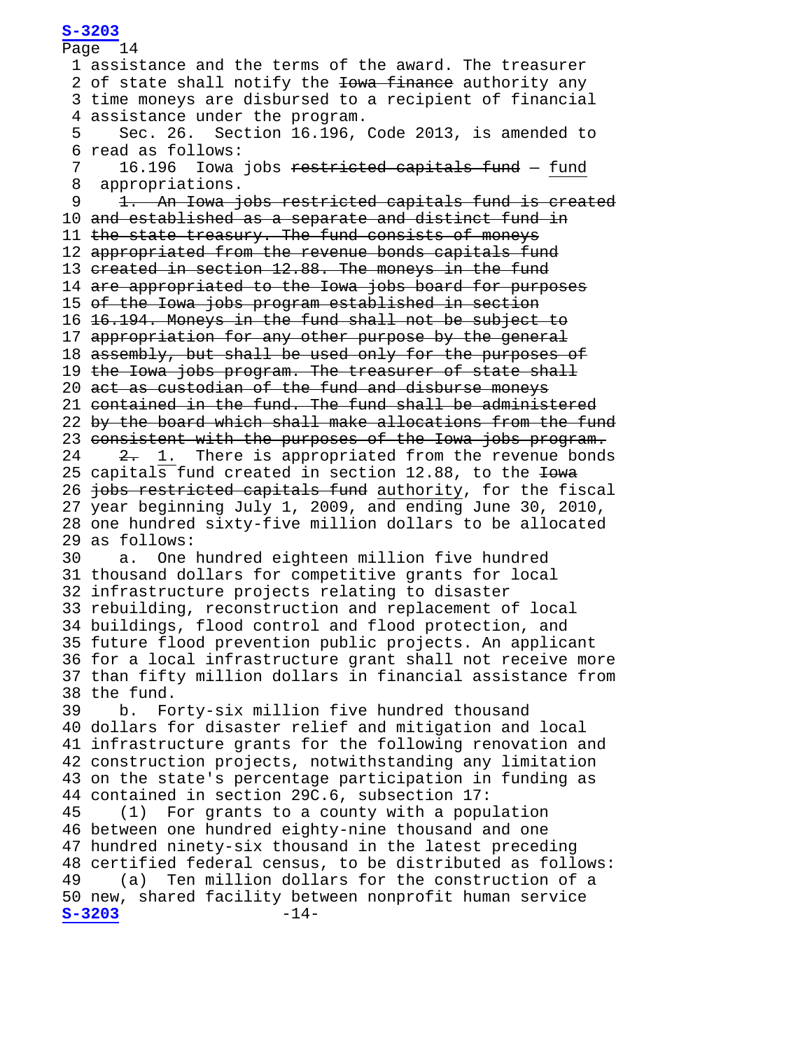assistance and the terms of the award. The treasurer of state shall notify the ~~Iowa finance~~ authority any time moneys are disbursed to a recipient of financial assistance under the program.

Sec. 26. Section 16.196, Code 2013, is amended to read as follows:

16.196 Iowa jobs ~~restricted capitals fund~~ — fund appropriations.

~~1. An Iowa jobs restricted capitals fund is created and established as a separate and distinct fund in the state treasury. The fund consists of moneys appropriated from the revenue bonds capitals fund created in section 12.88. The moneys in the fund are appropriated to the Iowa jobs board for purposes of the Iowa jobs program established in section 16.194. Moneys in the fund shall not be subject to appropriation for any other purpose by the general assembly, but shall be used only for the purposes of the Iowa jobs program. The treasurer of state shall act as custodian of the fund and disburse moneys contained in the fund. The fund shall be administered by the board which shall make allocations from the fund consistent with the purposes of the Iowa jobs program.~~

~~2.~~ 1. There is appropriated from the revenue bonds capitals fund created in section 12.88, to the ~~Iowa jobs restricted capitals fund~~ authority, for the fiscal year beginning July 1, 2009, and ending June 30, 2010, one hundred sixty-five million dollars to be allocated as follows:

a. One hundred eighteen million five hundred thousand dollars for competitive grants for local infrastructure projects relating to disaster rebuilding, reconstruction and replacement of local buildings, flood control and flood protection, and future flood prevention public projects. An applicant for a local infrastructure grant shall not receive more than fifty million dollars in financial assistance from the fund.

b. Forty-six million five hundred thousand dollars for disaster relief and mitigation and local infrastructure grants for the following renovation and construction projects, notwithstanding any limitation on the state's percentage participation in funding as contained in section 29C.6, subsection 17:

(1) For grants to a county with a population between one hundred eighty-nine thousand and one hundred ninety-six thousand in the latest preceding certified federal census, to be distributed as follows:

(a) Ten million dollars for the construction of a new, shared facility between nonprofit human service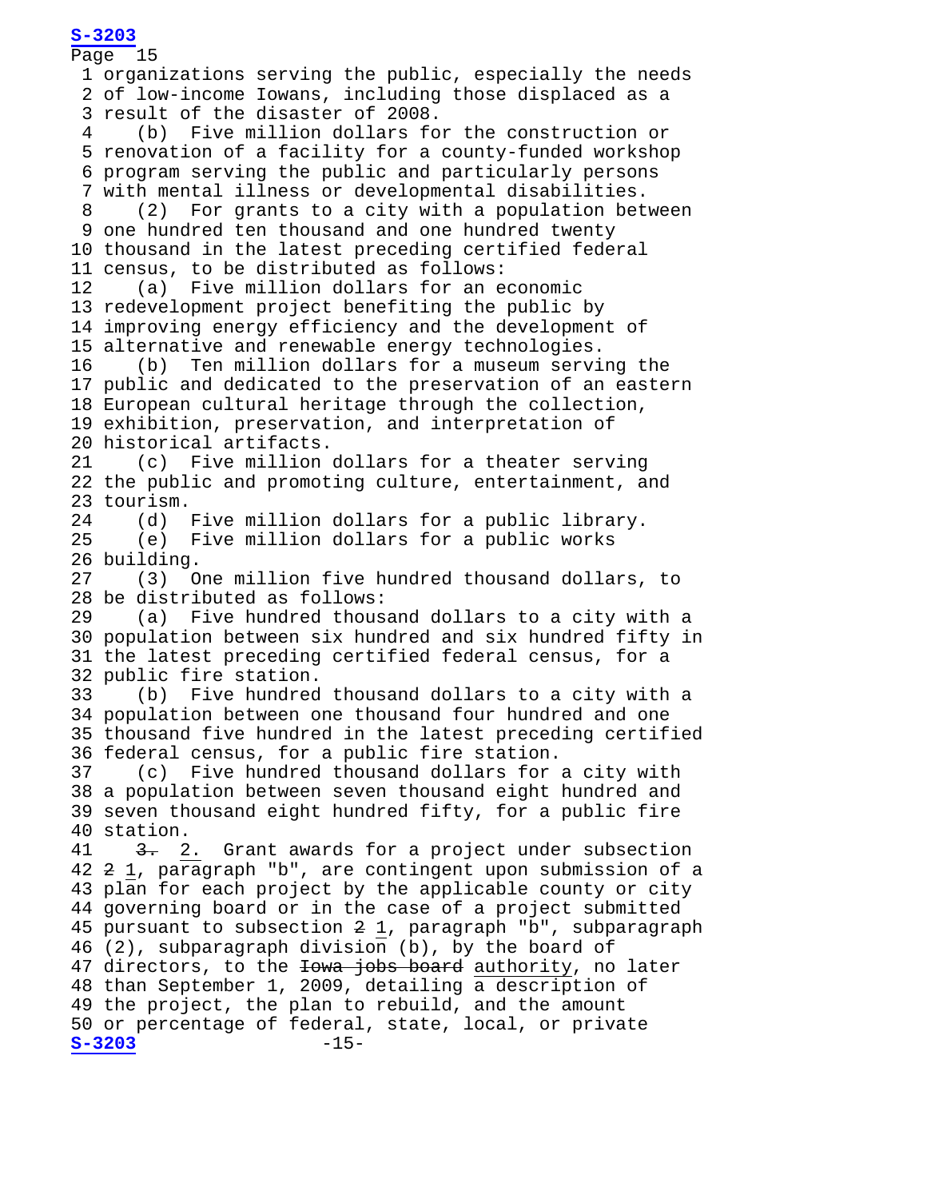organizations serving the public, especially the needs of low-income Iowans, including those displaced as a result of the disaster of 2008.

(b) Five million dollars for the construction or renovation of a facility for a county-funded workshop program serving the public and particularly persons with mental illness or developmental disabilities.

(2) For grants to a city with a population between one hundred ten thousand and one hundred twenty thousand in the latest preceding certified federal census, to be distributed as follows:

(a) Five million dollars for an economic redevelopment project benefiting the public by improving energy efficiency and the development of alternative and renewable energy technologies.

(b) Ten million dollars for a museum serving the public and dedicated to the preservation of an eastern European cultural heritage through the collection, exhibition, preservation, and interpretation of historical artifacts.

(c) Five million dollars for a theater serving the public and promoting culture, entertainment, and tourism.

(d) Five million dollars for a public library.

(e) Five million dollars for a public works building.

(3) One million five hundred thousand dollars, to be distributed as follows:

(a) Five hundred thousand dollars to a city with a population between six hundred and six hundred fifty in the latest preceding certified federal census, for a public fire station.

(b) Five hundred thousand dollars to a city with a population between one thousand four hundred and one thousand five hundred in the latest preceding certified federal census, for a public fire station.

(c) Five hundred thousand dollars for a city with a population between seven thousand eight hundred and seven thousand eight hundred fifty, for a public fire station.

~~3.~~ 2. Grant awards for a project under subsection ~~2~~ 1, paragraph "b", are contingent upon submission of a plan for each project by the applicable county or city governing board or in the case of a project submitted pursuant to subsection ~~2~~ 1, paragraph "b", subparagraph (2), subparagraph division (b), by the board of directors, to the ~~Iowa jobs board~~ authority, no later than September 1, 2009, detailing a description of the project, the plan to rebuild, and the amount or percentage of federal, state, local, or private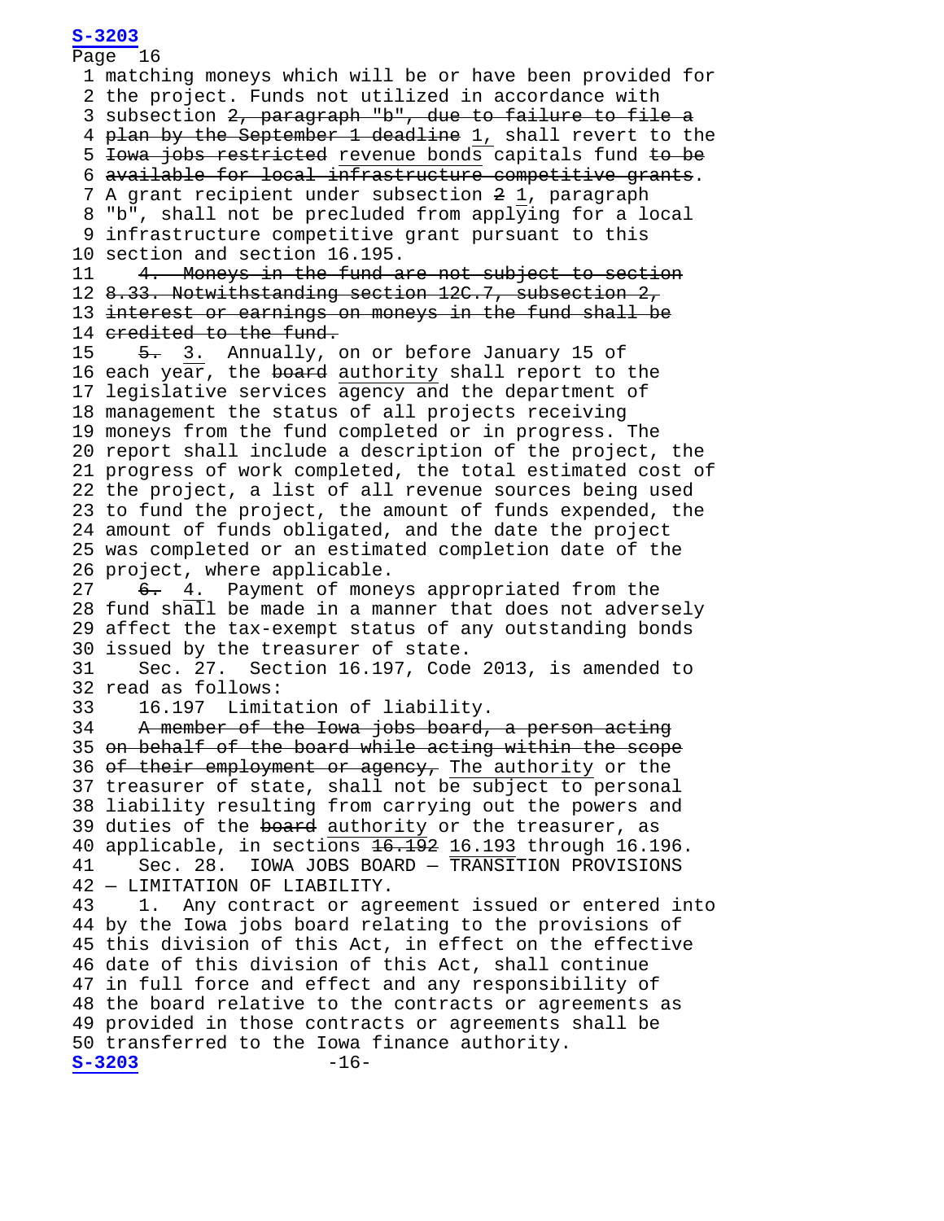matching moneys which will be or have been provided for the project. Funds not utilized in accordance with subsection ~~2, paragraph "b", due to failure to file a plan by the September 1 deadline~~ 1, shall revert to the ~~Iowa jobs restricted~~ revenue bonds capitals fund ~~to be available for local infrastructure competitive grants~~. A grant recipient under subsection ~~2~~ 1, paragraph "b", shall not be precluded from applying for a local infrastructure competitive grant pursuant to this section and section 16.195.

~~4. Moneys in the fund are not subject to section 8.33. Notwithstanding section 12C.7, subsection 2, interest or earnings on moneys in the fund shall be credited to the fund.~~

~~5.~~ 3. Annually, on or before January 15 of each year, the ~~board~~ authority shall report to the legislative services agency and the department of management the status of all projects receiving moneys from the fund completed or in progress. The report shall include a description of the project, the progress of work completed, the total estimated cost of the project, a list of all revenue sources being used to fund the project, the amount of funds expended, the amount of funds obligated, and the date the project was completed or an estimated completion date of the project, where applicable.

~~6.~~ 4. Payment of moneys appropriated from the fund shall be made in a manner that does not adversely affect the tax-exempt status of any outstanding bonds issued by the treasurer of state.

Sec. 27. Section 16.197, Code 2013, is amended to read as follows:

16.197 Limitation of liability.

~~A member of the Iowa jobs board, a person acting on behalf of the board while acting within the scope of their employment or agency,~~ The authority or the treasurer of state, shall not be subject to personal liability resulting from carrying out the powers and duties of the ~~board~~ authority or the treasurer, as applicable, in sections ~~16.192~~ 16.193 through 16.196.

Sec. 28. IOWA JOBS BOARD — TRANSITION PROVISIONS — LIMITATION OF LIABILITY.

1. Any contract or agreement issued or entered into by the Iowa jobs board relating to the provisions of this division of this Act, in effect on the effective date of this division of this Act, shall continue in full force and effect and any responsibility of the board relative to the contracts or agreements as provided in those contracts or agreements shall be transferred to the Iowa finance authority.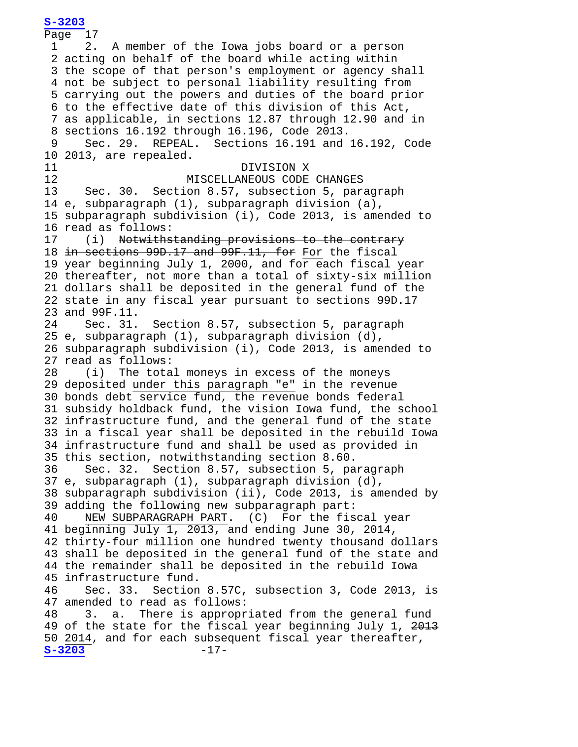2. A member of the Iowa jobs board or a person acting on behalf of the board while acting within the scope of that person's employment or agency shall not be subject to personal liability resulting from carrying out the powers and duties of the board prior to the effective date of this division of this Act, as applicable, in sections 12.87 through 12.90 and in sections 16.192 through 16.196, Code 2013.

Sec. 29. REPEAL. Sections 16.191 and 16.192, Code 2013, are repealed.

DIVISION X

MISCELLANEOUS CODE CHANGES

Sec. 30. Section 8.57, subsection 5, paragraph e, subparagraph (1), subparagraph division (a), subparagraph subdivision (i), Code 2013, is amended to read as follows:

(i) ~~Notwithstanding provisions to the contrary in sections 99D.17 and 99F.11, for~~ For the fiscal year beginning July 1, 2000, and for each fiscal year thereafter, not more than a total of sixty-six million dollars shall be deposited in the general fund of the state in any fiscal year pursuant to sections 99D.17 and 99F.11.

Sec. 31. Section 8.57, subsection 5, paragraph e, subparagraph (1), subparagraph division (d), subparagraph subdivision (i), Code 2013, is amended to read as follows:

(i) The total moneys in excess of the moneys deposited under this paragraph "e" in the revenue bonds debt service fund, the revenue bonds federal subsidy holdback fund, the vision Iowa fund, the school infrastructure fund, and the general fund of the state in a fiscal year shall be deposited in the rebuild Iowa infrastructure fund and shall be used as provided in this section, notwithstanding section 8.60.

Sec. 32. Section 8.57, subsection 5, paragraph e, subparagraph (1), subparagraph division (d), subparagraph subdivision (ii), Code 2013, is amended by adding the following new subparagraph part:

NEW SUBPARAGRAPH PART. (C) For the fiscal year beginning July 1, 2013, and ending June 30, 2014, thirty-four million one hundred twenty thousand dollars shall be deposited in the general fund of the state and the remainder shall be deposited in the rebuild Iowa infrastructure fund.

Sec. 33. Section 8.57C, subsection 3, Code 2013, is amended to read as follows:

3. a. There is appropriated from the general fund of the state for the fiscal year beginning July 1, ~~2013~~ 2014, and for each subsequent fiscal year thereafter,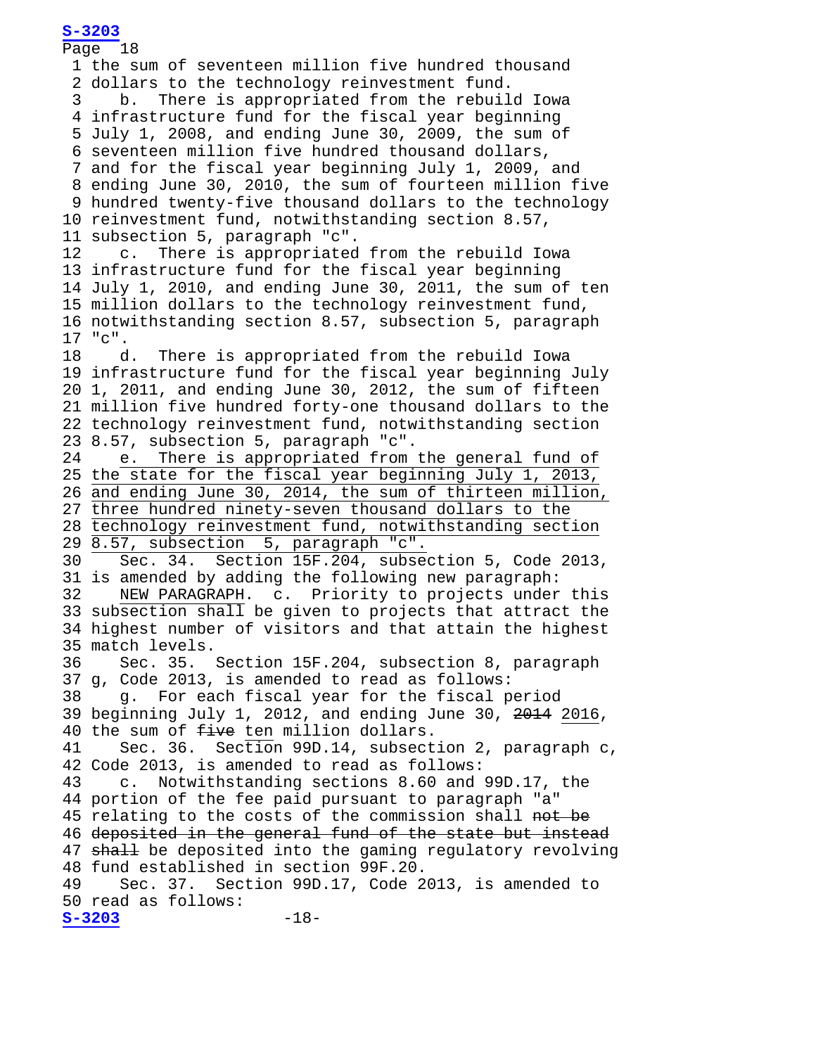the sum of seventeen million five hundred thousand dollars to the technology reinvestment fund.

b. There is appropriated from the rebuild Iowa infrastructure fund for the fiscal year beginning July 1, 2008, and ending June 30, 2009, the sum of seventeen million five hundred thousand dollars, and for the fiscal year beginning July 1, 2009, and ending June 30, 2010, the sum of fourteen million five hundred twenty-five thousand dollars to the technology reinvestment fund, notwithstanding section 8.57, subsection 5, paragraph "c".

c. There is appropriated from the rebuild Iowa infrastructure fund for the fiscal year beginning July 1, 2010, and ending June 30, 2011, the sum of ten million dollars to the technology reinvestment fund, notwithstanding section 8.57, subsection 5, paragraph "c".

d. There is appropriated from the rebuild Iowa infrastructure fund for the fiscal year beginning July 1, 2011, and ending June 30, 2012, the sum of fifteen million five hundred forty-one thousand dollars to the technology reinvestment fund, notwithstanding section 8.57, subsection 5, paragraph "c".

<u>e. There is appropriated from the general fund of the state for the fiscal year beginning July 1, 2013, and ending June 30, 2014, the sum of thirteen million, three hundred ninety-seven thousand dollars to the technology reinvestment fund, notwithstanding section 8.57, subsection 5, paragraph "c".</u>

Sec. 34. Section 15F.204, subsection 5, Code 2013, is amended by adding the following new paragraph:

<u>NEW PARAGRAPH</u>. c. Priority to projects under this subsection shall be given to projects that attract the highest number of visitors and that attain the highest match levels.

Sec. 35. Section 15F.204, subsection 8, paragraph g, Code 2013, is amended to read as follows:

g. For each fiscal year for the fiscal period beginning July 1, 2012, and ending June 30, ~~2014~~ <u>2016</u>, the sum of ~~five~~ <u>ten</u> million dollars.

Sec. 36. Section 99D.14, subsection 2, paragraph c, Code 2013, is amended to read as follows:

c. Notwithstanding sections 8.60 and 99D.17, the portion of the fee paid pursuant to paragraph "a" relating to the costs of the commission shall ~~not be deposited in the general fund of the state but instead shall~~ be deposited into the gaming regulatory revolving fund established in section 99F.20.

Sec. 37. Section 99D.17, Code 2013, is amended to read as follows: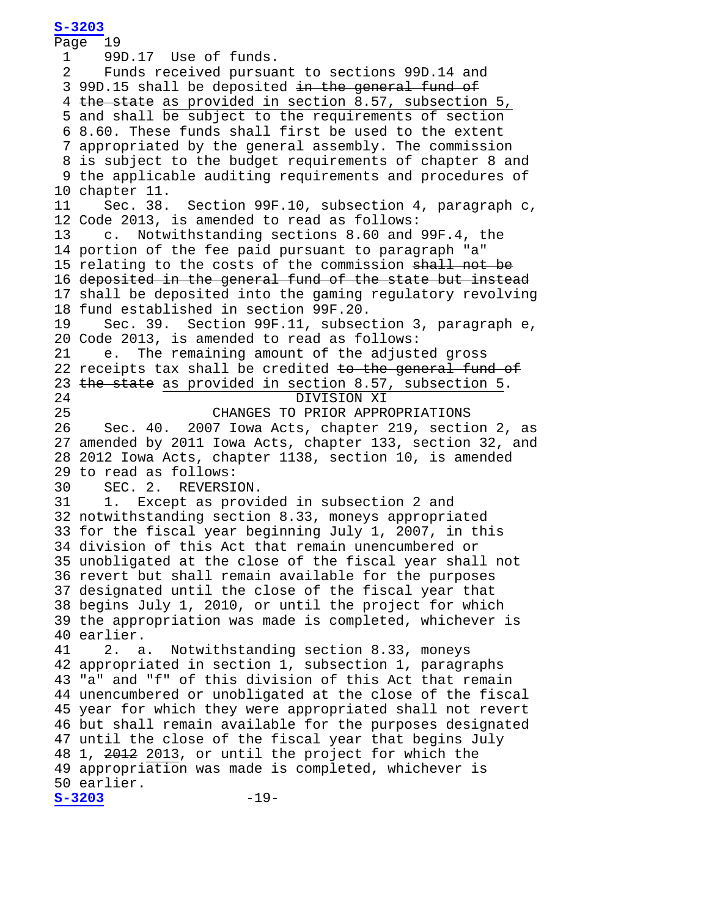99D.17 Use of funds.

Funds received pursuant to sections 99D.14 and 99D.15 shall be deposited ~~in the general fund of the state~~ as provided in section 8.57, subsection 5, and shall be subject to the requirements of section 8.60. These funds shall first be used to the extent appropriated by the general assembly. The commission is subject to the budget requirements of chapter 8 and the applicable auditing requirements and procedures of chapter 11.

Sec. 38. Section 99F.10, subsection 4, paragraph c, Code 2013, is amended to read as follows:

c. Notwithstanding sections 8.60 and 99F.4, the portion of the fee paid pursuant to paragraph "a" relating to the costs of the commission ~~shall not be deposited in the general fund of the state but instead~~ shall be deposited into the gaming regulatory revolving fund established in section 99F.20.

Sec. 39. Section 99F.11, subsection 3, paragraph e, Code 2013, is amended to read as follows:

e. The remaining amount of the adjusted gross receipts tax shall be credited ~~to the general fund of the state~~ as provided in section 8.57, subsection 5.

## DIVISION XI

## CHANGES TO PRIOR APPROPRIATIONS

Sec. 40. 2007 Iowa Acts, chapter 219, section 2, as amended by 2011 Iowa Acts, chapter 133, section 32, and 2012 Iowa Acts, chapter 1138, section 10, is amended to read as follows:

SEC. 2. REVERSION.

1. Except as provided in subsection 2 and notwithstanding section 8.33, moneys appropriated for the fiscal year beginning July 1, 2007, in this division of this Act that remain unencumbered or unobligated at the close of the fiscal year shall not revert but shall remain available for the purposes designated until the close of the fiscal year that begins July 1, 2010, or until the project for which the appropriation was made is completed, whichever is earlier.

2. a. Notwithstanding section 8.33, moneys appropriated in section 1, subsection 1, paragraphs "a" and "f" of this division of this Act that remain unencumbered or unobligated at the close of the fiscal year for which they were appropriated shall not revert but shall remain available for the purposes designated until the close of the fiscal year that begins July 1, ~~2012~~ 2013, or until the project for which the appropriation was made is completed, whichever is earlier.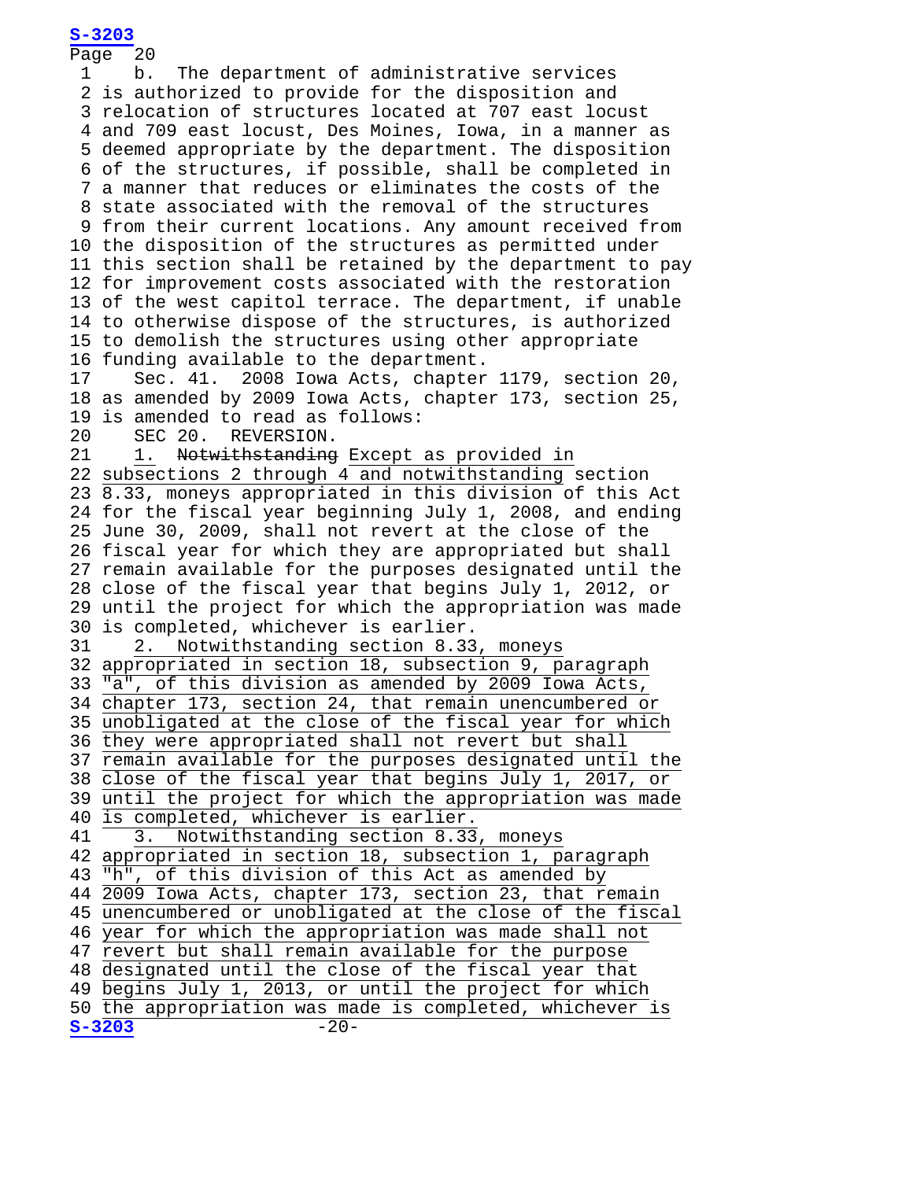b. The department of administrative services is authorized to provide for the disposition and relocation of structures located at 707 east locust and 709 east locust, Des Moines, Iowa, in a manner as deemed appropriate by the department. The disposition of the structures, if possible, shall be completed in a manner that reduces or eliminates the costs of the state associated with the removal of the structures from their current locations. Any amount received from the disposition of the structures as permitted under this section shall be retained by the department to pay for improvement costs associated with the restoration of the west capitol terrace. The department, if unable to otherwise dispose of the structures, is authorized to demolish the structures using other appropriate funding available to the department.

Sec. 41. 2008 Iowa Acts, chapter 1179, section 20, as amended by 2009 Iowa Acts, chapter 173, section 25, is amended to read as follows:

SEC 20. REVERSION.

1. ~~Notwithstanding~~ Except as provided in subsections 2 through 4 and notwithstanding section 8.33, moneys appropriated in this division of this Act for the fiscal year beginning July 1, 2008, and ending June 30, 2009, shall not revert at the close of the fiscal year for which they are appropriated but shall remain available for the purposes designated until the close of the fiscal year that begins July 1, 2012, or until the project for which the appropriation was made is completed, whichever is earlier.

2. Notwithstanding section 8.33, moneys appropriated in section 18, subsection 9, paragraph "a", of this division as amended by 2009 Iowa Acts, chapter 173, section 24, that remain unencumbered or unobligated at the close of the fiscal year for which they were appropriated shall not revert but shall remain available for the purposes designated until the close of the fiscal year that begins July 1, 2017, or until the project for which the appropriation was made is completed, whichever is earlier.

3. Notwithstanding section 8.33, moneys appropriated in section 18, subsection 1, paragraph "h", of this division of this Act as amended by 2009 Iowa Acts, chapter 173, section 23, that remain unencumbered or unobligated at the close of the fiscal year for which the appropriation was made shall not revert but shall remain available for the purpose designated until the close of the fiscal year that begins July 1, 2013, or until the project for which the appropriation was made is completed, whichever is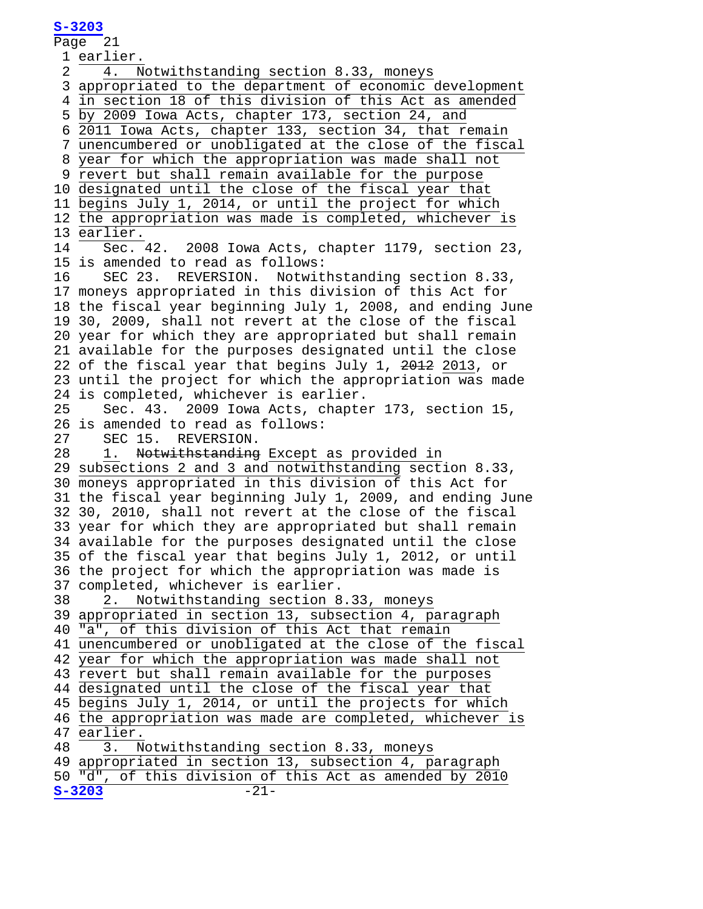earlier.

4. Notwithstanding section 8.33, moneys appropriated to the department of economic development in section 18 of this division of this Act as amended by 2009 Iowa Acts, chapter 173, section 24, and 2011 Iowa Acts, chapter 133, section 34, that remain unencumbered or unobligated at the close of the fiscal year for which the appropriation was made shall not revert but shall remain available for the purpose designated until the close of the fiscal year that begins July 1, 2014, or until the project for which the appropriation was made is completed, whichever is earlier.

Sec. 42. 2008 Iowa Acts, chapter 1179, section 23, is amended to read as follows:

SEC 23. REVERSION. Notwithstanding section 8.33, moneys appropriated in this division of this Act for the fiscal year beginning July 1, 2008, and ending June 30, 2009, shall not revert at the close of the fiscal year for which they are appropriated but shall remain available for the purposes designated until the close of the fiscal year that begins July 1, ~~2012~~ 2013, or until the project for which the appropriation was made is completed, whichever is earlier.

Sec. 43. 2009 Iowa Acts, chapter 173, section 15, is amended to read as follows:

SEC 15. REVERSION.

1. ~~Notwithstanding~~ Except as provided in subsections 2 and 3 and notwithstanding section 8.33, moneys appropriated in this division of this Act for the fiscal year beginning July 1, 2009, and ending June 30, 2010, shall not revert at the close of the fiscal year for which they are appropriated but shall remain available for the purposes designated until the close of the fiscal year that begins July 1, 2012, or until the project for which the appropriation was made is completed, whichever is earlier.

2. Notwithstanding section 8.33, moneys appropriated in section 13, subsection 4, paragraph "a", of this division of this Act that remain unencumbered or unobligated at the close of the fiscal year for which the appropriation was made shall not revert but shall remain available for the purposes designated until the close of the fiscal year that begins July 1, 2014, or until the projects for which the appropriation was made are completed, whichever is earlier.

3. Notwithstanding section 8.33, moneys appropriated in section 13, subsection 4, paragraph "d", of this division of this Act as amended by 2010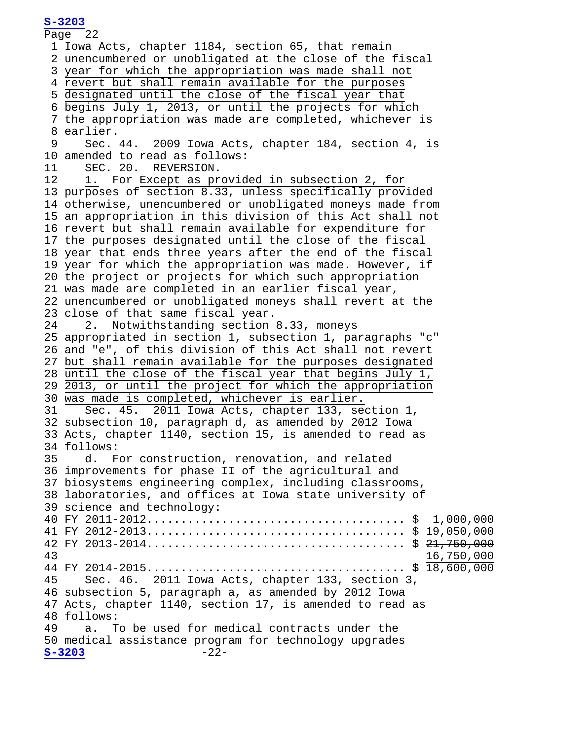Iowa Acts, chapter 1184, section 65, that remain unencumbered or unobligated at the close of the fiscal year for which the appropriation was made shall not revert but shall remain available for the purposes designated until the close of the fiscal year that begins July 1, 2013, or until the projects for which the appropriation was made are completed, whichever is earlier.

Sec. 44. 2009 Iowa Acts, chapter 184, section 4, is amended to read as follows:

SEC. 20. REVERSION.

1. ~~For~~ Except as provided in subsection 2, for purposes of section 8.33, unless specifically provided otherwise, unencumbered or unobligated moneys made from an appropriation in this division of this Act shall not revert but shall remain available for expenditure for the purposes designated until the close of the fiscal year that ends three years after the end of the fiscal year for which the appropriation was made. However, if the project or projects for which such appropriation was made are completed in an earlier fiscal year, unencumbered or unobligated moneys shall revert at the close of that same fiscal year.

2. Notwithstanding section 8.33, moneys appropriated in section 1, subsection 1, paragraphs "c" and "e", of this division of this Act shall not revert but shall remain available for the purposes designated until the close of the fiscal year that begins July 1, 2013, or until the project for which the appropriation was made is completed, whichever is earlier.

Sec. 45. 2011 Iowa Acts, chapter 133, section 1, subsection 10, paragraph d, as amended by 2012 Iowa Acts, chapter 1140, section 15, is amended to read as follows:

d. For construction, renovation, and related improvements for phase II of the agricultural and biosystems engineering complex, including classrooms, laboratories, and offices at Iowa state university of science and technology:

FY 2011-2012.................................... $ 1,000,000
FY 2012-2013.................................... $ 19,050,000
FY 2013-2014.................................... $ ~~21,750,000~~
16,750,000
FY 2014-2015.................................... $ 18,600,000

Sec. 46. 2011 Iowa Acts, chapter 133, section 3, subsection 5, paragraph a, as amended by 2012 Iowa Acts, chapter 1140, section 17, is amended to read as follows:

a. To be used for medical contracts under the medical assistance program for technology upgrades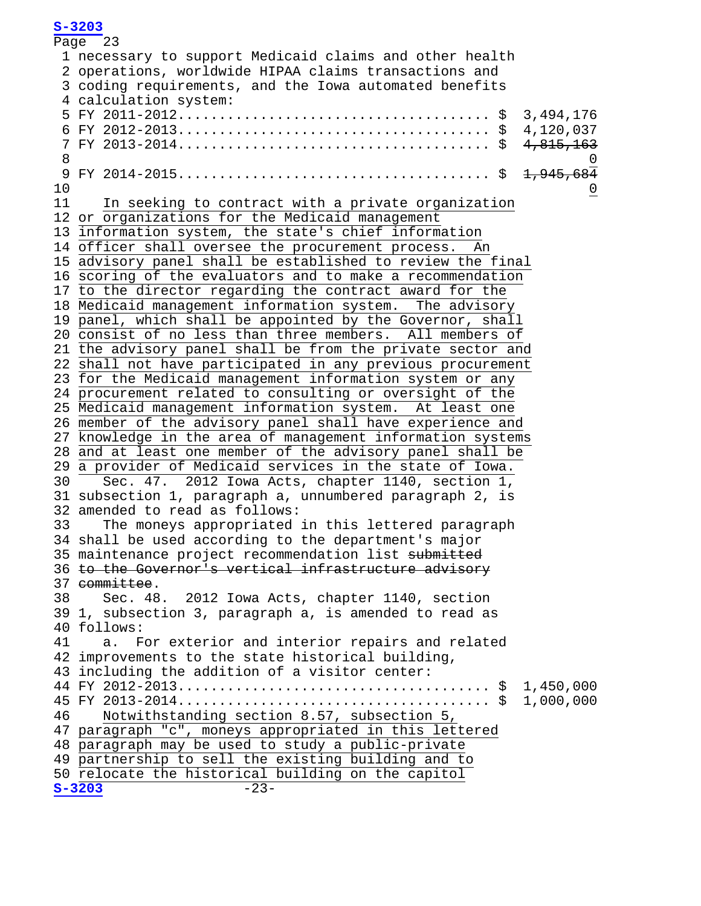necessary to support Medicaid claims and other health operations, worldwide HIPAA claims transactions and coding requirements, and the Iowa automated benefits calculation system:

| | |
|---|---|
| FY 2011-2012.................................... $ | 3,494,176 |
| FY 2012-2013.................................... $ | 4,120,037 |
| FY 2013-2014.................................... $ | ~~4,815,163~~ 0 |
| FY 2014-2015.................................... $ | ~~1,945,684~~ 0 |

In seeking to contract with a private organization or organizations for the Medicaid management information system, the state's chief information officer shall oversee the procurement process. An advisory panel shall be established to review the final scoring of the evaluators and to make a recommendation to the director regarding the contract award for the Medicaid management information system. The advisory panel, which shall be appointed by the Governor, shall consist of no less than three members. All members of the advisory panel shall be from the private sector and shall not have participated in any previous procurement for the Medicaid management information system or any procurement related to consulting or oversight of the Medicaid management information system. At least one member of the advisory panel shall have experience and knowledge in the area of management information systems and at least one member of the advisory panel shall be a provider of Medicaid services in the state of Iowa.

Sec. 47. 2012 Iowa Acts, chapter 1140, section 1, subsection 1, paragraph a, unnumbered paragraph 2, is amended to read as follows:

The moneys appropriated in this lettered paragraph shall be used according to the department's major maintenance project recommendation list ~~submitted to the Governor's vertical infrastructure advisory committee~~.

Sec. 48. 2012 Iowa Acts, chapter 1140, section 1, subsection 3, paragraph a, is amended to read as follows:

a. For exterior and interior repairs and related improvements to the state historical building, including the addition of a visitor center:

| | |
|---|---|
| FY 2012-2013.................................... $ | 1,450,000 |
| FY 2013-2014.................................... $ | 1,000,000 |

Notwithstanding section 8.57, subsection 5, paragraph "c", moneys appropriated in this lettered paragraph may be used to study a public-private partnership to sell the existing building and to relocate the historical building on the capitol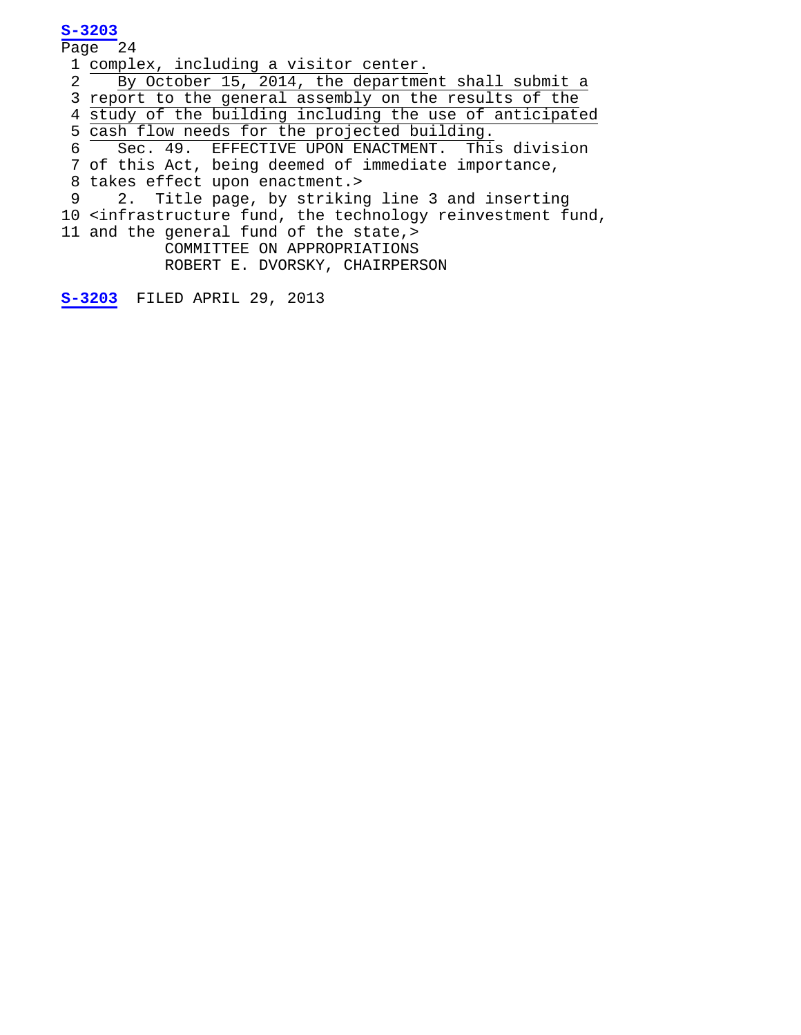**S-3203**

Page 24

1 complex, including a visitor center.

2 By October 15, 2014, the department shall submit a
3 report to the general assembly on the results of the
4 study of the building including the use of anticipated
5 cash flow needs for the projected building.

6 Sec. 49. EFFECTIVE UPON ENACTMENT. This division
7 of this Act, being deemed of immediate importance,
8 takes effect upon enactment.>

9 2. Title page, by striking line 3 and inserting
10 <infrastructure fund, the technology reinvestment fund,
11 and the general fund of the state,>

COMMITTEE ON APPROPRIATIONS
ROBERT E. DVORSKY, CHAIRPERSON

**S-3203** FILED APRIL 29, 2013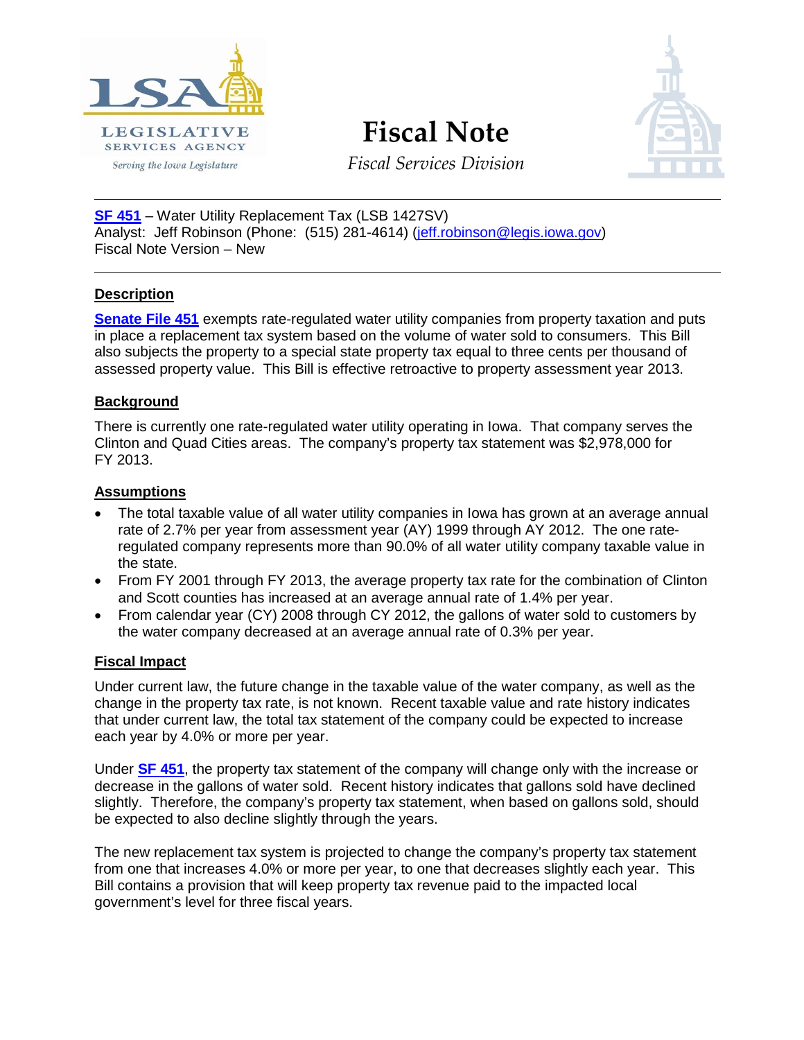# Fiscal Note

*Fiscal Services Division*

**SF 451** – Water Utility Replacement Tax (LSB 1427SV)
Analyst: Jeff Robinson (Phone: (515) 281-4614) (jeff.robinson@legis.iowa.gov)
Fiscal Note Version – New

## Description

**Senate File 451** exempts rate-regulated water utility companies from property taxation and puts in place a replacement tax system based on the volume of water sold to consumers. This Bill also subjects the property to a special state property tax equal to three cents per thousand of assessed property value. This Bill is effective retroactive to property assessment year 2013.

## Background

There is currently one rate-regulated water utility operating in Iowa. That company serves the Clinton and Quad Cities areas. The company's property tax statement was $2,978,000 for FY 2013.

## Assumptions

- The total taxable value of all water utility companies in Iowa has grown at an average annual rate of 2.7% per year from assessment year (AY) 1999 through AY 2012. The one rate-regulated company represents more than 90.0% of all water utility company taxable value in the state.
- From FY 2001 through FY 2013, the average property tax rate for the combination of Clinton and Scott counties has increased at an average annual rate of 1.4% per year.
- From calendar year (CY) 2008 through CY 2012, the gallons of water sold to customers by the water company decreased at an average annual rate of 0.3% per year.

## Fiscal Impact

Under current law, the future change in the taxable value of the water company, as well as the change in the property tax rate, is not known. Recent taxable value and rate history indicates that under current law, the total tax statement of the company could be expected to increase each year by 4.0% or more per year.

Under **SF 451**, the property tax statement of the company will change only with the increase or decrease in the gallons of water sold. Recent history indicates that gallons sold have declined slightly. Therefore, the company's property tax statement, when based on gallons sold, should be expected to also decline slightly through the years.

The new replacement tax system is projected to change the company's property tax statement from one that increases 4.0% or more per year, to one that decreases slightly each year. This Bill contains a provision that will keep property tax revenue paid to the impacted local government's level for three fiscal years.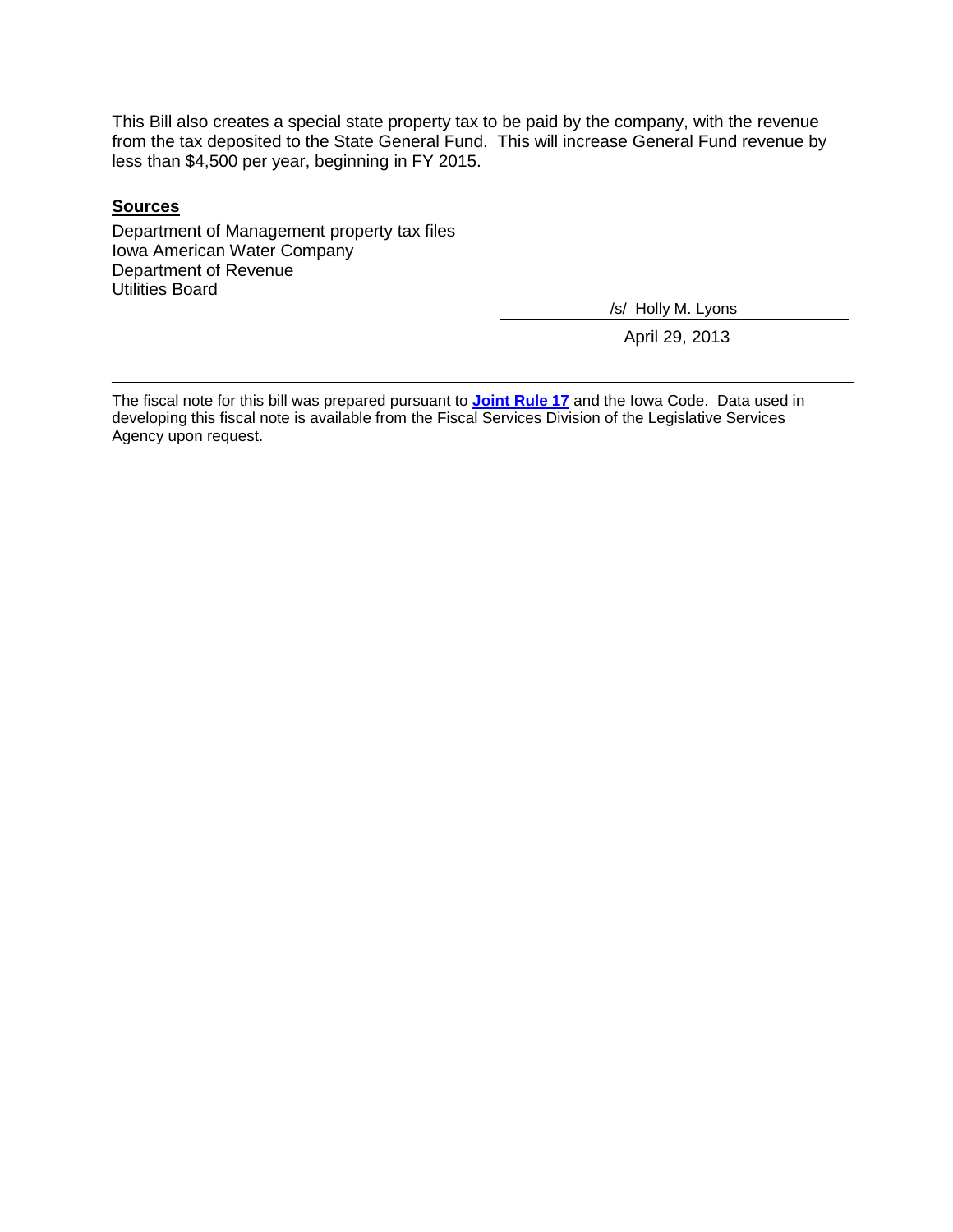This Bill also creates a special state property tax to be paid by the company, with the revenue from the tax deposited to the State General Fund. This will increase General Fund revenue by less than $4,500 per year, beginning in FY 2015.

## Sources

Department of Management property tax files
Iowa American Water Company
Department of Revenue
Utilities Board

/s/ Holly M. Lyons

April 29, 2013

---

The fiscal note for this bill was prepared pursuant to **Joint Rule 17** and the Iowa Code. Data used in developing this fiscal note is available from the Fiscal Services Division of the Legislative Services Agency upon request.

---